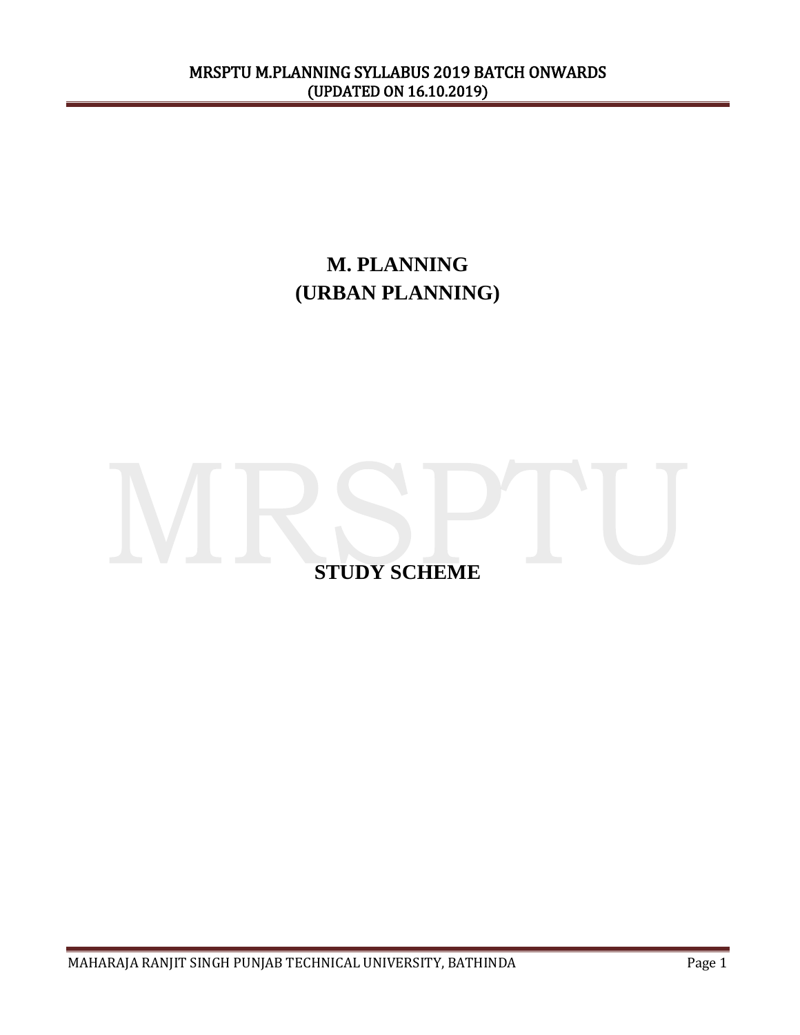# M. PLANNING
# (URBAN PLANNING)

## STUDY SCHEME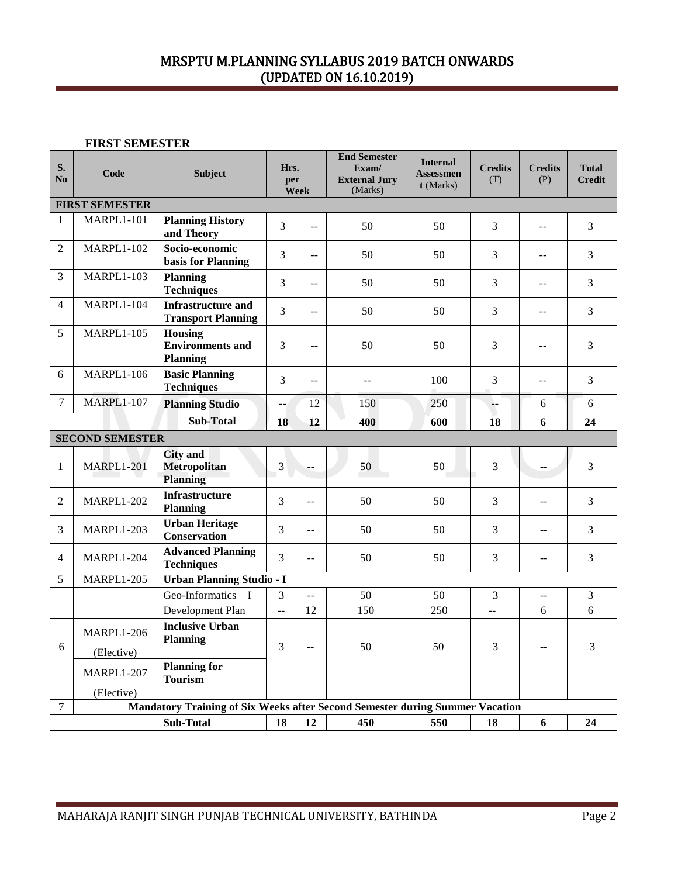**FIRST SEMESTER**

| S. No | Code | Subject | Hrs. per Week | | End Semester Exam/ External Jury (Marks) | Internal Assessment (Marks) | Credits (T) | Credits (P) | Total Credit |
|---|---|---|---|---|---|---|---|---|---|
| **FIRST SEMESTER** | | | | | | | | | |
| 1 | MARPL1-101 | **Planning History and Theory** | 3 | -- | 50 | 50 | 3 | -- | 3 |
| 2 | MARPL1-102 | **Socio-economic basis for Planning** | 3 | -- | 50 | 50 | 3 | -- | 3 |
| 3 | MARPL1-103 | **Planning Techniques** | 3 | -- | 50 | 50 | 3 | -- | 3 |
| 4 | MARPL1-104 | **Infrastructure and Transport Planning** | 3 | -- | 50 | 50 | 3 | -- | 3 |
| 5 | MARPL1-105 | **Housing Environments and Planning** | 3 | -- | 50 | 50 | 3 | -- | 3 |
| 6 | MARPL1-106 | **Basic Planning Techniques** | 3 | -- | -- | 100 | 3 | -- | 3 |
| 7 | MARPL1-107 | **Planning Studio** | -- | 12 | 150 | 250 | -- | 6 | 6 |
| | | **Sub-Total** | **18** | **12** | **400** | **600** | **18** | **6** | **24** |
| **SECOND SEMESTER** | | | | | | | | | |
| 1 | MARPL1-201 | **City and Metropolitan Planning** | 3 | -- | 50 | 50 | 3 | -- | 3 |
| 2 | MARPL1-202 | **Infrastructure Planning** | 3 | -- | 50 | 50 | 3 | -- | 3 |
| 3 | MARPL1-203 | **Urban Heritage Conservation** | 3 | -- | 50 | 50 | 3 | -- | 3 |
| 4 | MARPL1-204 | **Advanced Planning Techniques** | 3 | -- | 50 | 50 | 3 | -- | 3 |
| 5 | MARPL1-205 | **Urban Planning Studio - I** | | | | | | | |
| | | Geo-Informatics – I | 3 | -- | 50 | 50 | 3 | -- | 3 |
| | | Development Plan | -- | 12 | 150 | 250 | -- | 6 | 6 |
| 6 | MARPL1-206 (Elective) | **Inclusive Urban Planning** | 3 | -- | 50 | 50 | 3 | -- | 3 |
| | MARPL1-207 (Elective) | **Planning for Tourism** | | | | | | | |
| 7 | **Mandatory Training of Six Weeks after Second Semester during Summer Vacation** | | | | | | | | |
| | | **Sub-Total** | **18** | **12** | **450** | **550** | **18** | **6** | **24** |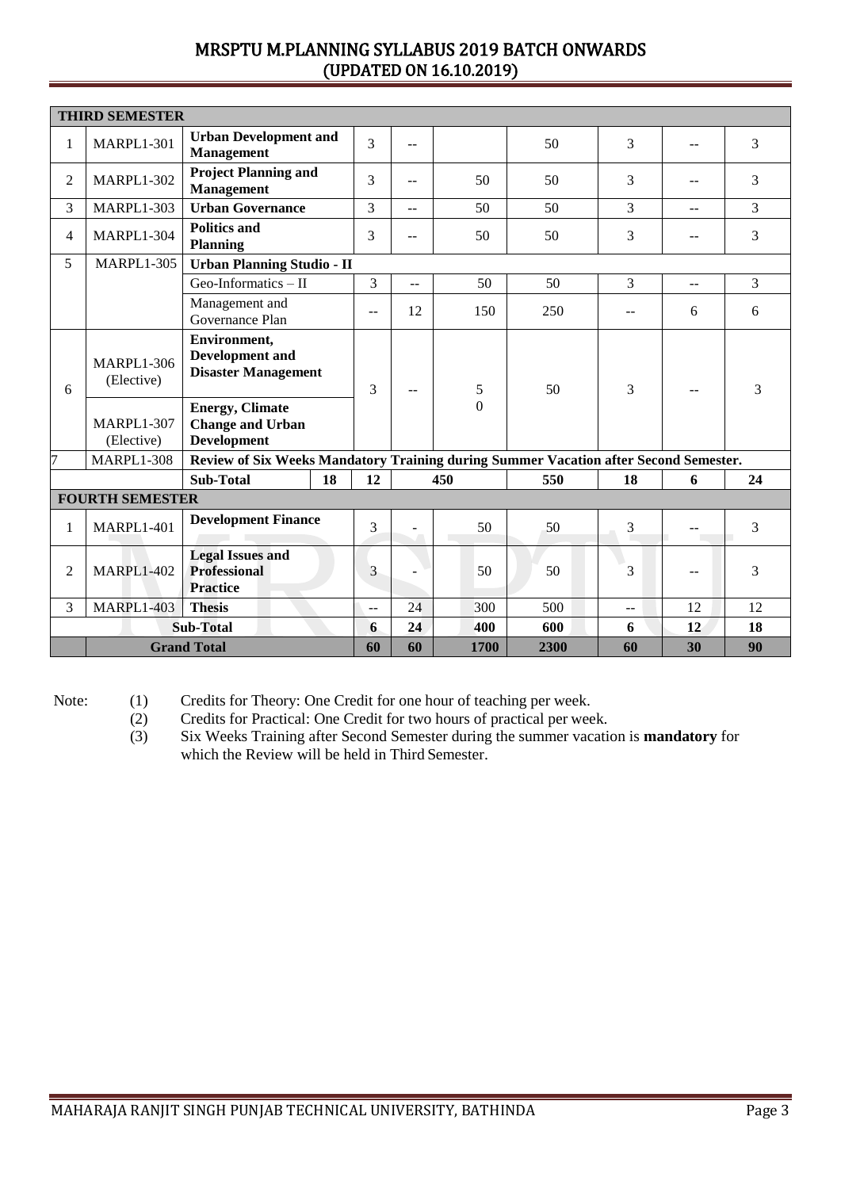| | | | | | | | | | | |
|---|---|---|---|---|---|---|---|---|---|---|
| **THIRD SEMESTER** | | | | | | | | | | |
| 1 | MARPL1-301 | **Urban Development and Management** | | 3 | -- | | 50 | 3 | -- | 3 |
| 2 | MARPL1-302 | **Project Planning and Management** | | 3 | -- | 50 | 50 | 3 | -- | 3 |
| 3 | MARPL1-303 | **Urban Governance** | | 3 | -- | 50 | 50 | 3 | -- | 3 |
| 4 | MARPL1-304 | **Politics and Planning** | | 3 | -- | 50 | 50 | 3 | -- | 3 |
| 5 | MARPL1-305 | **Urban Planning Studio - II** | | | | | | | | |
| | | Geo-Informatics – II | | 3 | -- | 50 | 50 | 3 | -- | 3 |
| | | Management and Governance Plan | | -- | 12 | 150 | 250 | -- | 6 | 6 |
| 6 | MARPL1-306 (Elective) | **Environment, Development and Disaster Management** | | 3 | -- | 50 | 50 | 3 | -- | 3 |
| | MARPL1-307 (Elective) | **Energy, Climate Change and Urban Development** | | | | | | | | |
| 7 | MARPL1-308 | **Review of Six Weeks Mandatory Training during Summer Vacation after Second Semester.** | | | | | | | | |
| | | **Sub-Total** | **18** | **12** | | **450** | **550** | **18** | **6** | **24** |
| **FOURTH SEMESTER** | | | | | | | | | | |
| 1 | MARPL1-401 | **Development Finance** | | 3 | - | 50 | 50 | 3 | -- | 3 |
| 2 | MARPL1-402 | **Legal Issues and Professional Practice** | | 3 | - | 50 | 50 | 3 | -- | 3 |
| 3 | MARPL1-403 | **Thesis** | | -- | 24 | 300 | 500 | -- | 12 | 12 |
| | **Sub-Total** | | | **6** | **24** | **400** | **600** | **6** | **12** | **18** |
| | **Grand Total** | | | **60** | **60** | **1700** | **2300** | **60** | **30** | **90** |

Note:
(1) Credits for Theory: One Credit for one hour of teaching per week.
(2) Credits for Practical: One Credit for two hours of practical per week.
(3) Six Weeks Training after Second Semester during the summer vacation is **mandatory** for which the Review will be held in Third Semester.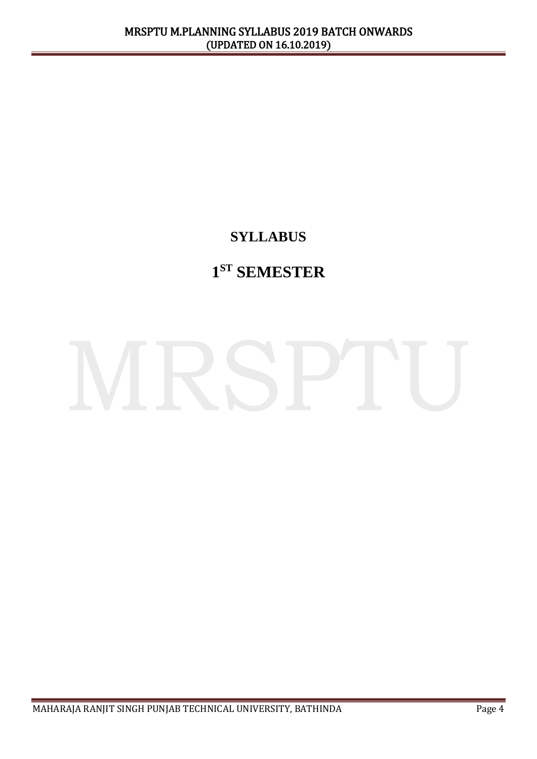# SYLLABUS

# 1ST SEMESTER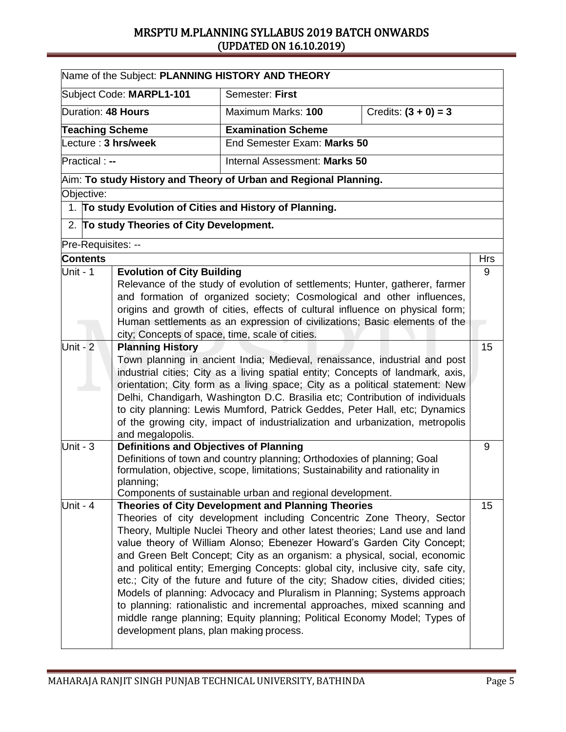| Name of the Subject: **PLANNING HISTORY AND THEORY** | | | |
|---|---|---|---|
| Subject Code: **MARPL1-101** | Semester: **First** | | |
| Duration: **48 Hours** | Maximum Marks: **100** | Credits: **(3 + 0) = 3** | |
| **Teaching Scheme** | **Examination Scheme** | | |
| Lecture : **3 hrs/week** | End Semester Exam: **Marks 50** | | |
| Practical : **--** | Internal Assessment: **Marks 50** | | |

Aim: **To study History and Theory of Urban and Regional Planning.**

Objective:

1. **To study Evolution of Cities and History of Planning.**
2. **To study Theories of City Development.**

Pre-Requisites: --

| **Contents** | | **Hrs** |
|---|---|---|
| Unit - 1 | **Evolution of City Building**<br>Relevance of the study of evolution of settlements; Hunter, gatherer, farmer and formation of organized society; Cosmological and other influences, origins and growth of cities, effects of cultural influence on physical form; Human settlements as an expression of civilizations; Basic elements of the city; Concepts of space, time, scale of cities. | 9 |
| Unit - 2 | **Planning History**<br>Town planning in ancient India; Medieval, renaissance, industrial and post industrial cities; City as a living spatial entity; Concepts of landmark, axis, orientation; City form as a living space; City as a political statement: New Delhi, Chandigarh, Washington D.C. Brasilia etc; Contribution of individuals to city planning: Lewis Mumford, Patrick Geddes, Peter Hall, etc; Dynamics of the growing city, impact of industrialization and urbanization, metropolis and megalopolis. | 15 |
| Unit - 3 | **Definitions and Objectives of Planning**<br>Definitions of town and country planning; Orthodoxies of planning; Goal formulation, objective, scope, limitations; Sustainability and rationality in planning;<br>Components of sustainable urban and regional development. | 9 |
| Unit - 4 | **Theories of City Development and Planning Theories**<br>Theories of city development including Concentric Zone Theory, Sector Theory, Multiple Nuclei Theory and other latest theories; Land use and land value theory of William Alonso; Ebenezer Howard's Garden City Concept; and Green Belt Concept; City as an organism: a physical, social, economic and political entity; Emerging Concepts: global city, inclusive city, safe city, etc.; City of the future and future of the city; Shadow cities, divided cities; Models of planning: Advocacy and Pluralism in Planning; Systems approach to planning: rationalistic and incremental approaches, mixed scanning and middle range planning; Equity planning; Political Economy Model; Types of development plans, plan making process. | 15 |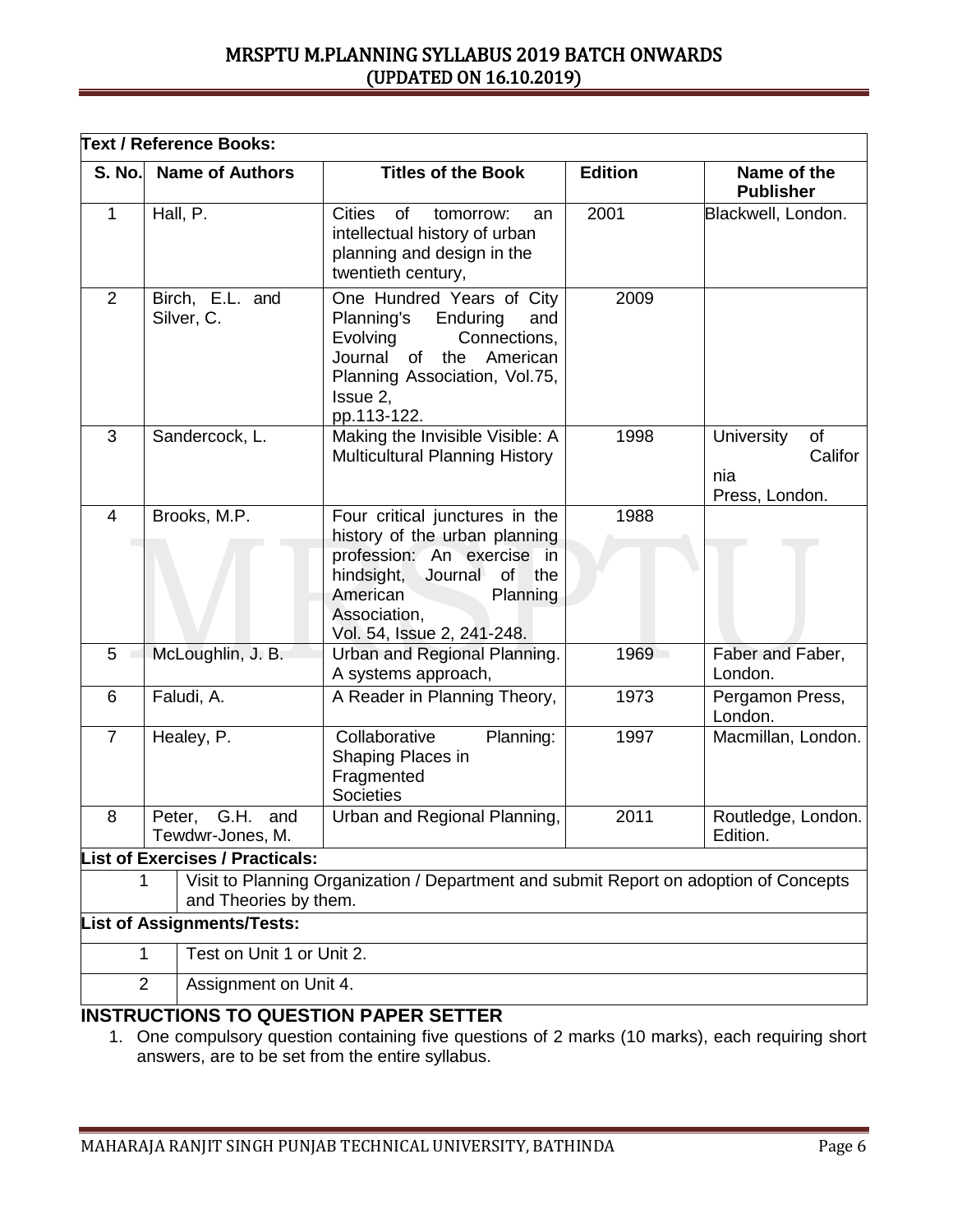**Text / Reference Books:**

| S. No. | Name of Authors | Titles of the Book | Edition | Name of the Publisher |
|---|---|---|---|---|
| 1 | Hall, P. | Cities of tomorrow: an intellectual history of urban planning and design in the twentieth century, | 2001 | Blackwell, London. |
| 2 | Birch, E.L. and Silver, C. | One Hundred Years of City Planning's Enduring and Evolving Connections, Journal of the American Planning Association, Vol.75, Issue 2, pp.113-122. | 2009 | |
| 3 | Sandercock, L. | Making the Invisible Visible: A Multicultural Planning History | 1998 | University of California Press, London. |
| 4 | Brooks, M.P. | Four critical junctures in the history of the urban planning profession: An exercise in hindsight, Journal of the American Planning Association, Vol. 54, Issue 2, 241-248. | 1988 | |
| 5 | McLoughlin, J. B. | Urban and Regional Planning. A systems approach, | 1969 | Faber and Faber, London. |
| 6 | Faludi, A. | A Reader in Planning Theory, | 1973 | Pergamon Press, London. |
| 7 | Healey, P. | Collaborative Planning: Shaping Places in Fragmented Societies | 1997 | Macmillan, London. |
| 8 | Peter, G.H. and Tewdwr-Jones, M. | Urban and Regional Planning, | 2011 | Routledge, London. Edition. |

**List of Exercises / Practicals:**

| | |
|---|---|
| 1 | Visit to Planning Organization / Department and submit Report on adoption of Concepts and Theories by them. |

**List of Assignments/Tests:**

| | |
|---|---|
| 1 | Test on Unit 1 or Unit 2. |
| 2 | Assignment on Unit 4. |

## INSTRUCTIONS TO QUESTION PAPER SETTER

1. One compulsory question containing five questions of 2 marks (10 marks), each requiring short answers, are to be set from the entire syllabus.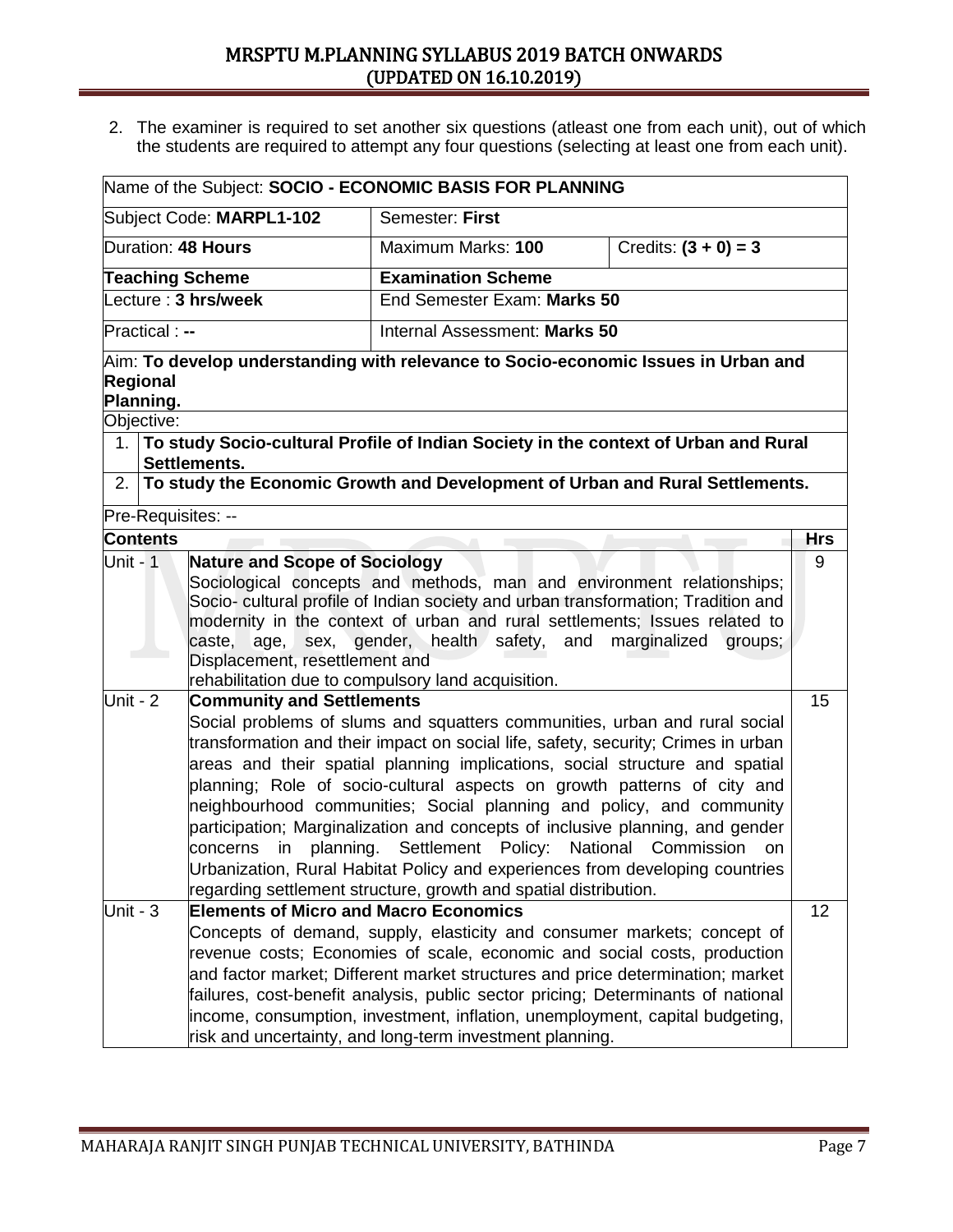2. The examiner is required to set another six questions (atleast one from each unit), out of which the students are required to attempt any four questions (selecting at least one from each unit).

| Name of the Subject: **SOCIO - ECONOMIC BASIS FOR PLANNING** | | | |
|---|---|---|---|
| Subject Code: **MARPL1-102** | Semester: **First** | | |
| Duration: **48 Hours** | Maximum Marks: **100** | Credits: **(3 + 0) = 3** | |
| **Teaching Scheme** | **Examination Scheme** | | |
| Lecture : **3 hrs/week** | End Semester Exam: **Marks 50** | | |
| Practical : **--** | Internal Assessment: **Marks 50** | | |
| Aim: **To develop understanding with relevance to Socio-economic Issues in Urban and Regional Planning.** | | | |
| Objective: | | | |
| 1. **To study Socio-cultural Profile of Indian Society in the context of Urban and Rural Settlements.** | | | |
| 2. **To study the Economic Growth and Development of Urban and Rural Settlements.** | | | |
| Pre-Requisites: -- | | | |

| **Contents** | | **Hrs** |
|---|---|---|
| Unit - 1 | **Nature and Scope of Sociology**<br>Sociological concepts and methods, man and environment relationships; Socio- cultural profile of Indian society and urban transformation; Tradition and modernity in the context of urban and rural settlements; Issues related to caste, age, sex, gender, health safety, and marginalized groups; Displacement, resettlement and rehabilitation due to compulsory land acquisition. | 9 |
| Unit - 2 | **Community and Settlements**<br>Social problems of slums and squatters communities, urban and rural social transformation and their impact on social life, safety, security; Crimes in urban areas and their spatial planning implications, social structure and spatial planning; Role of socio-cultural aspects on growth patterns of city and neighbourhood communities; Social planning and policy, and community participation; Marginalization and concepts of inclusive planning, and gender concerns in planning. Settlement Policy: National Commission on Urbanization, Rural Habitat Policy and experiences from developing countries regarding settlement structure, growth and spatial distribution. | 15 |
| Unit - 3 | **Elements of Micro and Macro Economics**<br>Concepts of demand, supply, elasticity and consumer markets; concept of revenue costs; Economies of scale, economic and social costs, production and factor market; Different market structures and price determination; market failures, cost-benefit analysis, public sector pricing; Determinants of national income, consumption, investment, inflation, unemployment, capital budgeting, risk and uncertainty, and long-term investment planning. | 12 |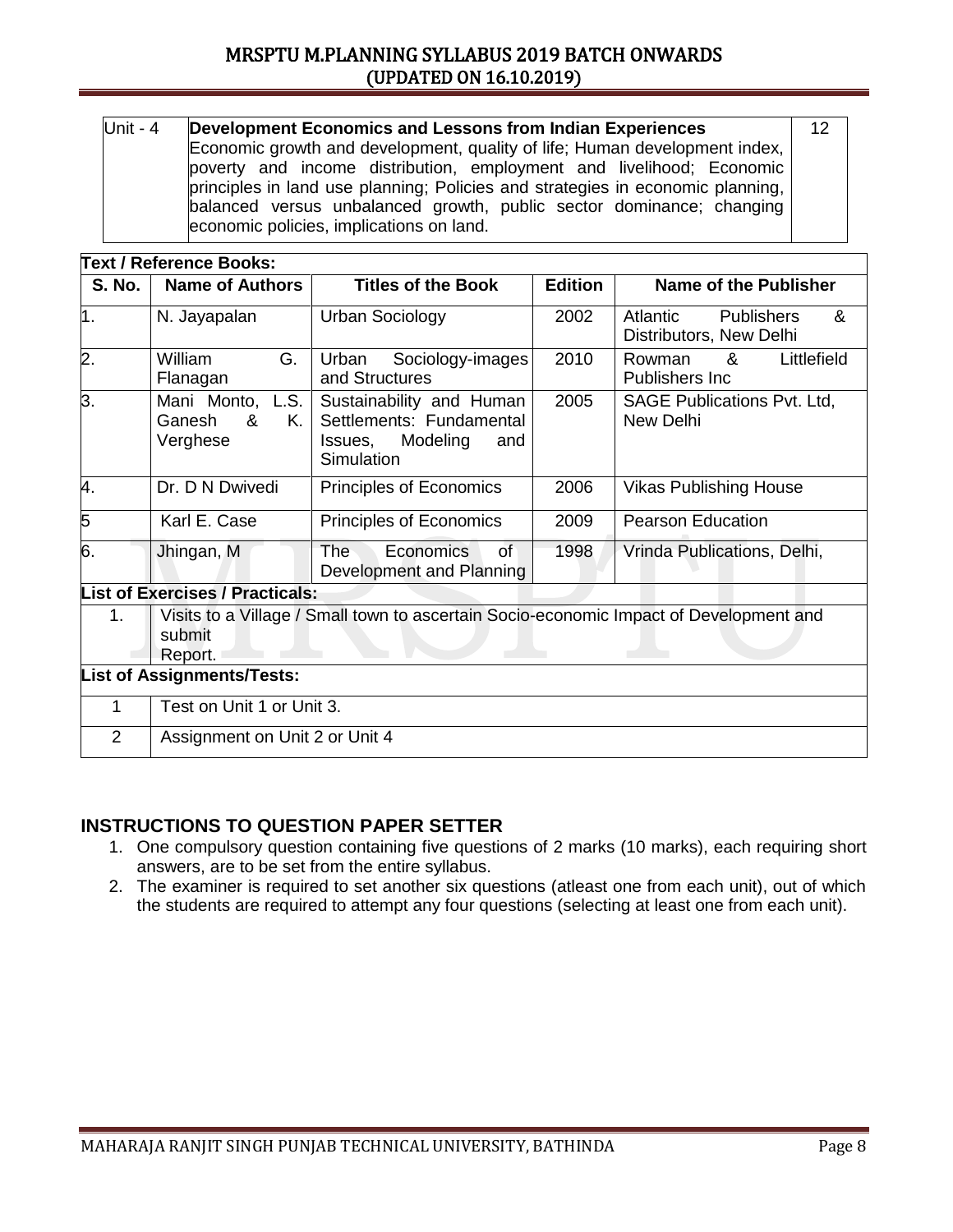| Unit - 4 | **Development Economics and Lessons from Indian Experiences** Economic growth and development, quality of life; Human development index, poverty and income distribution, employment and livelihood; Economic principles in land use planning; Policies and strategies in economic planning, balanced versus unbalanced growth, public sector dominance; changing economic policies, implications on land. | 12 |
|---|---|---|

**Text / Reference Books:**

| S. No. | Name of Authors | Titles of the Book | Edition | Name of the Publisher |
|---|---|---|---|---|
| 1. | N. Jayapalan | Urban Sociology | 2002 | Atlantic Publishers & Distributors, New Delhi |
| 2. | William G. Flanagan | Urban Sociology-images and Structures | 2010 | Rowman & Littlefield Publishers Inc |
| 3. | Mani Monto, L.S. Ganesh & K. Verghese | Sustainability and Human Settlements: Fundamental Issues, Modeling and Simulation | 2005 | SAGE Publications Pvt. Ltd, New Delhi |
| 4. | Dr. D N Dwivedi | Principles of Economics | 2006 | Vikas Publishing House |
| 5 | Karl E. Case | Principles of Economics | 2009 | Pearson Education |
| 6. | Jhingan, M | The Economics of Development and Planning | 1998 | Vrinda Publications, Delhi, |

**List of Exercises / Practicals:**

| | |
|---|---|
| 1. | Visits to a Village / Small town to ascertain Socio-economic Impact of Development and submit Report. |

**List of Assignments/Tests:**

| | |
|---|---|
| 1 | Test on Unit 1 or Unit 3. |
| 2 | Assignment on Unit 2 or Unit 4 |

## INSTRUCTIONS TO QUESTION PAPER SETTER

1. One compulsory question containing five questions of 2 marks (10 marks), each requiring short answers, are to be set from the entire syllabus.
2. The examiner is required to set another six questions (atleast one from each unit), out of which the students are required to attempt any four questions (selecting at least one from each unit).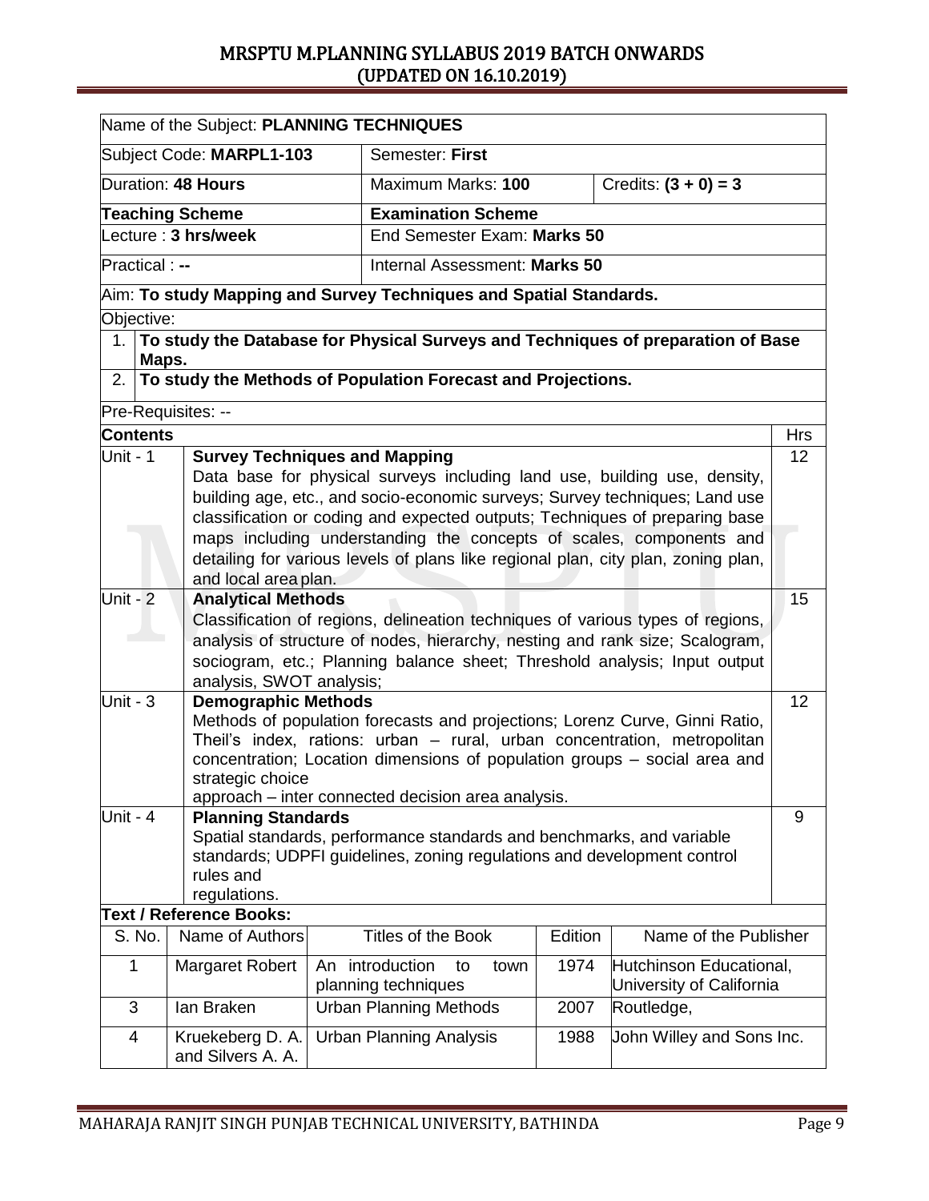| Name of the Subject: **PLANNING TECHNIQUES** | | |
|---|---|---|
| Subject Code: **MARPL1-103** | Semester: **First** | |
| Duration: **48 Hours** | Maximum Marks: **100** | Credits: **(3 + 0) = 3** |
| **Teaching Scheme** | **Examination Scheme** | |
| Lecture : **3 hrs/week** | End Semester Exam: **Marks 50** | |
| Practical : **--** | Internal Assessment: **Marks 50** | |

Aim: **To study Mapping and Survey Techniques and Spatial Standards.**

Objective:

1. **To study the Database for Physical Surveys and Techniques of preparation of Base Maps.**
2. **To study the Methods of Population Forecast and Projections.**

Pre-Requisites: --

| **Contents** | | Hrs |
|---|---|---|
| Unit - 1 | **Survey Techniques and Mapping**<br>Data base for physical surveys including land use, building use, density, building age, etc., and socio-economic surveys; Survey techniques; Land use classification or coding and expected outputs; Techniques of preparing base maps including understanding the concepts of scales, components and detailing for various levels of plans like regional plan, city plan, zoning plan, and local area plan. | 12 |
| Unit - 2 | **Analytical Methods**<br>Classification of regions, delineation techniques of various types of regions, analysis of structure of nodes, hierarchy, nesting and rank size; Scalogram, sociogram, etc.; Planning balance sheet; Threshold analysis; Input output analysis, SWOT analysis; | 15 |
| Unit - 3 | **Demographic Methods**<br>Methods of population forecasts and projections; Lorenz Curve, Ginni Ratio, Theil's index, rations: urban – rural, urban concentration, metropolitan concentration; Location dimensions of population groups – social area and strategic choice approach – inter connected decision area analysis. | 12 |
| Unit - 4 | **Planning Standards**<br>Spatial standards, performance standards and benchmarks, and variable standards; UDPFI guidelines, zoning regulations and development control rules and regulations. | 9 |

**Text / Reference Books:**

| S. No. | Name of Authors | Titles of the Book | Edition | Name of the Publisher |
|---|---|---|---|---|
| 1 | Margaret Robert | An introduction to town planning techniques | 1974 | Hutchinson Educational, University of California |
| 3 | Ian Braken | Urban Planning Methods | 2007 | Routledge, |
| 4 | Kruekeberg D. A. and Silvers A. A. | Urban Planning Analysis | 1988 | John Willey and Sons Inc. |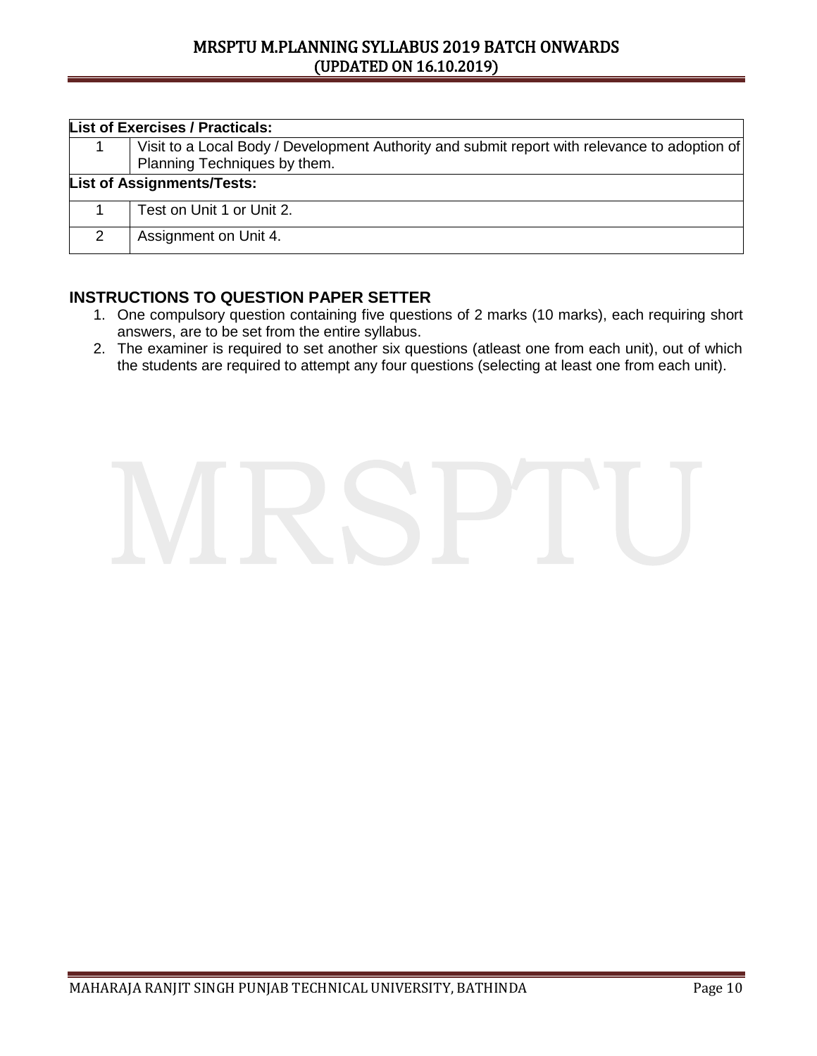| List of Exercises / Practicals: | |
|---|---|
| 1 | Visit to a Local Body / Development Authority and submit report with relevance to adoption of Planning Techniques by them. |
| **List of Assignments/Tests:** | |
| 1 | Test on Unit 1 or Unit 2. |
| 2 | Assignment on Unit 4. |

## INSTRUCTIONS TO QUESTION PAPER SETTER

1. One compulsory question containing five questions of 2 marks (10 marks), each requiring short answers, are to be set from the entire syllabus.
2. The examiner is required to set another six questions (atleast one from each unit), out of which the students are required to attempt any four questions (selecting at least one from each unit).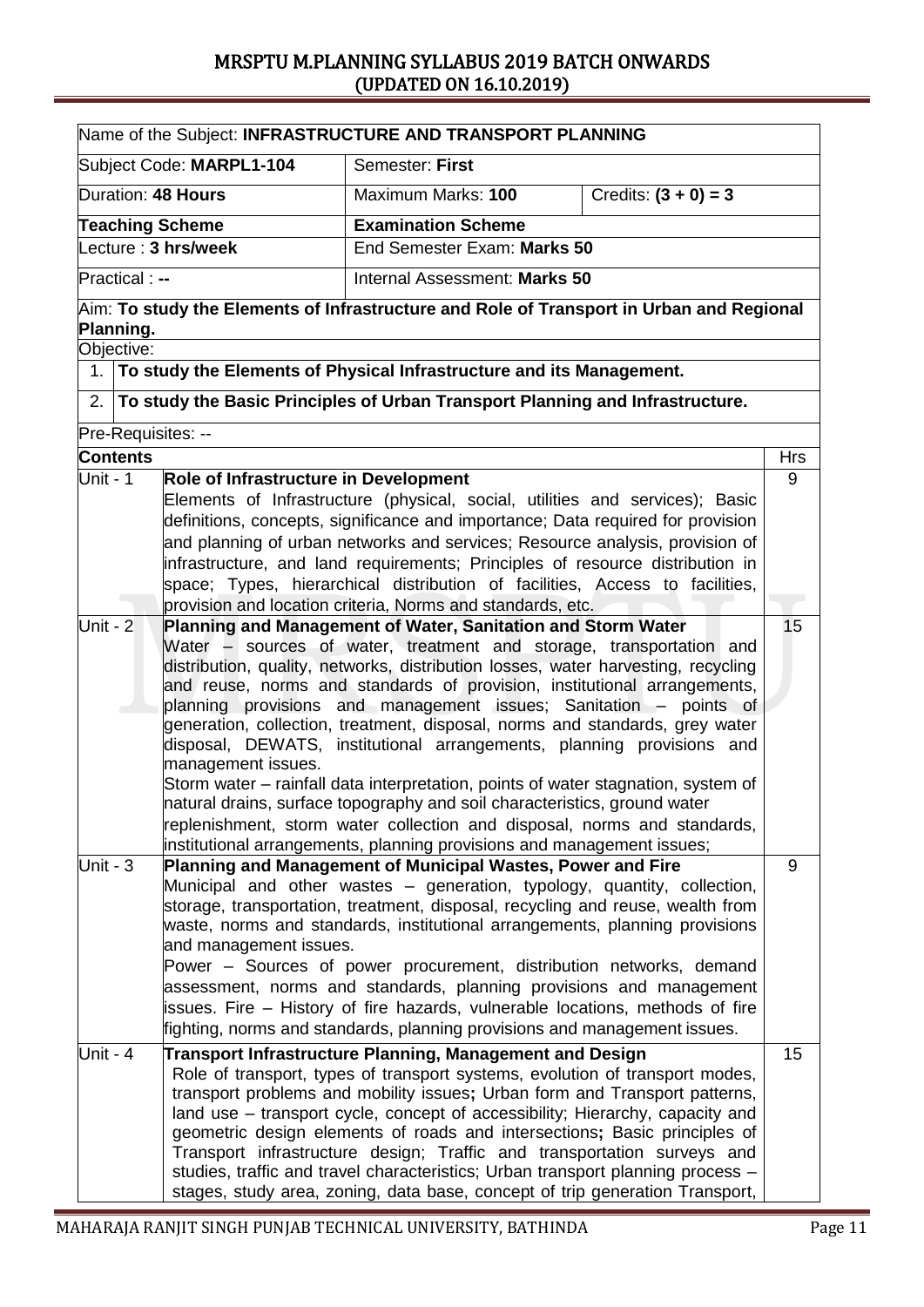| Name of the Subject: **INFRASTRUCTURE AND TRANSPORT PLANNING** | | |
|---|---|---|
| Subject Code: **MARPL1-104** | Semester: **First** | |
| Duration: **48 Hours** | Maximum Marks: **100** | Credits: **(3 + 0) = 3** |
| **Teaching Scheme** | **Examination Scheme** | |
| Lecture : **3 hrs/week** | End Semester Exam: **Marks 50** | |
| Practical : **--** | Internal Assessment: **Marks 50** | |

Aim: **To study the Elements of Infrastructure and Role of Transport in Urban and Regional Planning.**

Objective:

1. **To study the Elements of Physical Infrastructure and its Management.**
2. **To study the Basic Principles of Urban Transport Planning and Infrastructure.**

Pre-Requisites: --

| **Contents** | | Hrs |
|---|---|---|
| Unit - 1 | **Role of Infrastructure in Development** Elements of Infrastructure (physical, social, utilities and services); Basic definitions, concepts, significance and importance; Data required for provision and planning of urban networks and services; Resource analysis, provision of infrastructure, and land requirements; Principles of resource distribution in space; Types, hierarchical distribution of facilities, Access to facilities, provision and location criteria, Norms and standards, etc. | 9 |
| Unit - 2 | **Planning and Management of Water, Sanitation and Storm Water** Water – sources of water, treatment and storage, transportation and distribution, quality, networks, distribution losses, water harvesting, recycling and reuse, norms and standards of provision, institutional arrangements, planning provisions and management issues; Sanitation – points of generation, collection, treatment, disposal, norms and standards, grey water disposal, DEWATS, institutional arrangements, planning provisions and management issues. Storm water – rainfall data interpretation, points of water stagnation, system of natural drains, surface topography and soil characteristics, ground water replenishment, storm water collection and disposal, norms and standards, institutional arrangements, planning provisions and management issues; | 15 |
| Unit - 3 | **Planning and Management of Municipal Wastes, Power and Fire** Municipal and other wastes – generation, typology, quantity, collection, storage, transportation, treatment, disposal, recycling and reuse, wealth from waste, norms and standards, institutional arrangements, planning provisions and management issues. Power – Sources of power procurement, distribution networks, demand assessment, norms and standards, planning provisions and management issues. Fire – History of fire hazards, vulnerable locations, methods of fire fighting, norms and standards, planning provisions and management issues. | 9 |
| Unit - 4 | **Transport Infrastructure Planning, Management and Design** Role of transport, types of transport systems, evolution of transport modes, transport problems and mobility issues**;** Urban form and Transport patterns, land use – transport cycle, concept of accessibility; Hierarchy, capacity and geometric design elements of roads and intersections**;** Basic principles of Transport infrastructure design; Traffic and transportation surveys and studies, traffic and travel characteristics; Urban transport planning process – stages, study area, zoning, data base, concept of trip generation Transport, | 15 |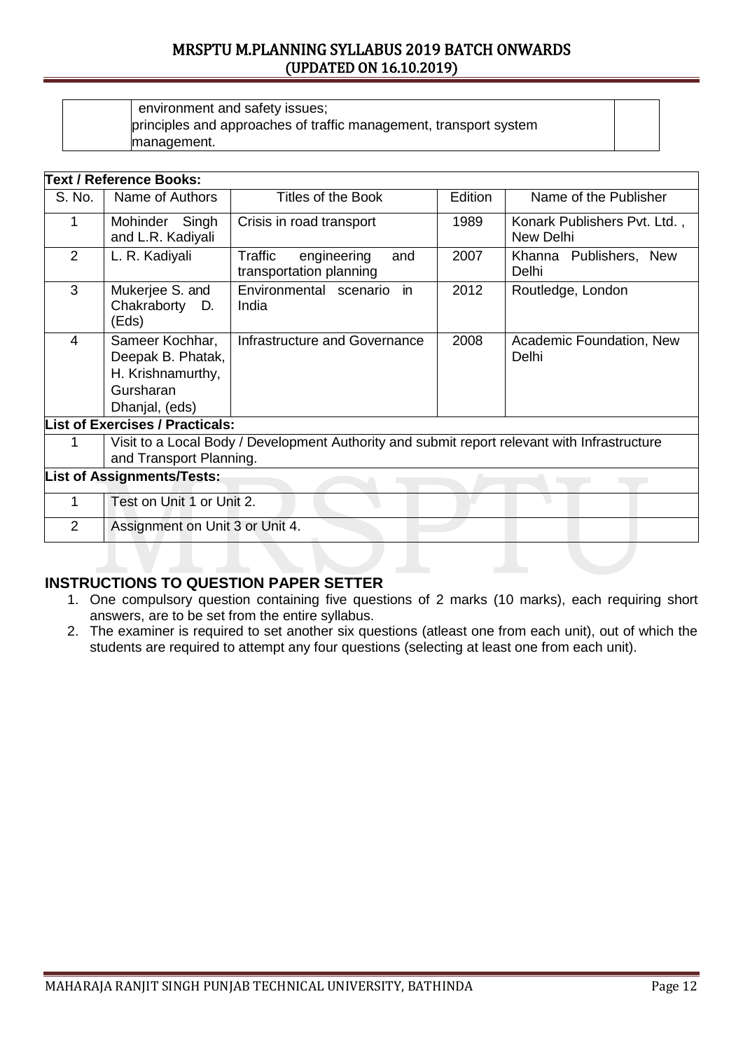| | environment and safety issues; principles and approaches of traffic management, transport system management. | |
|---|---|---|

**Text / Reference Books:**

| S. No. | Name of Authors | Titles of the Book | Edition | Name of the Publisher |
|---|---|---|---|---|
| 1 | Mohinder Singh and L.R. Kadiyali | Crisis in road transport | 1989 | Konark Publishers Pvt. Ltd. , New Delhi |
| 2 | L. R. Kadiyali | Traffic engineering and transportation planning | 2007 | Khanna Publishers, New Delhi |
| 3 | Mukerjee S. and Chakraborty D. (Eds) | Environmental scenario in India | 2012 | Routledge, London |
| 4 | Sameer Kochhar, Deepak B. Phatak, H. Krishnamurthy, Gursharan Dhanjal, (eds) | Infrastructure and Governance | 2008 | Academic Foundation, New Delhi |

**List of Exercises / Practicals:**

| | |
|---|---|
| 1 | Visit to a Local Body / Development Authority and submit report relevant with Infrastructure and Transport Planning. |

**List of Assignments/Tests:**

| | |
|---|---|
| 1 | Test on Unit 1 or Unit 2. |
| 2 | Assignment on Unit 3 or Unit 4. |

## INSTRUCTIONS TO QUESTION PAPER SETTER

1. One compulsory question containing five questions of 2 marks (10 marks), each requiring short answers, are to be set from the entire syllabus.
2. The examiner is required to set another six questions (atleast one from each unit), out of which the students are required to attempt any four questions (selecting at least one from each unit).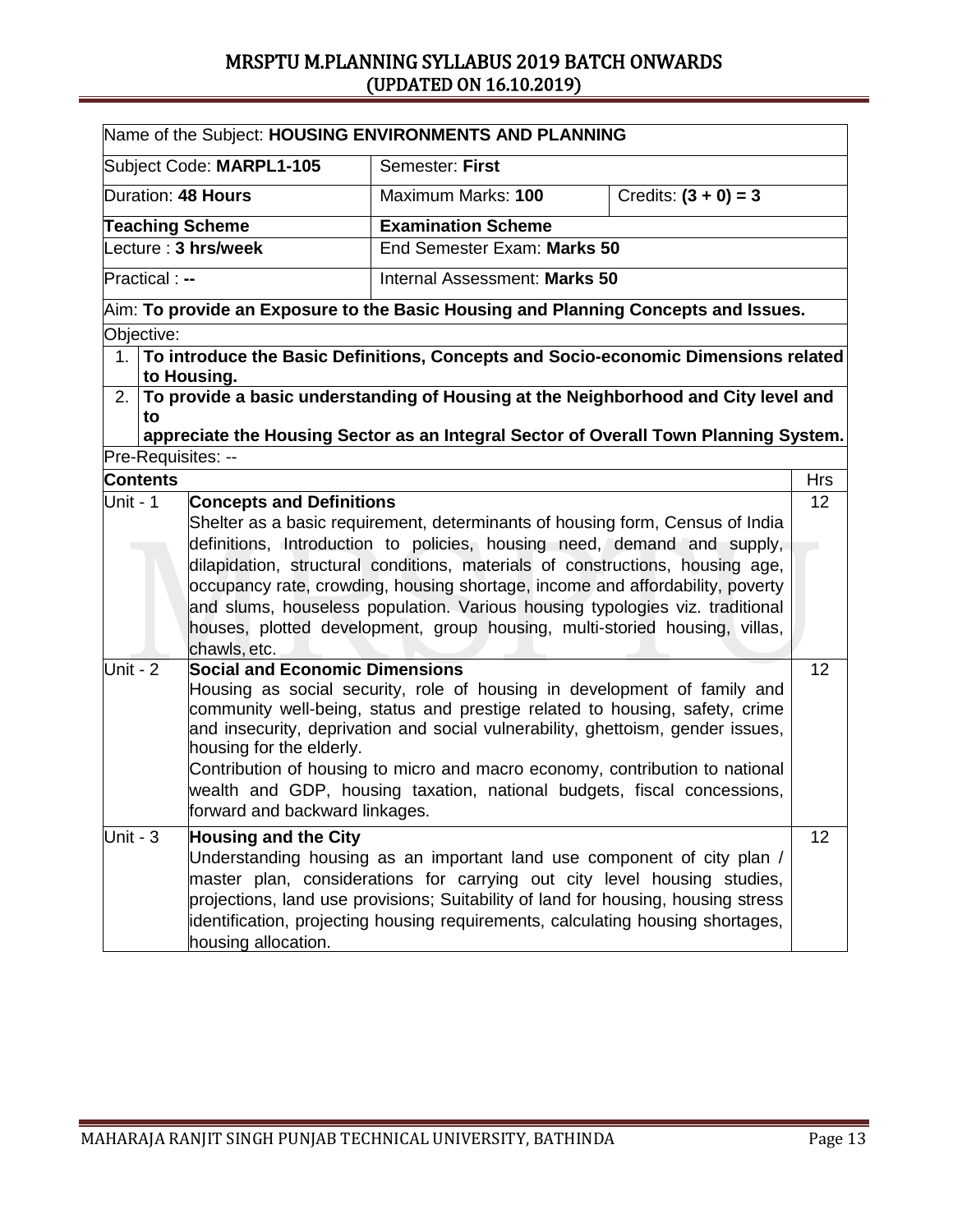| Name of the Subject: **HOUSING ENVIRONMENTS AND PLANNING** | | |
|---|---|---|
| Subject Code: **MARPL1-105** | Semester: **First** | |
| Duration: **48 Hours** | Maximum Marks: **100** | Credits: **(3 + 0) = 3** |
| **Teaching Scheme** | **Examination Scheme** | |
| Lecture : **3 hrs/week** | End Semester Exam: **Marks 50** | |
| Practical : **--** | Internal Assessment: **Marks 50** | |

Aim: **To provide an Exposure to the Basic Housing and Planning Concepts and Issues.**

Objective:

1. **To introduce the Basic Definitions, Concepts and Socio-economic Dimensions related to Housing.**
2. **To provide a basic understanding of Housing at the Neighborhood and City level and to appreciate the Housing Sector as an Integral Sector of Overall Town Planning System.**

Pre-Requisites: --

| **Contents** | | Hrs |
|---|---|---|
| Unit - 1 | **Concepts and Definitions**<br>Shelter as a basic requirement, determinants of housing form, Census of India definitions, Introduction to policies, housing need, demand and supply, dilapidation, structural conditions, materials of constructions, housing age, occupancy rate, crowding, housing shortage, income and affordability, poverty and slums, houseless population. Various housing typologies viz. traditional houses, plotted development, group housing, multi-storied housing, villas, chawls, etc. | 12 |
| Unit - 2 | **Social and Economic Dimensions**<br>Housing as social security, role of housing in development of family and community well-being, status and prestige related to housing, safety, crime and insecurity, deprivation and social vulnerability, ghettoism, gender issues, housing for the elderly.<br>Contribution of housing to micro and macro economy, contribution to national wealth and GDP, housing taxation, national budgets, fiscal concessions, forward and backward linkages. | 12 |
| Unit - 3 | **Housing and the City**<br>Understanding housing as an important land use component of city plan / master plan, considerations for carrying out city level housing studies, projections, land use provisions; Suitability of land for housing, housing stress identification, projecting housing requirements, calculating housing shortages, housing allocation. | 12 |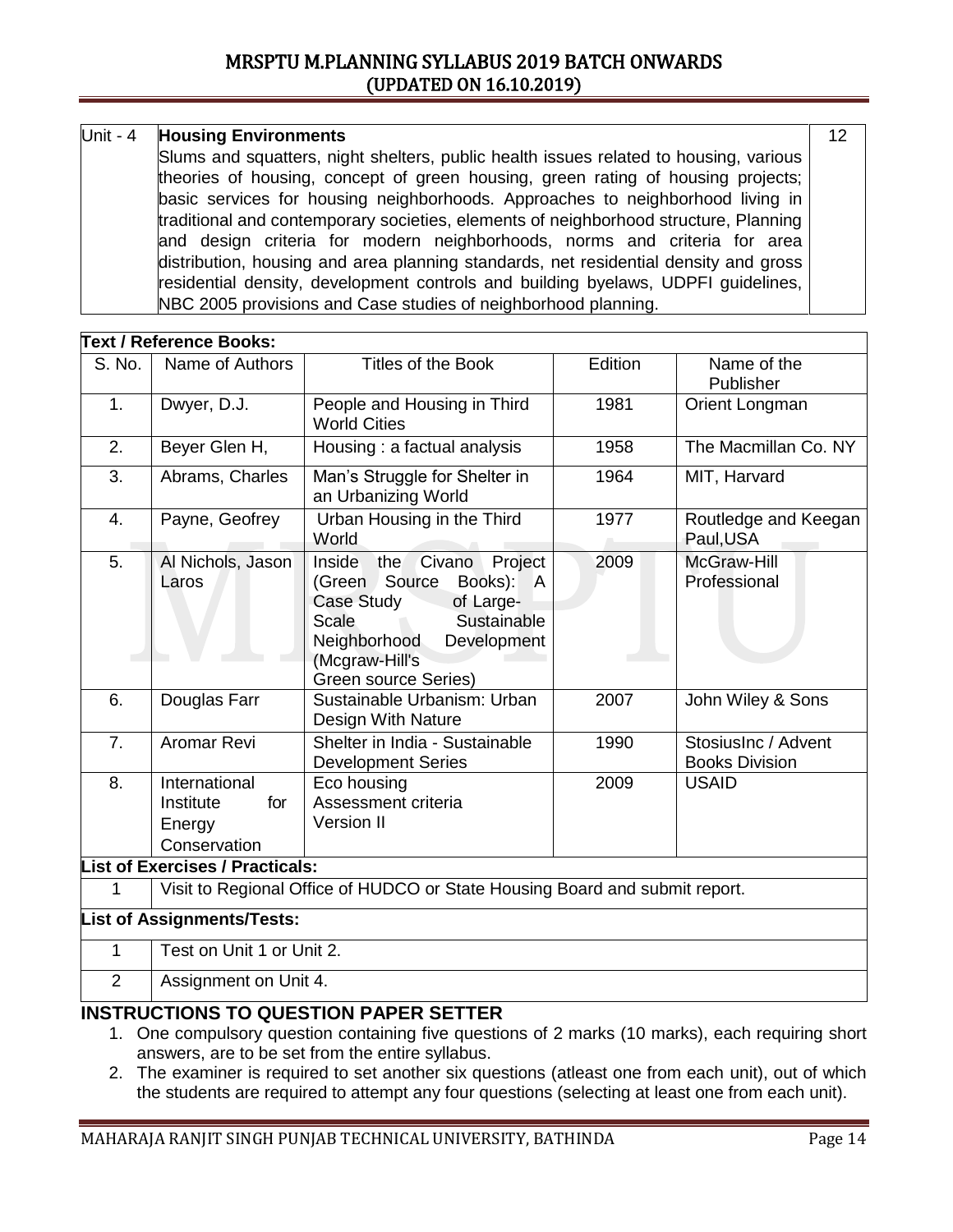| Unit - 4 | **Housing Environments**<br>Slums and squatters, night shelters, public health issues related to housing, various theories of housing, concept of green housing, green rating of housing projects; basic services for housing neighborhoods. Approaches to neighborhood living in traditional and contemporary societies, elements of neighborhood structure, Planning and design criteria for modern neighborhoods, norms and criteria for area distribution, housing and area planning standards, net residential density and gross residential density, development controls and building byelaws, UDPFI guidelines, NBC 2005 provisions and Case studies of neighborhood planning. | 12 |
|---|---|---|

**Text / Reference Books:**

| S. No. | Name of Authors | Titles of the Book | Edition | Name of the Publisher |
|---|---|---|---|---|
| 1. | Dwyer, D.J. | People and Housing in Third World Cities | 1981 | Orient Longman |
| 2. | Beyer Glen H, | Housing : a factual analysis | 1958 | The Macmillan Co. NY |
| 3. | Abrams, Charles | Man's Struggle for Shelter in an Urbanizing World | 1964 | MIT, Harvard |
| 4. | Payne, Geofrey | Urban Housing in the Third World | 1977 | Routledge and Keegan Paul,USA |
| 5. | Al Nichols, Jason Laros | Inside the Civano Project (Green Source Books): A Case Study of Large-Scale Sustainable Neighborhood Development (Mcgraw-Hill's Green source Series) | 2009 | McGraw-Hill Professional |
| 6. | Douglas Farr | Sustainable Urbanism: Urban Design With Nature | 2007 | John Wiley & Sons |
| 7. | Aromar Revi | Shelter in India - Sustainable Development Series | 1990 | StosiusInc / Advent Books Division |
| 8. | International Institute for Energy Conservation | Eco housing Assessment criteria Version II | 2009 | USAID |

**List of Exercises / Practicals:**

| | |
|---|---|
| 1 | Visit to Regional Office of HUDCO or State Housing Board and submit report. |

**List of Assignments/Tests:**

| | |
|---|---|
| 1 | Test on Unit 1 or Unit 2. |
| 2 | Assignment on Unit 4. |

## INSTRUCTIONS TO QUESTION PAPER SETTER

1. One compulsory question containing five questions of 2 marks (10 marks), each requiring short answers, are to be set from the entire syllabus.
2. The examiner is required to set another six questions (atleast one from each unit), out of which the students are required to attempt any four questions (selecting at least one from each unit).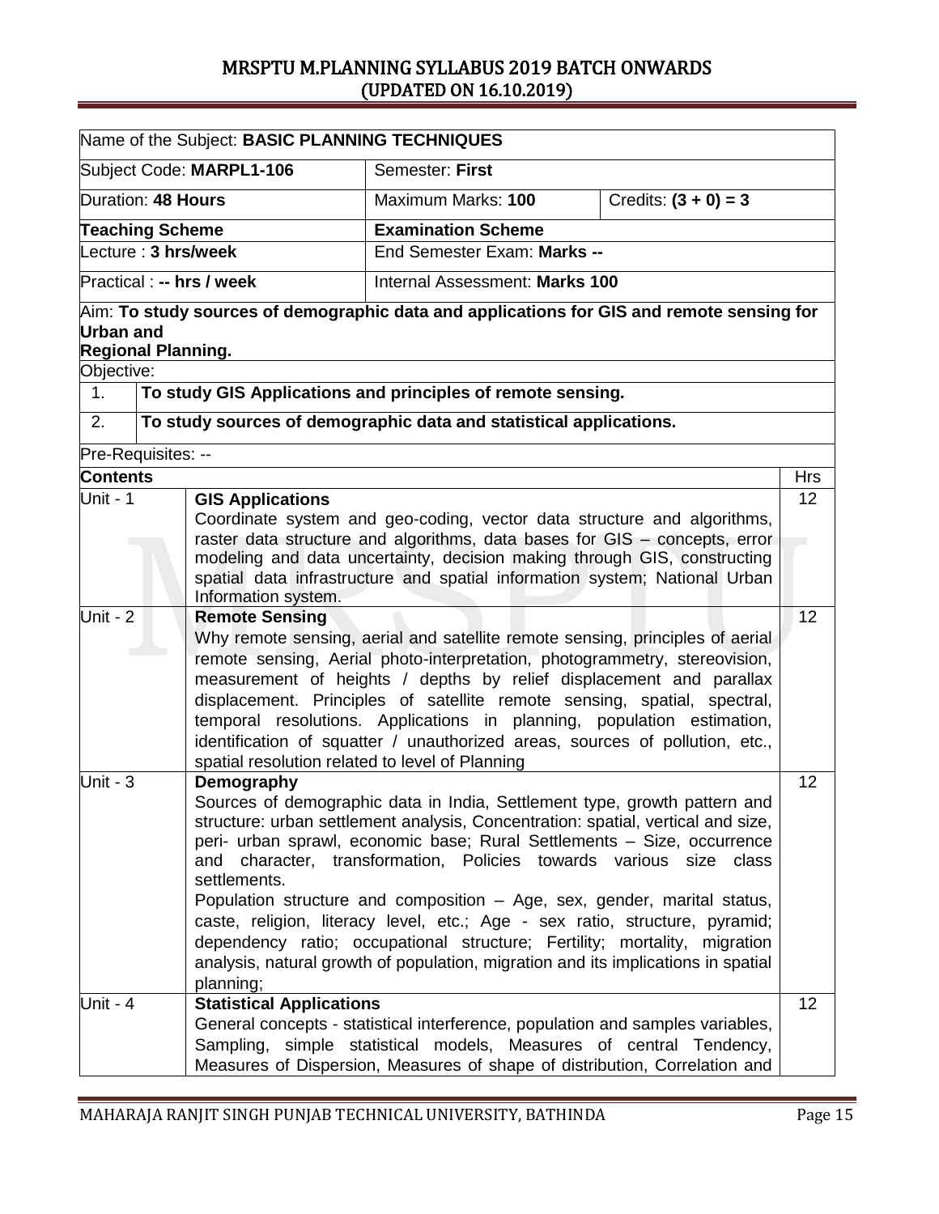| Name of the Subject: **BASIC PLANNING TECHNIQUES** | | | |
|---|---|---|---|
| Subject Code: **MARPL1-106** | Semester: **First** | | |
| Duration: **48 Hours** | Maximum Marks: **100** | Credits: **(3 + 0) = 3** | |
| **Teaching Scheme** | **Examination Scheme** | | |
| Lecture : **3 hrs/week** | End Semester Exam: **Marks --** | | |
| Practical : **-- hrs / week** | Internal Assessment: **Marks 100** | | |

Aim: **To study sources of demographic data and applications for GIS and remote sensing for Urban and Regional Planning.**

Objective:

1. **To study GIS Applications and principles of remote sensing.**
2. **To study sources of demographic data and statistical applications.**

Pre-Requisites: --

| **Contents** | | **Hrs** |
|---|---|---|
| Unit - 1 | **GIS Applications**<br>Coordinate system and geo-coding, vector data structure and algorithms, raster data structure and algorithms, data bases for GIS – concepts, error modeling and data uncertainty, decision making through GIS, constructing spatial data infrastructure and spatial information system; National Urban Information system. | 12 |
| Unit - 2 | **Remote Sensing**<br>Why remote sensing, aerial and satellite remote sensing, principles of aerial remote sensing, Aerial photo-interpretation, photogrammetry, stereovision, measurement of heights / depths by relief displacement and parallax displacement. Principles of satellite remote sensing, spatial, spectral, temporal resolutions. Applications in planning, population estimation, identification of squatter / unauthorized areas, sources of pollution, etc., spatial resolution related to level of Planning | 12 |
| Unit - 3 | **Demography**<br>Sources of demographic data in India, Settlement type, growth pattern and structure: urban settlement analysis, Concentration: spatial, vertical and size, peri- urban sprawl, economic base; Rural Settlements – Size, occurrence and character, transformation, Policies towards various size class settlements.<br>Population structure and composition – Age, sex, gender, marital status, caste, religion, literacy level, etc.; Age - sex ratio, structure, pyramid; dependency ratio; occupational structure; Fertility; mortality, migration analysis, natural growth of population, migration and its implications in spatial planning; | 12 |
| Unit - 4 | **Statistical Applications**<br>General concepts - statistical interference, population and samples variables, Sampling, simple statistical models, Measures of central Tendency, Measures of Dispersion, Measures of shape of distribution, Correlation and | 12 |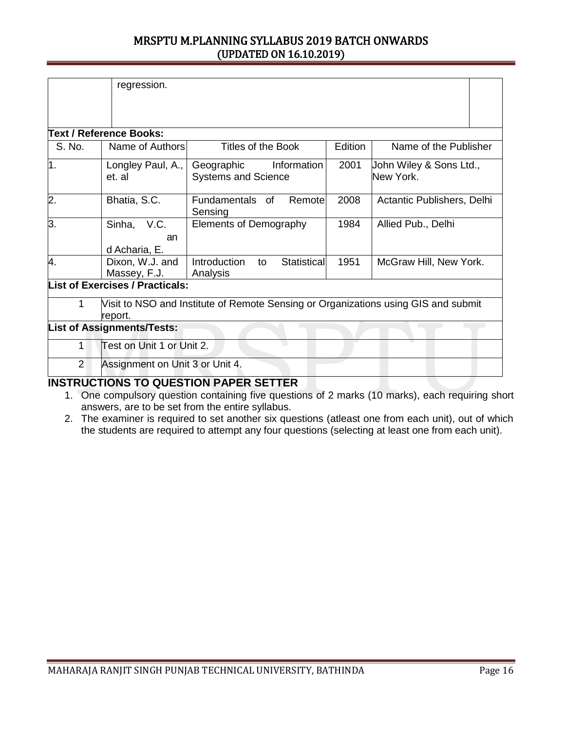| | regression. | |
|---|---|---|

**Text / Reference Books:**

| S. No. | Name of Authors | Titles of the Book | Edition | Name of the Publisher |
|---|---|---|---|---|
| 1. | Longley Paul, A., et. al | Geographic Information Systems and Science | 2001 | John Wiley & Sons Ltd., New York. |
| 2. | Bhatia, S.C. | Fundamentals of Remote Sensing | 2008 | Actantic Publishers, Delhi |
| 3. | Sinha, V.C. and Acharia, E. | Elements of Demography | 1984 | Allied Pub., Delhi |
| 4. | Dixon, W.J. and Massey, F.J. | Introduction to Statistical Analysis | 1951 | McGraw Hill, New York. |

**List of Exercises / Practicals:**

| | |
|---|---|
| 1 | Visit to NSO and Institute of Remote Sensing or Organizations using GIS and submit report. |

**List of Assignments/Tests:**

| | |
|---|---|
| 1 | Test on Unit 1 or Unit 2. |
| 2 | Assignment on Unit 3 or Unit 4. |

## INSTRUCTIONS TO QUESTION PAPER SETTER

1. One compulsory question containing five questions of 2 marks (10 marks), each requiring short answers, are to be set from the entire syllabus.
2. The examiner is required to set another six questions (atleast one from each unit), out of which the students are required to attempt any four questions (selecting at least one from each unit).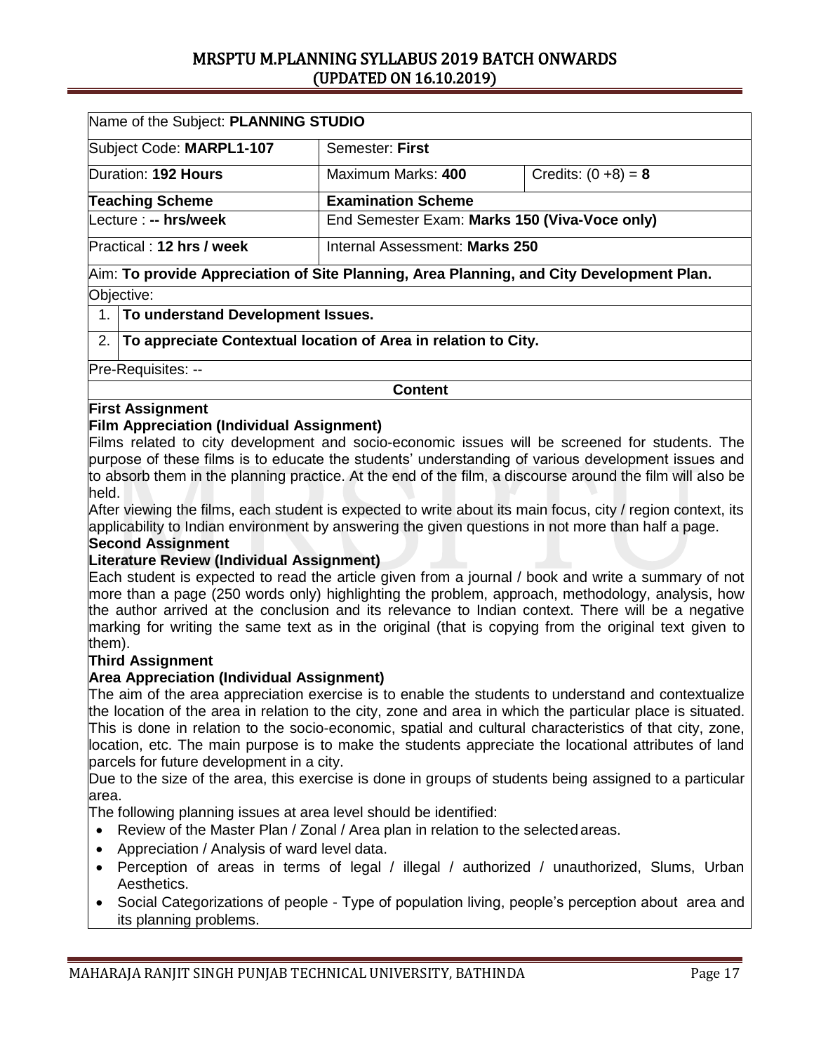| Name of the Subject: **PLANNING STUDIO** | | |
|---|---|---|
| Subject Code: **MARPL1-107** | Semester: **First** | |
| Duration: **192 Hours** | Maximum Marks: **400** | Credits: (0 +8) = **8** |
| **Teaching Scheme** | **Examination Scheme** | |
| Lecture : **-- hrs/week** | End Semester Exam: **Marks 150 (Viva-Voce only)** | |
| Practical : **12 hrs / week** | Internal Assessment: **Marks 250** | |

Aim: **To provide Appreciation of Site Planning, Area Planning, and City Development Plan.**

Objective:

1. **To understand Development Issues.**
2. **To appreciate Contextual location of Area in relation to City.**

Pre-Requisites: --

**Content**

**First Assignment**

**Film Appreciation (Individual Assignment)**

Films related to city development and socio-economic issues will be screened for students. The purpose of these films is to educate the students' understanding of various development issues and to absorb them in the planning practice. At the end of the film, a discourse around the film will also be held.

After viewing the films, each student is expected to write about its main focus, city / region context, its applicability to Indian environment by answering the given questions in not more than half a page.

**Second Assignment**

**Literature Review (Individual Assignment)**

Each student is expected to read the article given from a journal / book and write a summary of not more than a page (250 words only) highlighting the problem, approach, methodology, analysis, how the author arrived at the conclusion and its relevance to Indian context. There will be a negative marking for writing the same text as in the original (that is copying from the original text given to them).

**Third Assignment**

**Area Appreciation (Individual Assignment)**

The aim of the area appreciation exercise is to enable the students to understand and contextualize the location of the area in relation to the city, zone and area in which the particular place is situated. This is done in relation to the socio-economic, spatial and cultural characteristics of that city, zone, location, etc. The main purpose is to make the students appreciate the locational attributes of land parcels for future development in a city.

Due to the size of the area, this exercise is done in groups of students being assigned to a particular area.

The following planning issues at area level should be identified:

- Review of the Master Plan / Zonal / Area plan in relation to the selected areas.
- Appreciation / Analysis of ward level data.
- Perception of areas in terms of legal / illegal / authorized / unauthorized, Slums, Urban Aesthetics.
- Social Categorizations of people - Type of population living, people's perception about area and its planning problems.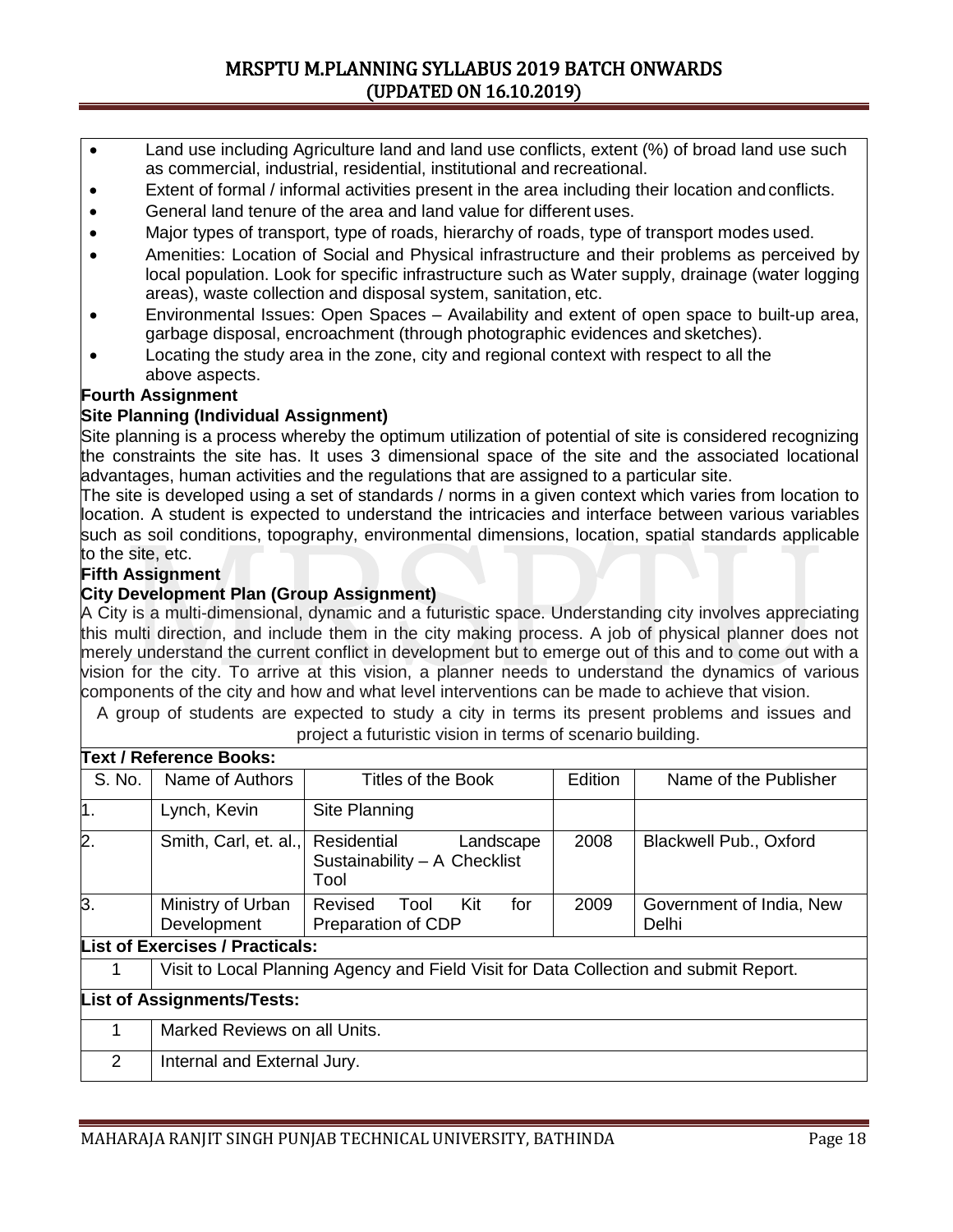- Land use including Agriculture land and land use conflicts, extent (%) of broad land use such as commercial, industrial, residential, institutional and recreational.
- Extent of formal / informal activities present in the area including their location and conflicts.
- General land tenure of the area and land value for different uses.
- Major types of transport, type of roads, hierarchy of roads, type of transport modes used.
- Amenities: Location of Social and Physical infrastructure and their problems as perceived by local population. Look for specific infrastructure such as Water supply, drainage (water logging areas), waste collection and disposal system, sanitation, etc.
- Environmental Issues: Open Spaces – Availability and extent of open space to built-up area, garbage disposal, encroachment (through photographic evidences and sketches).
- Locating the study area in the zone, city and regional context with respect to all the above aspects.

**Fourth Assignment**

**Site Planning (Individual Assignment)**

Site planning is a process whereby the optimum utilization of potential of site is considered recognizing the constraints the site has. It uses 3 dimensional space of the site and the associated locational advantages, human activities and the regulations that are assigned to a particular site.

The site is developed using a set of standards / norms in a given context which varies from location to location. A student is expected to understand the intricacies and interface between various variables such as soil conditions, topography, environmental dimensions, location, spatial standards applicable to the site, etc.

**Fifth Assignment**

**City Development Plan (Group Assignment)**

A City is a multi-dimensional, dynamic and a futuristic space. Understanding city involves appreciating this multi direction, and include them in the city making process. A job of physical planner does not merely understand the current conflict in development but to emerge out of this and to come out with a vision for the city. To arrive at this vision, a planner needs to understand the dynamics of various components of the city and how and what level interventions can be made to achieve that vision.

A group of students are expected to study a city in terms its present problems and issues and project a futuristic vision in terms of scenario building.

**Text / Reference Books:**

| S. No. | Name of Authors | Titles of the Book | Edition | Name of the Publisher |
|---|---|---|---|---|
| 1. | Lynch, Kevin | Site Planning | | |
| 2. | Smith, Carl, et. al., | Residential Landscape Sustainability – A Checklist Tool | 2008 | Blackwell Pub., Oxford |
| 3. | Ministry of Urban Development | Revised Tool Kit for Preparation of CDP | 2009 | Government of India, New Delhi |

**List of Exercises / Practicals:**

| | |
|---|---|
| 1 | Visit to Local Planning Agency and Field Visit for Data Collection and submit Report. |

**List of Assignments/Tests:**

| | |
|---|---|
| 1 | Marked Reviews on all Units. |
| 2 | Internal and External Jury. |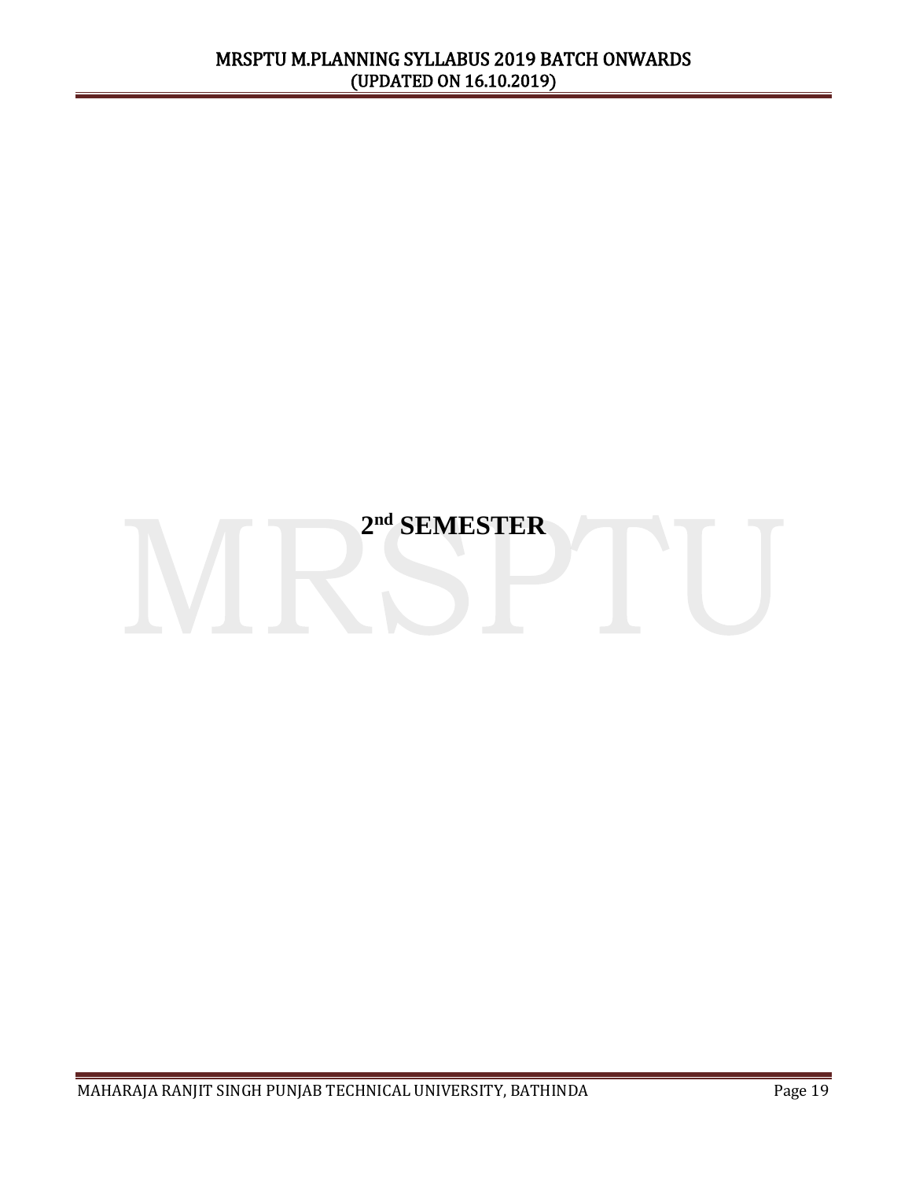# 2nd SEMESTER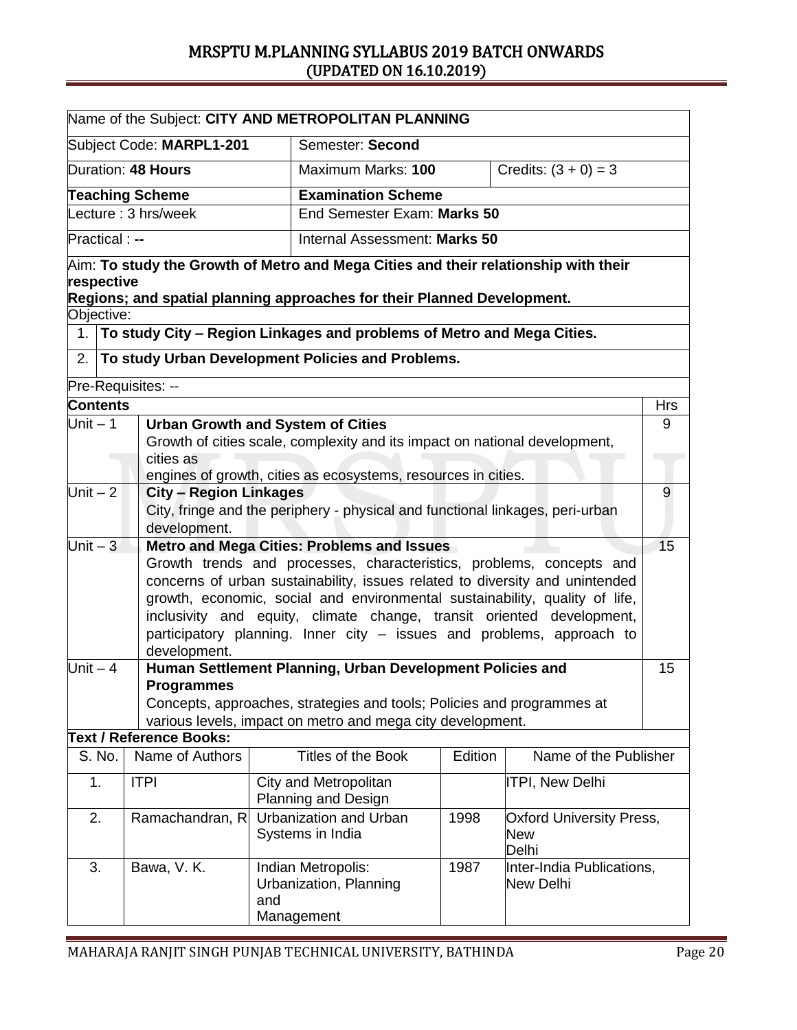| Name of the Subject: **CITY AND METROPOLITAN PLANNING** | | |
|---|---|---|
| Subject Code: **MARPL1-201** | Semester: **Second** | |
| Duration: **48 Hours** | Maximum Marks: **100** | Credits: (3 + 0) = 3 |
| **Teaching Scheme** | **Examination Scheme** | |
| Lecture : 3 hrs/week | End Semester Exam: **Marks 50** | |
| Practical : **--** | Internal Assessment: **Marks 50** | |

Aim: **To study the Growth of Metro and Mega Cities and their relationship with their respective Regions; and spatial planning approaches for their Planned Development.**

Objective:

1. **To study City – Region Linkages and problems of Metro and Mega Cities.**
2. **To study Urban Development Policies and Problems.**

Pre-Requisites: --

| **Contents** | | **Hrs** |
|---|---|---|
| Unit – 1 | **Urban Growth and System of Cities**<br>Growth of cities scale, complexity and its impact on national development, cities as engines of growth, cities as ecosystems, resources in cities. | 9 |
| Unit – 2 | **City – Region Linkages**<br>City, fringe and the periphery - physical and functional linkages, peri-urban development. | 9 |
| Unit – 3 | **Metro and Mega Cities: Problems and Issues**<br>Growth trends and processes, characteristics, problems, concepts and concerns of urban sustainability, issues related to diversity and unintended growth, economic, social and environmental sustainability, quality of life, inclusivity and equity, climate change, transit oriented development, participatory planning. Inner city – issues and problems, approach to development. | 15 |
| Unit – 4 | **Human Settlement Planning, Urban Development Policies and Programmes**<br>Concepts, approaches, strategies and tools; Policies and programmes at various levels, impact on metro and mega city development. | 15 |

**Text / Reference Books:**

| S. No. | Name of Authors | Titles of the Book | Edition | Name of the Publisher |
|---|---|---|---|---|
| 1. | ITPI | City and Metropolitan Planning and Design | | ITPI, New Delhi |
| 2. | Ramachandran, R | Urbanization and Urban Systems in India | 1998 | Oxford University Press, New Delhi |
| 3. | Bawa, V. K. | Indian Metropolis: Urbanization, Planning and Management | 1987 | Inter-India Publications, New Delhi |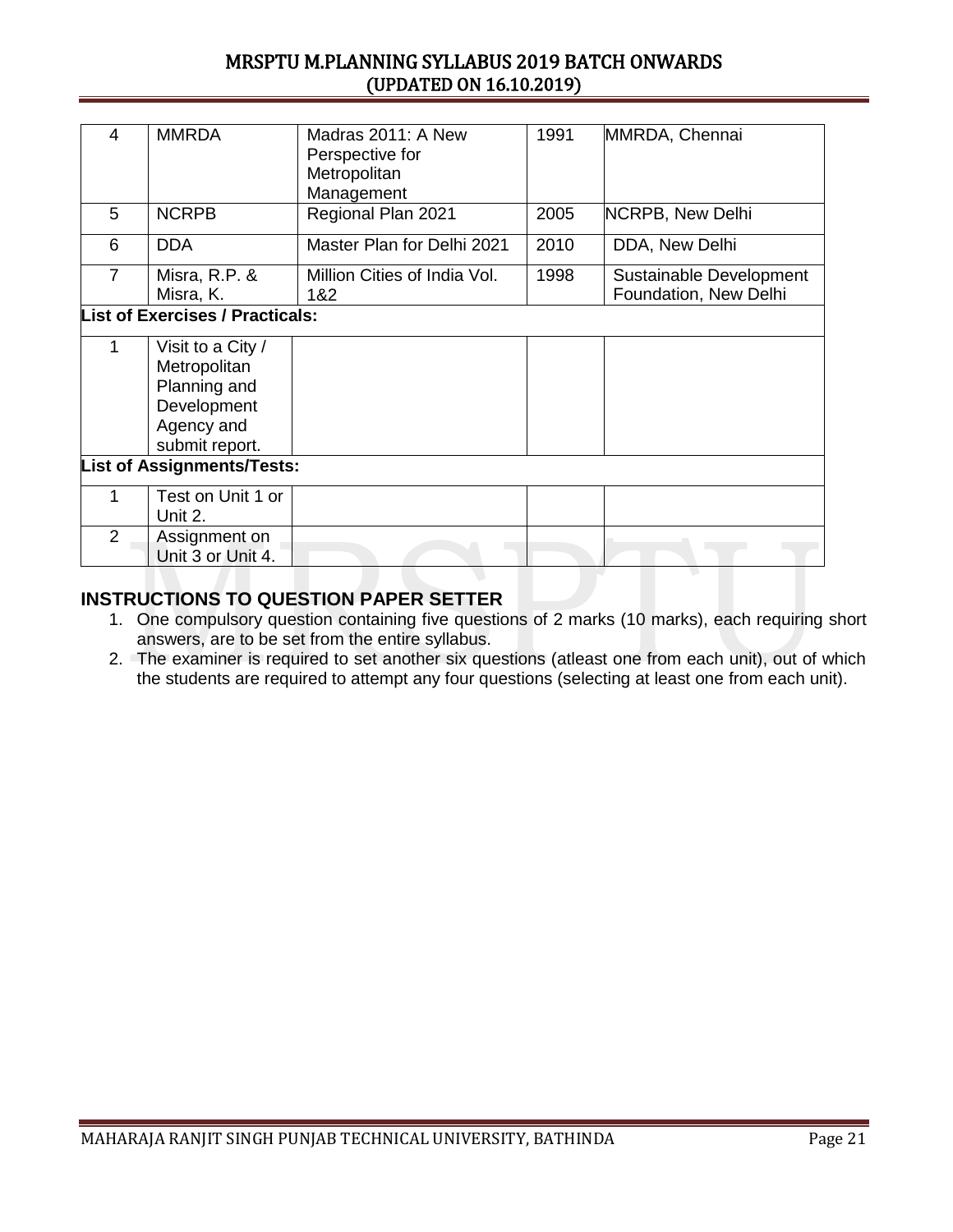| 4 | MMRDA | Madras 2011: A New Perspective for Metropolitan Management | 1991 | MMRDA, Chennai |
|---|---|---|---|---|
| 5 | NCRPB | Regional Plan 2021 | 2005 | NCRPB, New Delhi |
| 6 | DDA | Master Plan for Delhi 2021 | 2010 | DDA, New Delhi |
| 7 | Misra, R.P. & Misra, K. | Million Cities of India Vol. 1&2 | 1998 | Sustainable Development Foundation, New Delhi |
| **List of Exercises / Practicals:** | | | | |
| 1 | Visit to a City / Metropolitan Planning and Development Agency and submit report. | | | |
| **List of Assignments/Tests:** | | | | |
| 1 | Test on Unit 1 or Unit 2. | | | |
| 2 | Assignment on Unit 3 or Unit 4. | | | |

## INSTRUCTIONS TO QUESTION PAPER SETTER

1. One compulsory question containing five questions of 2 marks (10 marks), each requiring short answers, are to be set from the entire syllabus.
2. The examiner is required to set another six questions (atleast one from each unit), out of which the students are required to attempt any four questions (selecting at least one from each unit).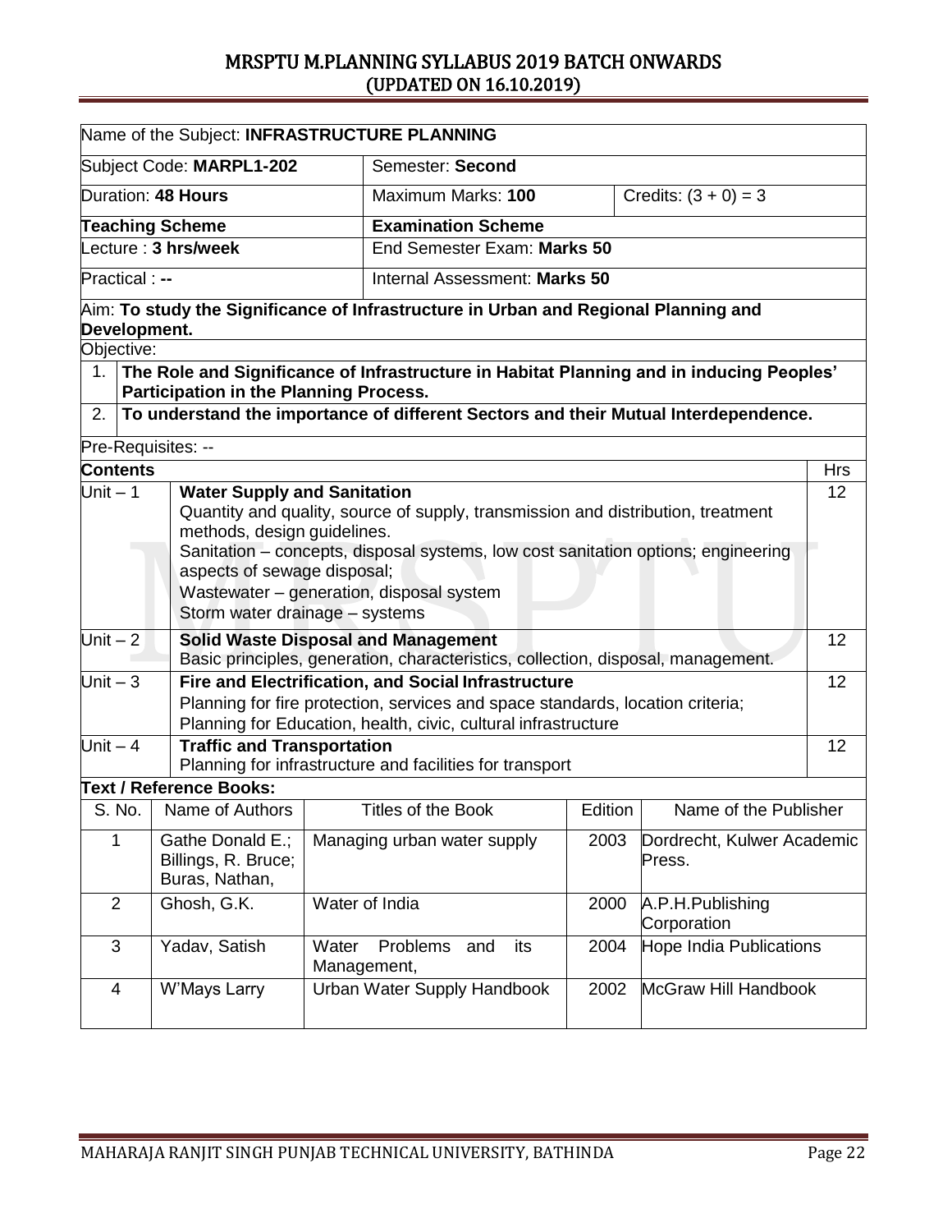| Name of the Subject: **INFRASTRUCTURE PLANNING** | | |
|---|---|---|
| Subject Code: **MARPL1-202** | Semester: **Second** | |
| Duration: **48 Hours** | Maximum Marks: **100** | Credits: (3 + 0) = 3 |
| **Teaching Scheme** | **Examination Scheme** | |
| Lecture : **3 hrs/week** | End Semester Exam: **Marks 50** | |
| Practical : **--** | Internal Assessment: **Marks 50** | |

Aim: **To study the Significance of Infrastructure in Urban and Regional Planning and Development.**

Objective:

1. **The Role and Significance of Infrastructure in Habitat Planning and in inducing Peoples' Participation in the Planning Process.**
2. **To understand the importance of different Sectors and their Mutual Interdependence.**

Pre-Requisites: --

| **Contents** | | Hrs |
|---|---|---|
| Unit – 1 | **Water Supply and Sanitation**<br>Quantity and quality, source of supply, transmission and distribution, treatment methods, design guidelines.<br>Sanitation – concepts, disposal systems, low cost sanitation options; engineering aspects of sewage disposal;<br>Wastewater – generation, disposal system<br>Storm water drainage – systems | 12 |
| Unit – 2 | **Solid Waste Disposal and Management**<br>Basic principles, generation, characteristics, collection, disposal, management. | 12 |
| Unit – 3 | **Fire and Electrification, and Social Infrastructure**<br>Planning for fire protection, services and space standards, location criteria;<br>Planning for Education, health, civic, cultural infrastructure | 12 |
| Unit – 4 | **Traffic and Transportation**<br>Planning for infrastructure and facilities for transport | 12 |

**Text / Reference Books:**

| S. No. | Name of Authors | Titles of the Book | Edition | Name of the Publisher |
|---|---|---|---|---|
| 1 | Gathe Donald E.; Billings, R. Bruce; Buras, Nathan, | Managing urban water supply | 2003 | Dordrecht, Kulwer Academic Press. |
| 2 | Ghosh, G.K. | Water of India | 2000 | A.P.H.Publishing Corporation |
| 3 | Yadav, Satish | Water Problems and its Management, | 2004 | Hope India Publications |
| 4 | W'Mays Larry | Urban Water Supply Handbook | 2002 | McGraw Hill Handbook |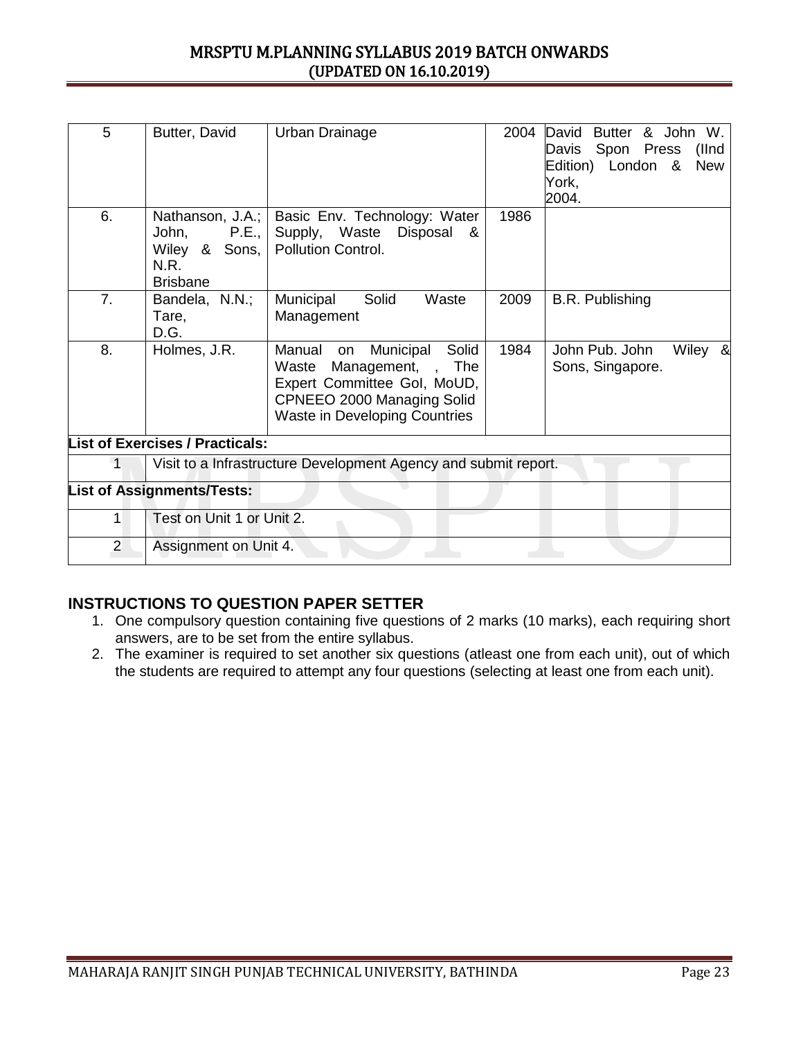| 5 | Butter, David | Urban Drainage | 2004 | David Butter & John W. Davis Spon Press (IInd Edition) London & New York, 2004. |
|---|---|---|---|---|
| 6. | Nathanson, J.A.; John, P.E., Wiley & Sons, N.R. Brisbane | Basic Env. Technology: Water Supply, Waste Disposal & Pollution Control. | 1986 | |
| 7. | Bandela, N.N.; Tare, D.G. | Municipal Solid Waste Management | 2009 | B.R. Publishing |
| 8. | Holmes, J.R. | Manual on Municipal Solid Waste Management, , The Expert Committee GoI, MoUD, CPNEEO 2000 Managing Solid Waste in Developing Countries | 1984 | John Pub. John Wiley & Sons, Singapore. |

**List of Exercises / Practicals:**

| | |
|---|---|
| 1 | Visit to a Infrastructure Development Agency and submit report. |

**List of Assignments/Tests:**

| | |
|---|---|
| 1 | Test on Unit 1 or Unit 2. |
| 2 | Assignment on Unit 4. |

## INSTRUCTIONS TO QUESTION PAPER SETTER

1. One compulsory question containing five questions of 2 marks (10 marks), each requiring short answers, are to be set from the entire syllabus.
2. The examiner is required to set another six questions (atleast one from each unit), out of which the students are required to attempt any four questions (selecting at least one from each unit).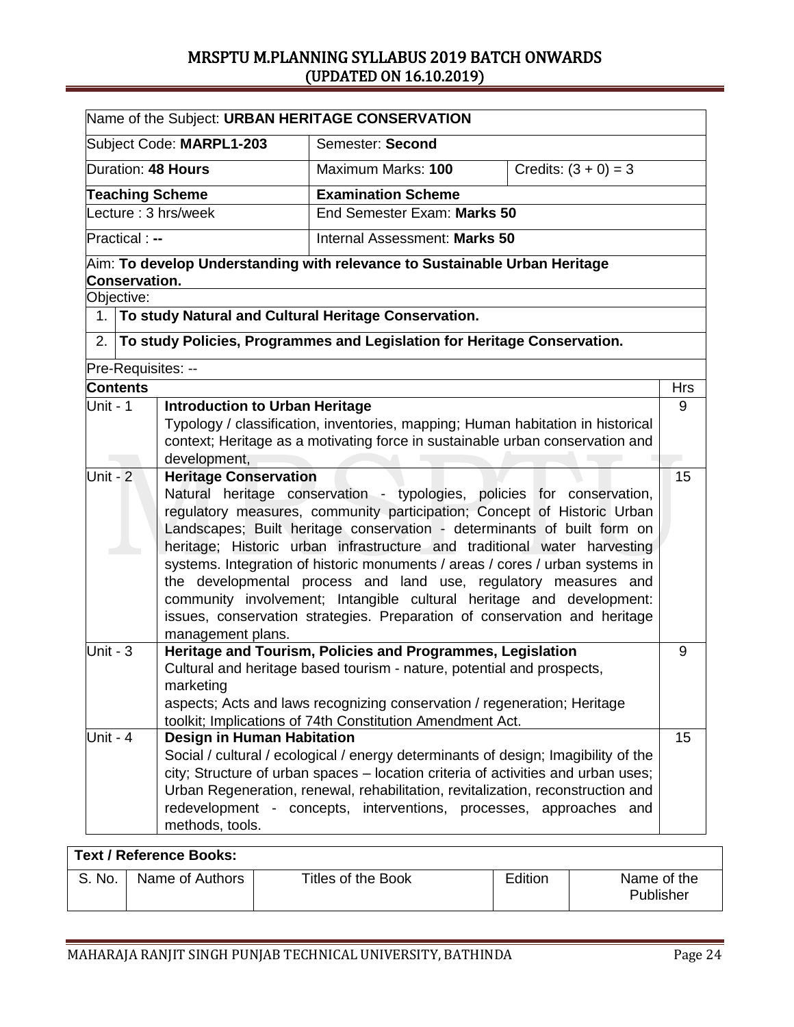| Name of the Subject: **URBAN HERITAGE CONSERVATION** | | |
|---|---|---|
| Subject Code: **MARPL1-203** | Semester: **Second** | |
| Duration: **48 Hours** | Maximum Marks: **100** | Credits: (3 + 0) = 3 |
| **Teaching Scheme** | **Examination Scheme** | |
| Lecture : 3 hrs/week | End Semester Exam: **Marks 50** | |
| Practical : **--** | Internal Assessment: **Marks 50** | |

Aim: **To develop Understanding with relevance to Sustainable Urban Heritage Conservation.**

Objective:

1. **To study Natural and Cultural Heritage Conservation.**
2. **To study Policies, Programmes and Legislation for Heritage Conservation.**

Pre-Requisites: --

| **Contents** | | Hrs |
|---|---|---|
| Unit - 1 | **Introduction to Urban Heritage**<br>Typology / classification, inventories, mapping; Human habitation in historical context; Heritage as a motivating force in sustainable urban conservation and development, | 9 |
| Unit - 2 | **Heritage Conservation**<br>Natural heritage conservation - typologies, policies for conservation, regulatory measures, community participation; Concept of Historic Urban Landscapes; Built heritage conservation - determinants of built form on heritage; Historic urban infrastructure and traditional water harvesting systems. Integration of historic monuments / areas / cores / urban systems in the developmental process and land use, regulatory measures and community involvement; Intangible cultural heritage and development: issues, conservation strategies. Preparation of conservation and heritage management plans. | 15 |
| Unit - 3 | **Heritage and Tourism, Policies and Programmes, Legislation**<br>Cultural and heritage based tourism - nature, potential and prospects, marketing<br>aspects; Acts and laws recognizing conservation / regeneration; Heritage toolkit; Implications of 74th Constitution Amendment Act. | 9 |
| Unit - 4 | **Design in Human Habitation**<br>Social / cultural / ecological / energy determinants of design; Imagibility of the city; Structure of urban spaces – location criteria of activities and urban uses; Urban Regeneration, renewal, rehabilitation, revitalization, reconstruction and redevelopment - concepts, interventions, processes, approaches and methods, tools. | 15 |

| **Text / Reference Books:** | | | | |
|---|---|---|---|---|
| S. No. | Name of Authors | Titles of the Book | Edition | Name of the Publisher |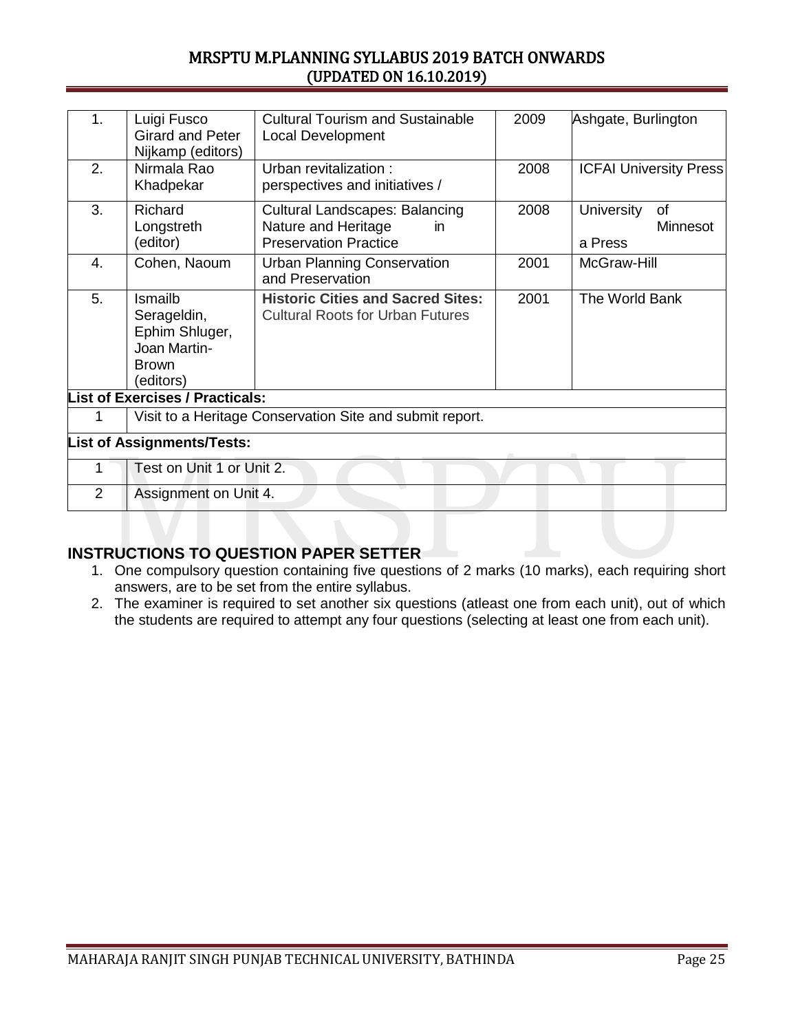| 1. | Luigi Fusco Girard and Peter Nijkamp (editors) | Cultural Tourism and Sustainable Local Development | 2009 | Ashgate, Burlington |
|---|---|---|---|---|
| 2. | Nirmala Rao Khadpekar | Urban revitalization : perspectives and initiatives / | 2008 | ICFAI University Press |
| 3. | Richard Longstreth (editor) | Cultural Landscapes: Balancing Nature and Heritage in Preservation Practice | 2008 | University of Minnesota Press |
| 4. | Cohen, Naoum | Urban Planning Conservation and Preservation | 2001 | McGraw-Hill |
| 5. | Ismailb Serageldin, Ephim Shluger, Joan Martin-Brown (editors) | **Historic Cities and Sacred Sites:** Cultural Roots for Urban Futures | 2001 | The World Bank |

**List of Exercises / Practicals:**

| 1 | Visit to a Heritage Conservation Site and submit report. |
|---|---|

**List of Assignments/Tests:**

| 1 | Test on Unit 1 or Unit 2. |
|---|---|
| 2 | Assignment on Unit 4. |

## INSTRUCTIONS TO QUESTION PAPER SETTER

1. One compulsory question containing five questions of 2 marks (10 marks), each requiring short answers, are to be set from the entire syllabus.
2. The examiner is required to set another six questions (atleast one from each unit), out of which the students are required to attempt any four questions (selecting at least one from each unit).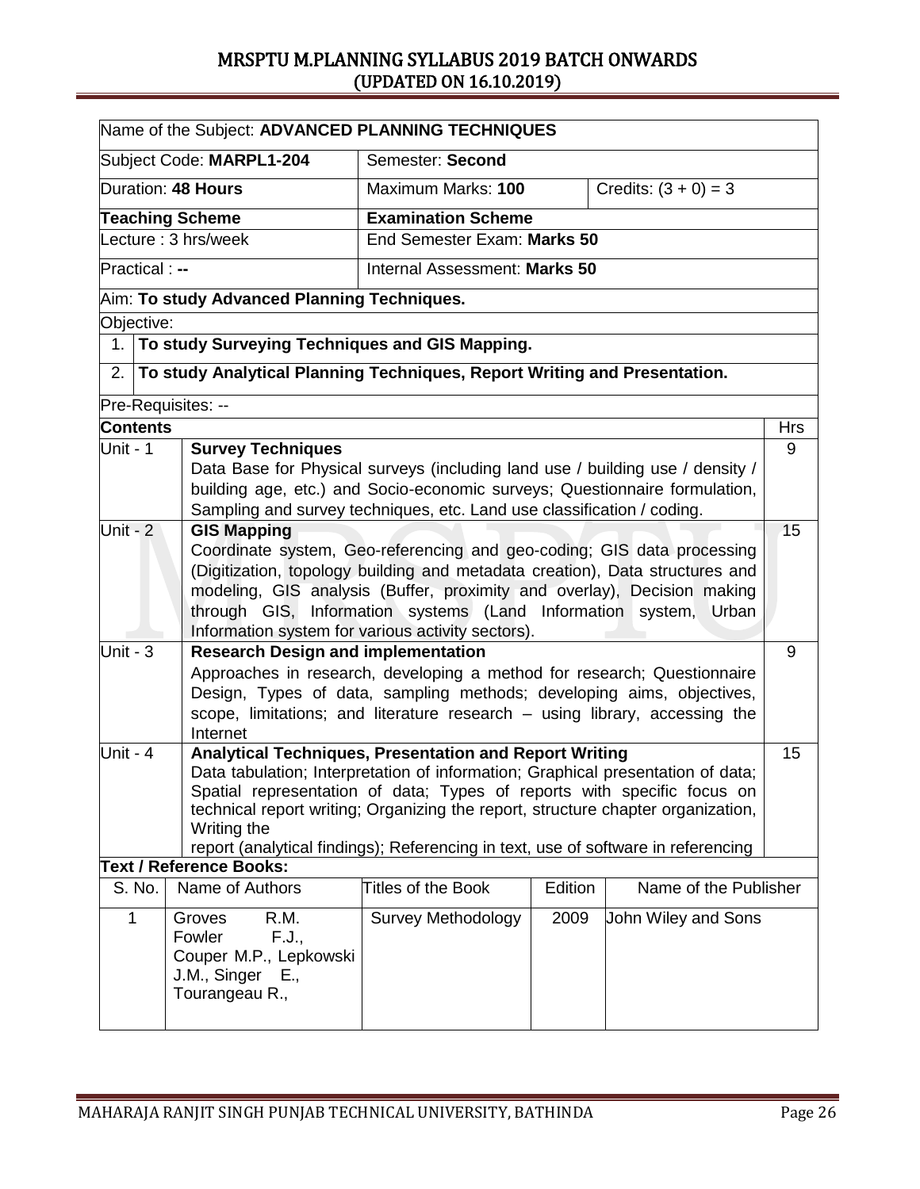| Name of the Subject: **ADVANCED PLANNING TECHNIQUES** | | |
|---|---|---|
| Subject Code: **MARPL1-204** | Semester: **Second** | |
| Duration: **48 Hours** | Maximum Marks: **100** | Credits: (3 + 0) = 3 |
| **Teaching Scheme** | **Examination Scheme** | |
| Lecture : 3 hrs/week | End Semester Exam: **Marks 50** | |
| Practical : **--** | Internal Assessment: **Marks 50** | |

Aim: **To study Advanced Planning Techniques.**

Objective:

1. **To study Surveying Techniques and GIS Mapping.**
2. **To study Analytical Planning Techniques, Report Writing and Presentation.**

Pre-Requisites: --

| **Contents** | | Hrs |
|---|---|---|
| Unit - 1 | **Survey Techniques**<br>Data Base for Physical surveys (including land use / building use / density / building age, etc.) and Socio-economic surveys; Questionnaire formulation, Sampling and survey techniques, etc. Land use classification / coding. | 9 |
| Unit - 2 | **GIS Mapping**<br>Coordinate system, Geo-referencing and geo-coding; GIS data processing (Digitization, topology building and metadata creation), Data structures and modeling, GIS analysis (Buffer, proximity and overlay), Decision making through GIS, Information systems (Land Information system, Urban Information system for various activity sectors). | 15 |
| Unit - 3 | **Research Design and implementation**<br>Approaches in research, developing a method for research; Questionnaire Design, Types of data, sampling methods; developing aims, objectives, scope, limitations; and literature research – using library, accessing the Internet | 9 |
| Unit - 4 | **Analytical Techniques, Presentation and Report Writing**<br>Data tabulation; Interpretation of information; Graphical presentation of data; Spatial representation of data; Types of reports with specific focus on technical report writing; Organizing the report, structure chapter organization, Writing the<br>report (analytical findings); Referencing in text, use of software in referencing | 15 |

**Text / Reference Books:**

| S. No. | Name of Authors | Titles of the Book | Edition | Name of the Publisher |
|---|---|---|---|---|
| 1 | Groves R.M. Fowler F.J., Couper M.P., Lepkowski J.M., Singer E., Tourangeau R., | Survey Methodology | 2009 | John Wiley and Sons |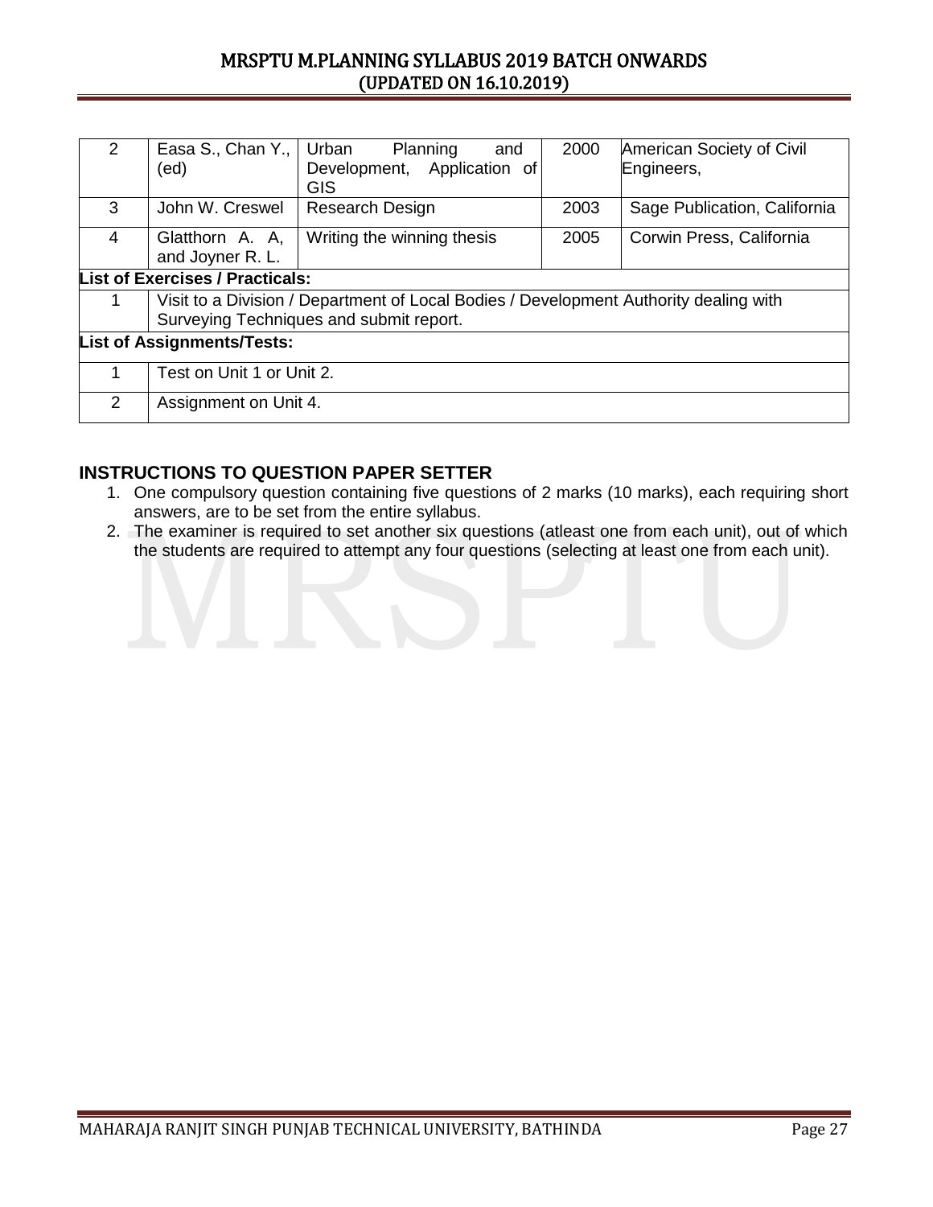| 2 | Easa S., Chan Y., (ed) | Urban Planning and Development, Application of GIS | 2000 | American Society of Civil Engineers, |
|---|---|---|---|---|
| 3 | John W. Creswel | Research Design | 2003 | Sage Publication, California |
| 4 | Glatthorn A. A, and Joyner R. L. | Writing the winning thesis | 2005 | Corwin Press, California |

**List of Exercises / Practicals:**

| | |
|---|---|
| 1 | Visit to a Division / Department of Local Bodies / Development Authority dealing with Surveying Techniques and submit report. |

**List of Assignments/Tests:**

| | |
|---|---|
| 1 | Test on Unit 1 or Unit 2. |
| 2 | Assignment on Unit 4. |

## INSTRUCTIONS TO QUESTION PAPER SETTER

1. One compulsory question containing five questions of 2 marks (10 marks), each requiring short answers, are to be set from the entire syllabus.
2. The examiner is required to set another six questions (atleast one from each unit), out of which the students are required to attempt any four questions (selecting at least one from each unit).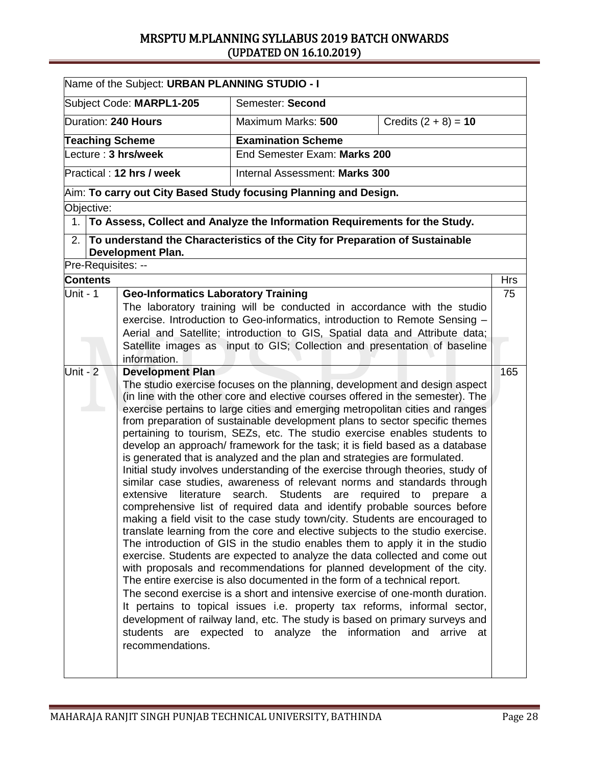| Name of the Subject: **URBAN PLANNING STUDIO - I** | | | |
|---|---|---|---|
| Subject Code: **MARPL1-205** | Semester: **Second** | | |
| Duration: **240 Hours** | Maximum Marks: **500** | Credits (2 + 8) = **10** | |
| **Teaching Scheme** | **Examination Scheme** | | |
| Lecture : **3 hrs/week** | End Semester Exam: **Marks 200** | | |
| Practical : **12 hrs / week** | Internal Assessment: **Marks 300** | | |

Aim: **To carry out City Based Study focusing Planning and Design.**

Objective:

1. **To Assess, Collect and Analyze the Information Requirements for the Study.**
2. **To understand the Characteristics of the City for Preparation of Sustainable Development Plan.**

Pre-Requisites: --

| **Contents** | | Hrs |
|---|---|---|
| Unit - 1 | **Geo-Informatics Laboratory Training**<br>The laboratory training will be conducted in accordance with the studio exercise. Introduction to Geo-informatics, introduction to Remote Sensing – Aerial and Satellite; introduction to GIS, Spatial data and Attribute data; Satellite images as input to GIS; Collection and presentation of baseline information. | 75 |
| Unit - 2 | **Development Plan**<br>The studio exercise focuses on the planning, development and design aspect (in line with the other core and elective courses offered in the semester). The exercise pertains to large cities and emerging metropolitan cities and ranges from preparation of sustainable development plans to sector specific themes pertaining to tourism, SEZs, etc. The studio exercise enables students to develop an approach/ framework for the task; it is field based as a database is generated that is analyzed and the plan and strategies are formulated.<br>Initial study involves understanding of the exercise through theories, study of similar case studies, awareness of relevant norms and standards through extensive literature search. Students are required to prepare a comprehensive list of required data and identify probable sources before making a field visit to the case study town/city. Students are encouraged to translate learning from the core and elective subjects to the studio exercise. The introduction of GIS in the studio enables them to apply it in the studio exercise. Students are expected to analyze the data collected and come out with proposals and recommendations for planned development of the city. The entire exercise is also documented in the form of a technical report.<br>The second exercise is a short and intensive exercise of one-month duration. It pertains to topical issues i.e. property tax reforms, informal sector, development of railway land, etc. The study is based on primary surveys and students are expected to analyze the information and arrive at recommendations. | 165 |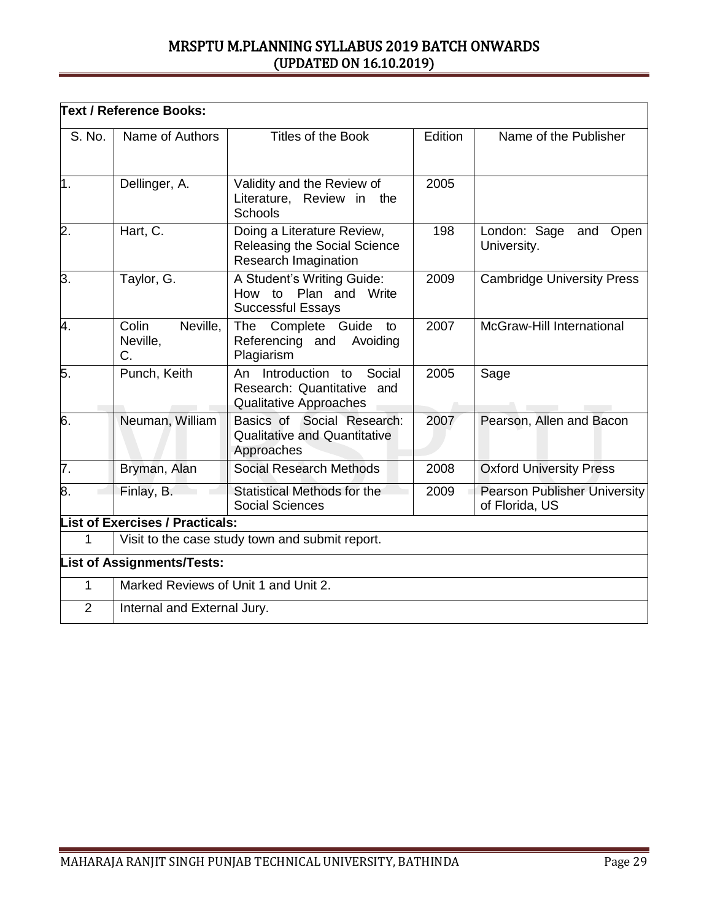**Text / Reference Books:**

| S. No. | Name of Authors | Titles of the Book | Edition | Name of the Publisher |
|---|---|---|---|---|
| 1. | Dellinger, A. | Validity and the Review of Literature, Review in the Schools | 2005 | |
| 2. | Hart, C. | Doing a Literature Review, Releasing the Social Science Research Imagination | 198 | London: Sage and Open University. |
| 3. | Taylor, G. | A Student's Writing Guide: How to Plan and Write Successful Essays | 2009 | Cambridge University Press |
| 4. | Colin Neville, Neville, C. | The Complete Guide to Referencing and Avoiding Plagiarism | 2007 | McGraw-Hill International |
| 5. | Punch, Keith | An Introduction to Social Research: Quantitative and Qualitative Approaches | 2005 | Sage |
| 6. | Neuman, William | Basics of Social Research: Qualitative and Quantitative Approaches | 2007 | Pearson, Allen and Bacon |
| 7. | Bryman, Alan | Social Research Methods | 2008 | Oxford University Press |
| 8. | Finlay, B. | Statistical Methods for the Social Sciences | 2009 | Pearson Publisher University of Florida, US |

**List of Exercises / Practicals:**

| | |
|---|---|
| 1 | Visit to the case study town and submit report. |

**List of Assignments/Tests:**

| | |
|---|---|
| 1 | Marked Reviews of Unit 1 and Unit 2. |
| 2 | Internal and External Jury. |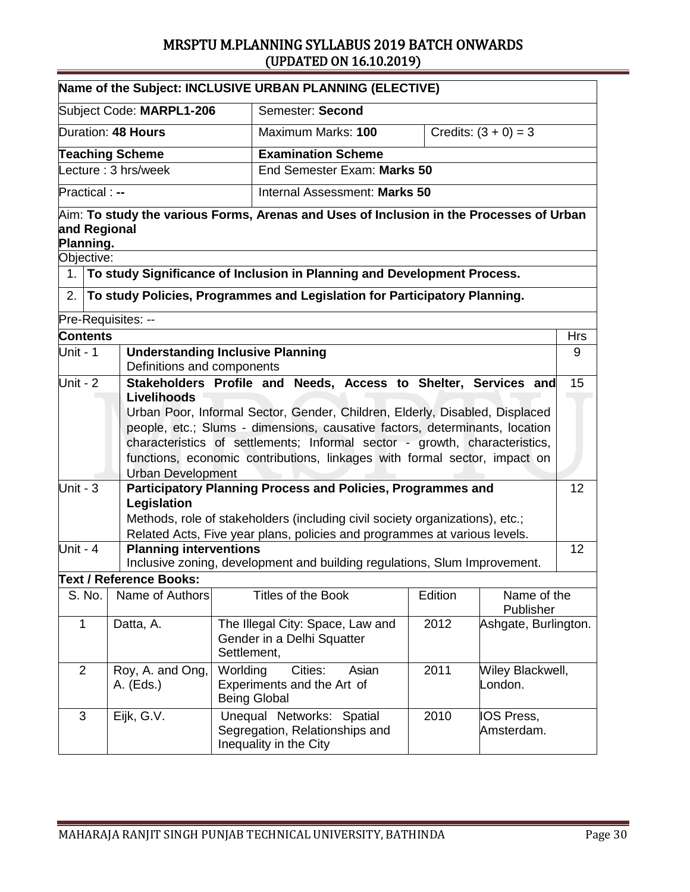**Name of the Subject: INCLUSIVE URBAN PLANNING (ELECTIVE)**

| | | |
|---|---|---|
| Subject Code: **MARPL1-206** | Semester: **Second** | |
| Duration: **48 Hours** | Maximum Marks: **100** | Credits: (3 + 0) = 3 |
| **Teaching Scheme** | **Examination Scheme** | |
| Lecture : 3 hrs/week | End Semester Exam: **Marks 50** | |
| Practical : **--** | Internal Assessment: **Marks 50** | |

Aim: **To study the various Forms, Arenas and Uses of Inclusion in the Processes of Urban and Regional Planning.**

Objective:

1. **To study Significance of Inclusion in Planning and Development Process.**
2. **To study Policies, Programmes and Legislation for Participatory Planning.**

Pre-Requisites: --

| **Contents** | | Hrs |
|---|---|---|
| Unit - 1 | **Understanding Inclusive Planning**<br>Definitions and components | 9 |
| Unit - 2 | **Stakeholders Profile and Needs, Access to Shelter, Services and Livelihoods**<br>Urban Poor, Informal Sector, Gender, Children, Elderly, Disabled, Displaced people, etc.; Slums - dimensions, causative factors, determinants, location characteristics of settlements; Informal sector - growth, characteristics, functions, economic contributions, linkages with formal sector, impact on Urban Development | 15 |
| Unit - 3 | **Participatory Planning Process and Policies, Programmes and Legislation**<br>Methods, role of stakeholders (including civil society organizations), etc.; Related Acts, Five year plans, policies and programmes at various levels. | 12 |
| Unit - 4 | **Planning interventions**<br>Inclusive zoning, development and building regulations, Slum Improvement. | 12 |

**Text / Reference Books:**

| S. No. | Name of Authors | Titles of the Book | Edition | Name of the Publisher |
|---|---|---|---|---|
| 1 | Datta, A. | The Illegal City: Space, Law and Gender in a Delhi Squatter Settlement, | 2012 | Ashgate, Burlington. |
| 2 | Roy, A. and Ong, A. (Eds.) | Worlding Cities: Asian Experiments and the Art of Being Global | 2011 | Wiley Blackwell, London. |
| 3 | Eijk, G.V. | Unequal Networks: Spatial Segregation, Relationships and Inequality in the City | 2010 | IOS Press, Amsterdam. |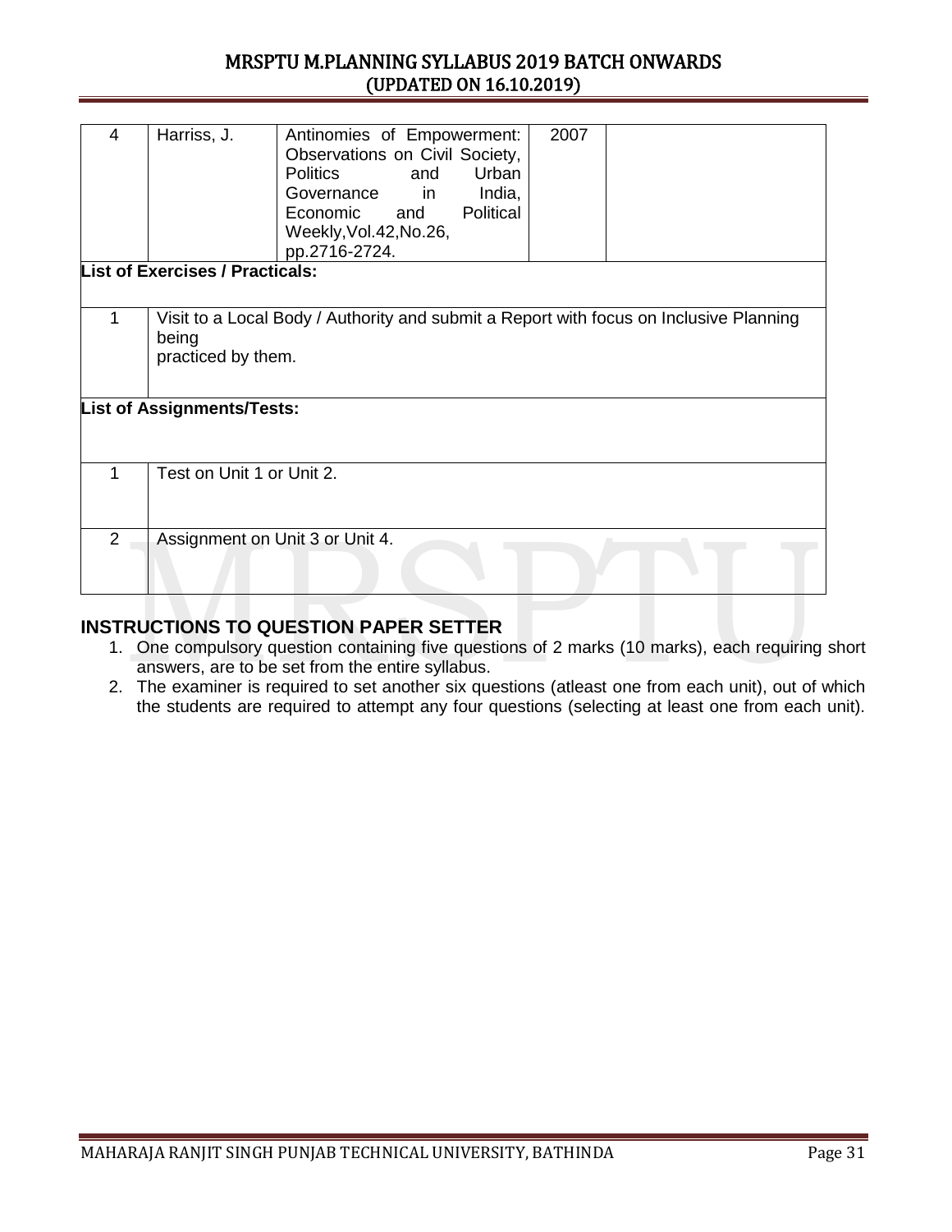| 4 | Harriss, J. | Antinomies of Empowerment: Observations on Civil Society, Politics and Urban Governance in India, Economic and Political Weekly,Vol.42,No.26, pp.2716-2724. | 2007 | |
|---|---|---|---|---|

**List of Exercises / Practicals:**

| | |
|---|---|
| 1 | Visit to a Local Body / Authority and submit a Report with focus on Inclusive Planning being practiced by them. |

**List of Assignments/Tests:**

| | |
|---|---|
| 1 | Test on Unit 1 or Unit 2. |
| 2 | Assignment on Unit 3 or Unit 4. |

## INSTRUCTIONS TO QUESTION PAPER SETTER

1. One compulsory question containing five questions of 2 marks (10 marks), each requiring short answers, are to be set from the entire syllabus.
2. The examiner is required to set another six questions (atleast one from each unit), out of which the students are required to attempt any four questions (selecting at least one from each unit).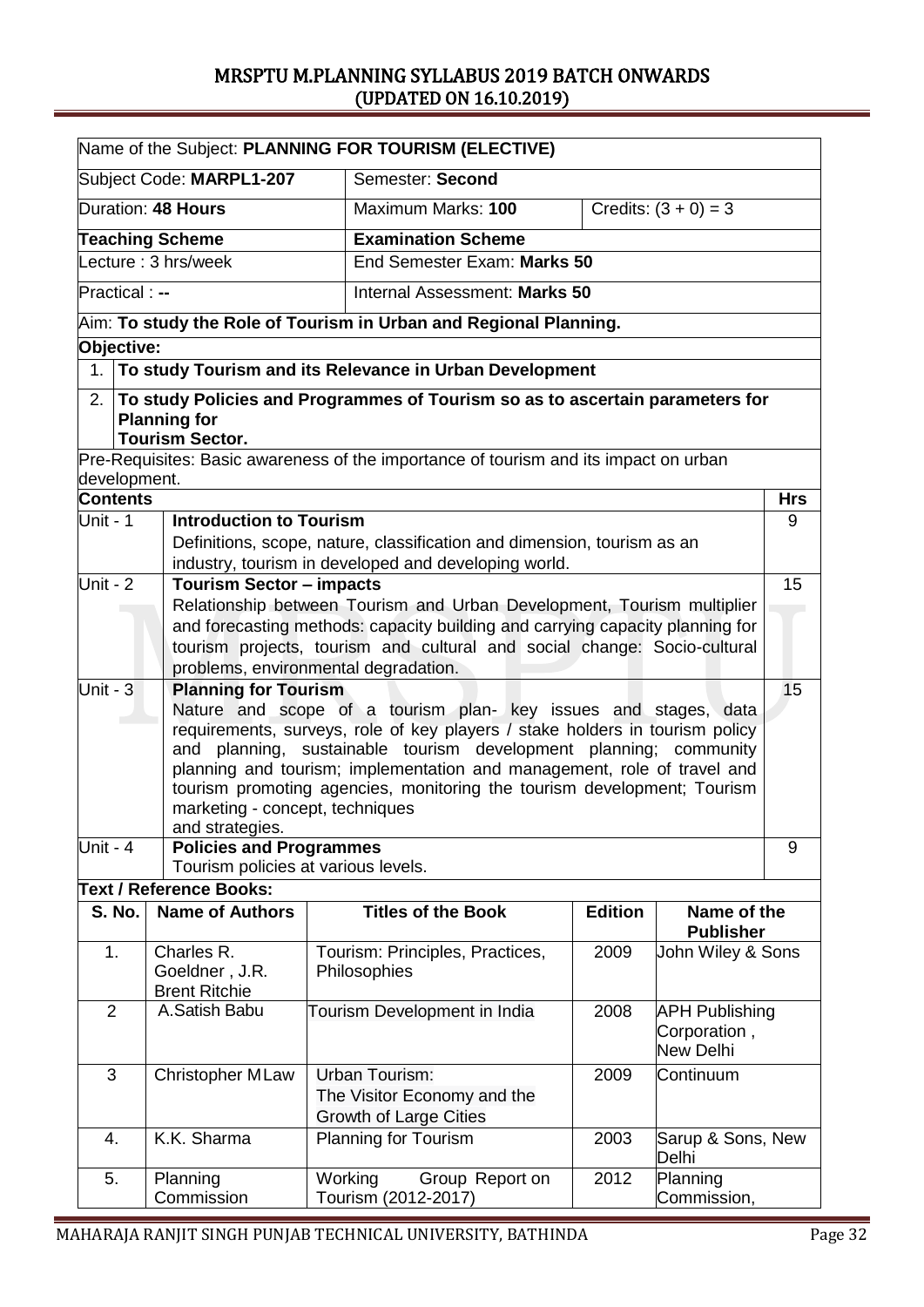| Name of the Subject: **PLANNING FOR TOURISM (ELECTIVE)** | | |
|---|---|---|
| Subject Code: **MARPL1-207** | Semester: **Second** | |
| Duration: **48 Hours** | Maximum Marks: **100** | Credits: (3 + 0) = 3 |
| **Teaching Scheme** | **Examination Scheme** | |
| Lecture : 3 hrs/week | End Semester Exam: **Marks 50** | |
| Practical : **--** | Internal Assessment: **Marks 50** | |

Aim: **To study the Role of Tourism in Urban and Regional Planning.**

**Objective:**

1. **To study Tourism and its Relevance in Urban Development**
2. **To study Policies and Programmes of Tourism so as to ascertain parameters for Planning for Tourism Sector.**

Pre-Requisites: Basic awareness of the importance of tourism and its impact on urban development.

| **Contents** | | **Hrs** |
|---|---|---|
| Unit - 1 | **Introduction to Tourism**<br>Definitions, scope, nature, classification and dimension, tourism as an industry, tourism in developed and developing world. | 9 |
| Unit - 2 | **Tourism Sector – impacts**<br>Relationship between Tourism and Urban Development, Tourism multiplier and forecasting methods: capacity building and carrying capacity planning for tourism projects, tourism and cultural and social change: Socio-cultural problems, environmental degradation. | 15 |
| Unit - 3 | **Planning for Tourism**<br>Nature and scope of a tourism plan- key issues and stages, data requirements, surveys, role of key players / stake holders in tourism policy and planning, sustainable tourism development planning; community planning and tourism; implementation and management, role of travel and tourism promoting agencies, monitoring the tourism development; Tourism marketing - concept, techniques and strategies. | 15 |
| Unit - 4 | **Policies and Programmes**<br>Tourism policies at various levels. | 9 |

**Text / Reference Books:**

| S. No. | Name of Authors | Titles of the Book | Edition | Name of the Publisher |
|---|---|---|---|---|
| 1. | Charles R. Goeldner , J.R. Brent Ritchie | Tourism: Principles, Practices, Philosophies | 2009 | John Wiley & Sons |
| 2 | A.Satish Babu | Tourism Development in India | 2008 | APH Publishing Corporation , New Delhi |
| 3 | Christopher MLaw | Urban Tourism: The Visitor Economy and the Growth of Large Cities | 2009 | Continuum |
| 4. | K.K. Sharma | Planning for Tourism | 2003 | Sarup & Sons, New Delhi |
| 5. | Planning Commission | Working Group Report on Tourism (2012-2017) | 2012 | Planning Commission, |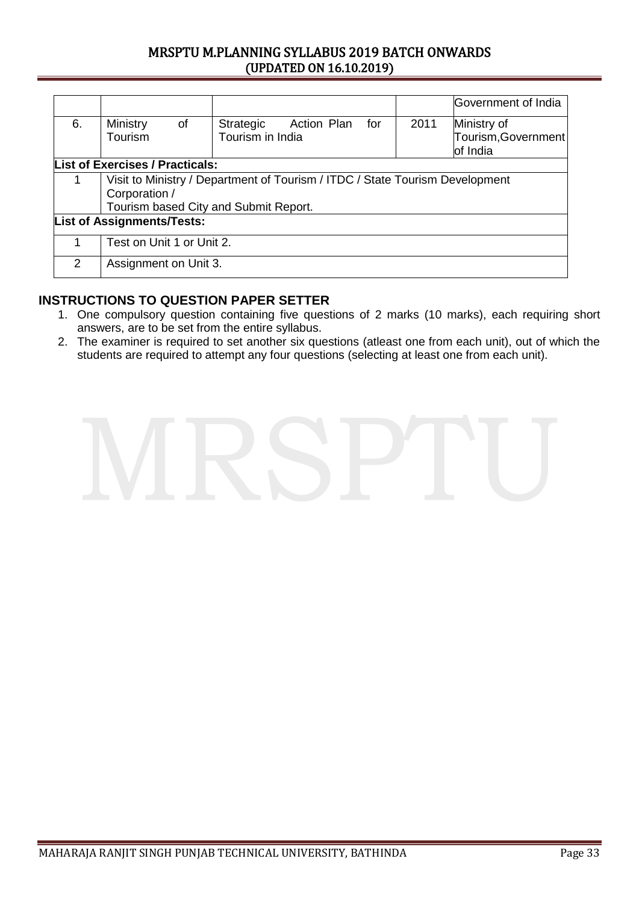| | | | | Government of India |
|---|---|---|---|---|
| 6. | Ministry of Tourism | Strategic Action Plan for Tourism in India | 2011 | Ministry of Tourism,Government of India |

| **List of Exercises / Practicals:** | |
|---|---|
| 1 | Visit to Ministry / Department of Tourism / ITDC / State Tourism Development Corporation / Tourism based City and Submit Report. |
| **List of Assignments/Tests:** | |
| 1 | Test on Unit 1 or Unit 2. |
| 2 | Assignment on Unit 3. |

## INSTRUCTIONS TO QUESTION PAPER SETTER

1. One compulsory question containing five questions of 2 marks (10 marks), each requiring short answers, are to be set from the entire syllabus.
2. The examiner is required to set another six questions (atleast one from each unit), out of which the students are required to attempt any four questions (selecting at least one from each unit).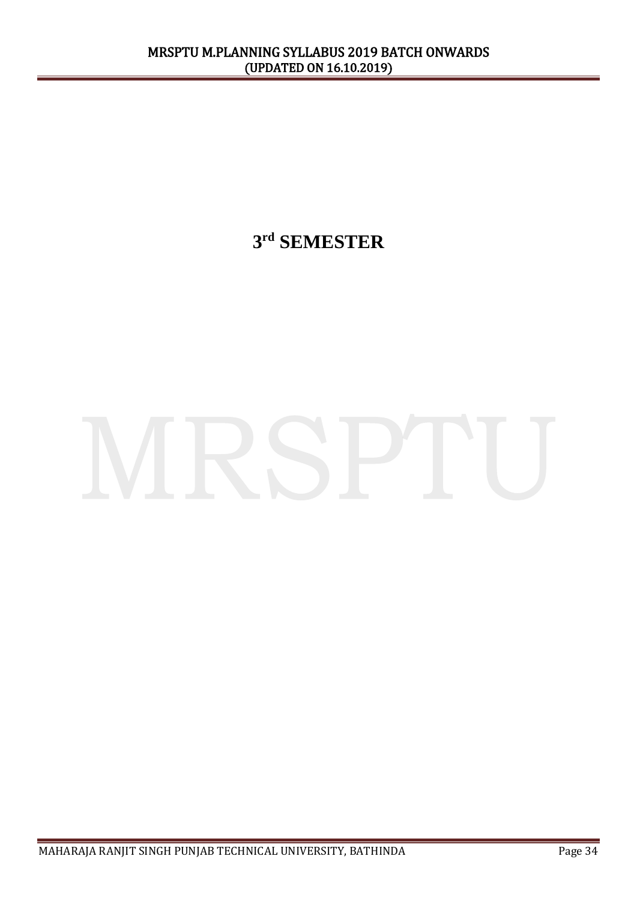# 3rd SEMESTER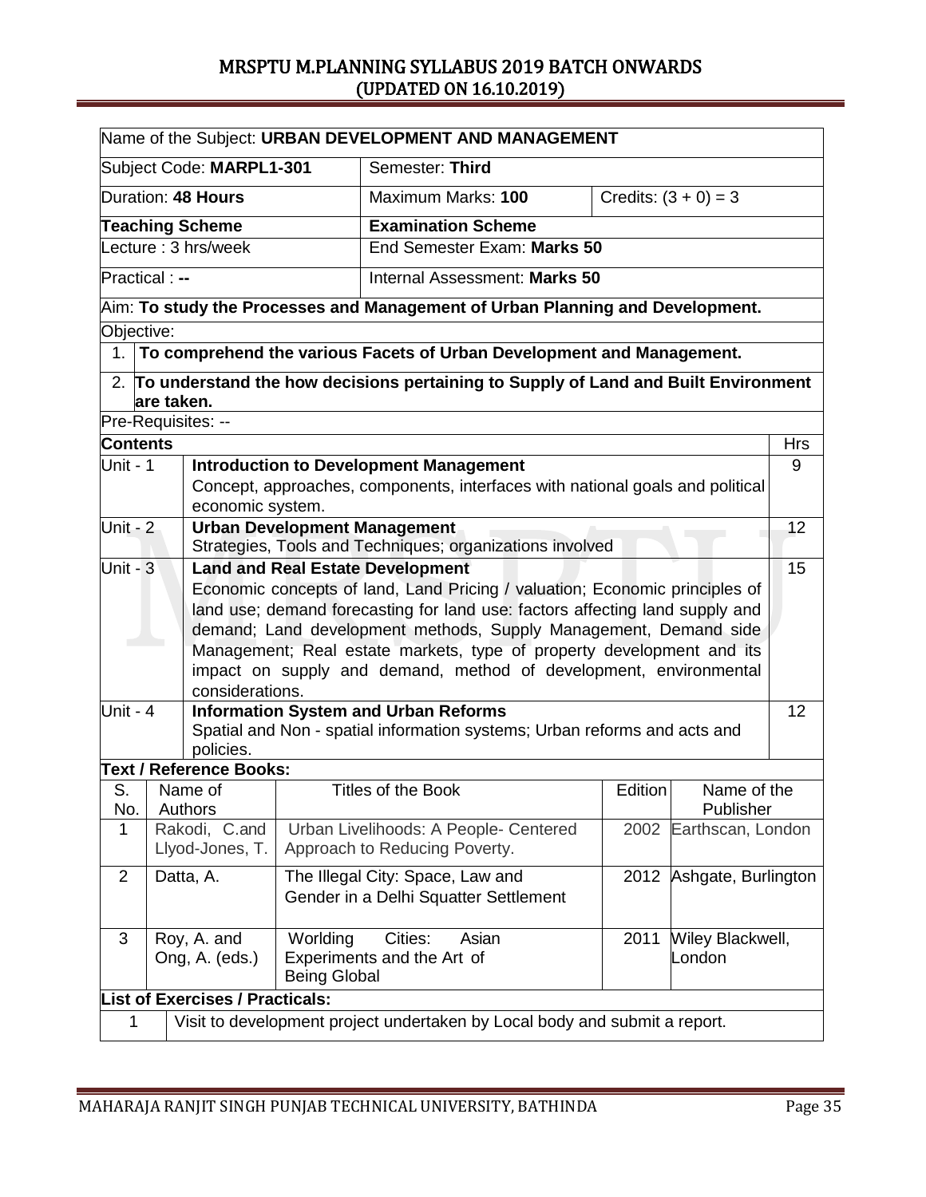| Name of the Subject: **URBAN DEVELOPMENT AND MANAGEMENT** | | |
|---|---|---|
| Subject Code: **MARPL1-301** | Semester: **Third** | |
| Duration: **48 Hours** | Maximum Marks: **100** | Credits: (3 + 0) = 3 |
| **Teaching Scheme** | **Examination Scheme** | |
| Lecture : 3 hrs/week | End Semester Exam: **Marks 50** | |
| Practical : **--** | Internal Assessment: **Marks 50** | |

Aim: **To study the Processes and Management of Urban Planning and Development.**

Objective:

1. **To comprehend the various Facets of Urban Development and Management.**
2. **To understand the how decisions pertaining to Supply of Land and Built Environment are taken.**

Pre-Requisites: --

| **Contents** | | Hrs |
|---|---|---|
| Unit - 1 | **Introduction to Development Management**<br>Concept, approaches, components, interfaces with national goals and political economic system. | 9 |
| Unit - 2 | **Urban Development Management**<br>Strategies, Tools and Techniques; organizations involved | 12 |
| Unit - 3 | **Land and Real Estate Development**<br>Economic concepts of land, Land Pricing / valuation; Economic principles of land use; demand forecasting for land use: factors affecting land supply and demand; Land development methods, Supply Management, Demand side Management; Real estate markets, type of property development and its impact on supply and demand, method of development, environmental considerations. | 15 |
| Unit - 4 | **Information System and Urban Reforms**<br>Spatial and Non - spatial information systems; Urban reforms and acts and policies. | 12 |

**Text / Reference Books:**

| S. No. | Name of Authors | Titles of the Book | Edition | Name of the Publisher |
|---|---|---|---|---|
| 1 | Rakodi, C.and Llyod-Jones, T. | Urban Livelihoods: A People- Centered Approach to Reducing Poverty. | 2002 | Earthscan, London |
| 2 | Datta, A. | The Illegal City: Space, Law and Gender in a Delhi Squatter Settlement | 2012 | Ashgate, Burlington |
| 3 | Roy, A. and Ong, A. (eds.) | Worlding Cities: Asian Experiments and the Art of Being Global | 2011 | Wiley Blackwell, London |

**List of Exercises / Practicals:**

| 1 | Visit to development project undertaken by Local body and submit a report. |
|---|---|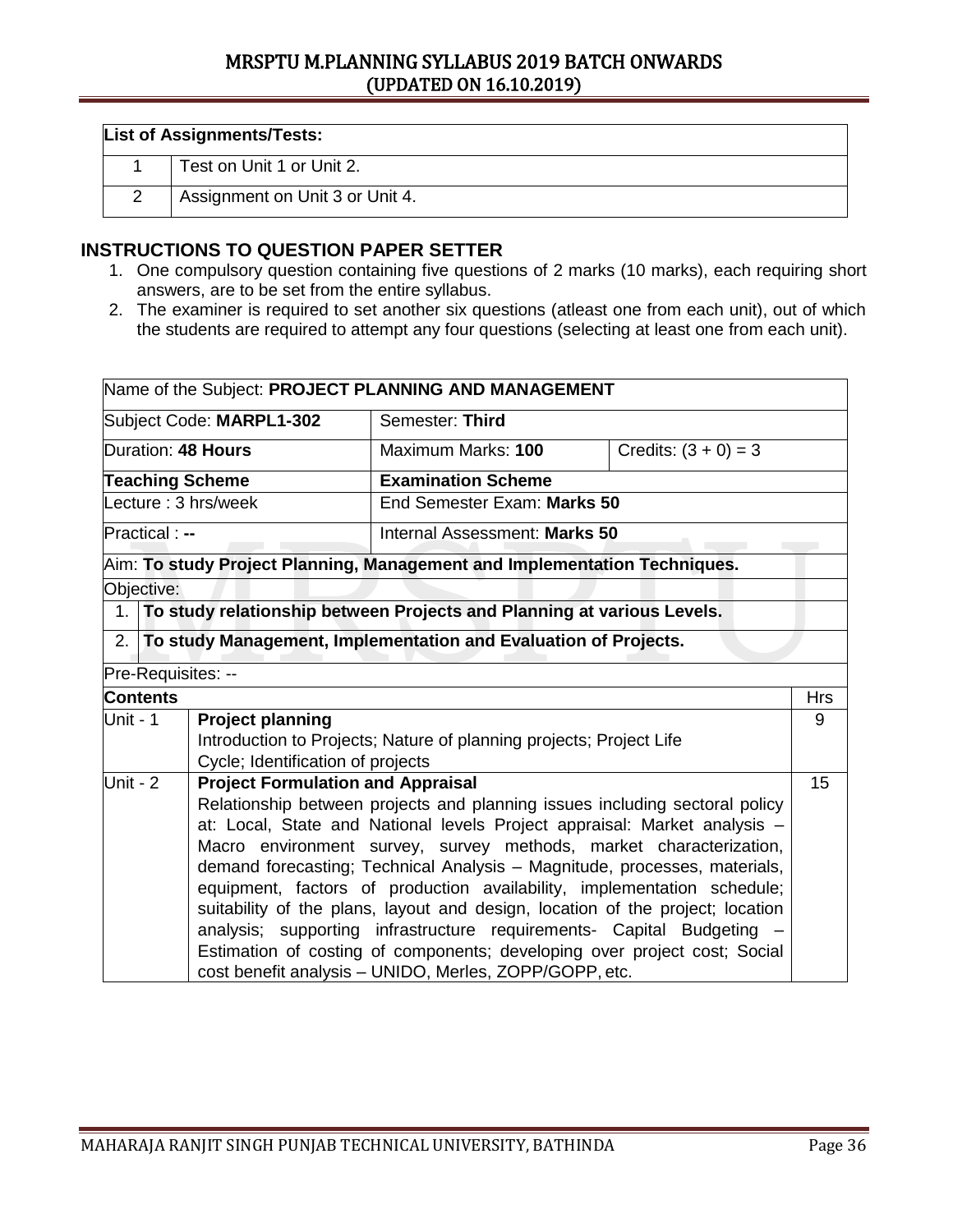| List of Assignments/Tests: | |
|---|---|
| 1 | Test on Unit 1 or Unit 2. |
| 2 | Assignment on Unit 3 or Unit 4. |

## INSTRUCTIONS TO QUESTION PAPER SETTER

1. One compulsory question containing five questions of 2 marks (10 marks), each requiring short answers, are to be set from the entire syllabus.
2. The examiner is required to set another six questions (atleast one from each unit), out of which the students are required to attempt any four questions (selecting at least one from each unit).

| Name of the Subject: **PROJECT PLANNING AND MANAGEMENT** | | |
|---|---|---|
| Subject Code: **MARPL1-302** | Semester: **Third** | |
| Duration: **48 Hours** | Maximum Marks: **100** | Credits: (3 + 0) = 3 |
| **Teaching Scheme** | **Examination Scheme** | |
| Lecture : 3 hrs/week | End Semester Exam: **Marks 50** | |
| Practical : **--** | Internal Assessment: **Marks 50** | |

Aim: **To study Project Planning, Management and Implementation Techniques.**

Objective:

1. **To study relationship between Projects and Planning at various Levels.**
2. **To study Management, Implementation and Evaluation of Projects.**

Pre-Requisites: --

| **Contents** | | Hrs |
|---|---|---|
| Unit - 1 | **Project planning**<br>Introduction to Projects; Nature of planning projects; Project Life Cycle; Identification of projects | 9 |
| Unit - 2 | **Project Formulation and Appraisal**<br>Relationship between projects and planning issues including sectoral policy at: Local, State and National levels Project appraisal: Market analysis – Macro environment survey, survey methods, market characterization, demand forecasting; Technical Analysis – Magnitude, processes, materials, equipment, factors of production availability, implementation schedule; suitability of the plans, layout and design, location of the project; location analysis; supporting infrastructure requirements- Capital Budgeting – Estimation of costing of components; developing over project cost; Social cost benefit analysis – UNIDO, Merles, ZOPP/GOPP, etc. | 15 |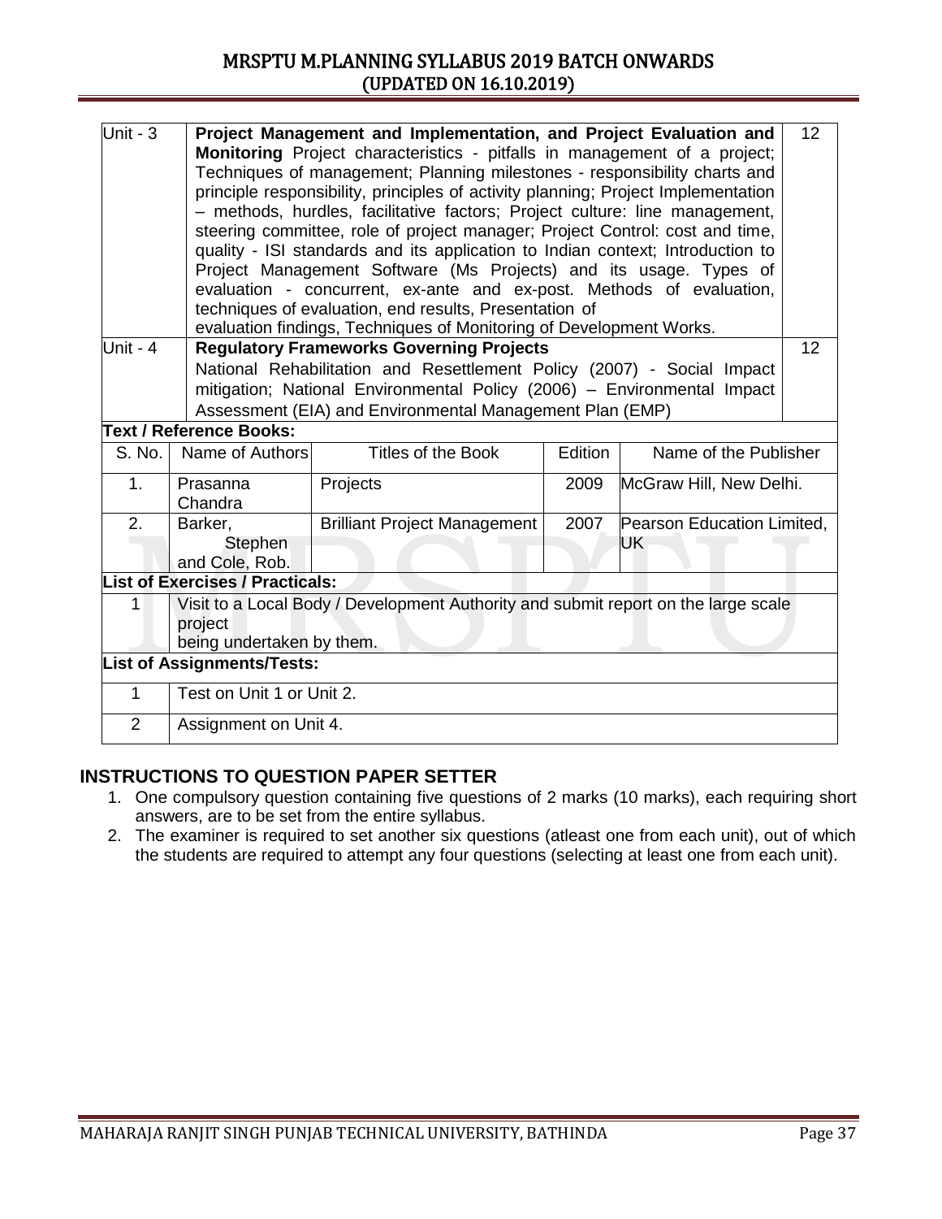| Unit | Content | Hours |
|---|---|---|
| Unit - 3 | **Project Management and Implementation, and Project Evaluation and Monitoring** Project characteristics - pitfalls in management of a project; Techniques of management; Planning milestones - responsibility charts and principle responsibility, principles of activity planning; Project Implementation – methods, hurdles, facilitative factors; Project culture: line management, steering committee, role of project manager; Project Control: cost and time, quality - ISI standards and its application to Indian context; Introduction to Project Management Software (Ms Projects) and its usage. Types of evaluation - concurrent, ex-ante and ex-post. Methods of evaluation, techniques of evaluation, end results, Presentation of evaluation findings, Techniques of Monitoring of Development Works. | 12 |
| Unit - 4 | **Regulatory Frameworks Governing Projects** National Rehabilitation and Resettlement Policy (2007) - Social Impact mitigation; National Environmental Policy (2006) – Environmental Impact Assessment (EIA) and Environmental Management Plan (EMP) | 12 |

**Text / Reference Books:**

| S. No. | Name of Authors | Titles of the Book | Edition | Name of the Publisher |
|---|---|---|---|---|
| 1. | Prasanna Chandra | Projects | 2009 | McGraw Hill, New Delhi. |
| 2. | Barker, Stephen and Cole, Rob. | Brilliant Project Management | 2007 | Pearson Education Limited, UK |

**List of Exercises / Practicals:**

| S. No. | Exercise |
|---|---|
| 1 | Visit to a Local Body / Development Authority and submit report on the large scale project being undertaken by them. |

**List of Assignments/Tests:**

| S. No. | Assignment/Test |
|---|---|
| 1 | Test on Unit 1 or Unit 2. |
| 2 | Assignment on Unit 4. |

## INSTRUCTIONS TO QUESTION PAPER SETTER

1. One compulsory question containing five questions of 2 marks (10 marks), each requiring short answers, are to be set from the entire syllabus.
2. The examiner is required to set another six questions (atleast one from each unit), out of which the students are required to attempt any four questions (selecting at least one from each unit).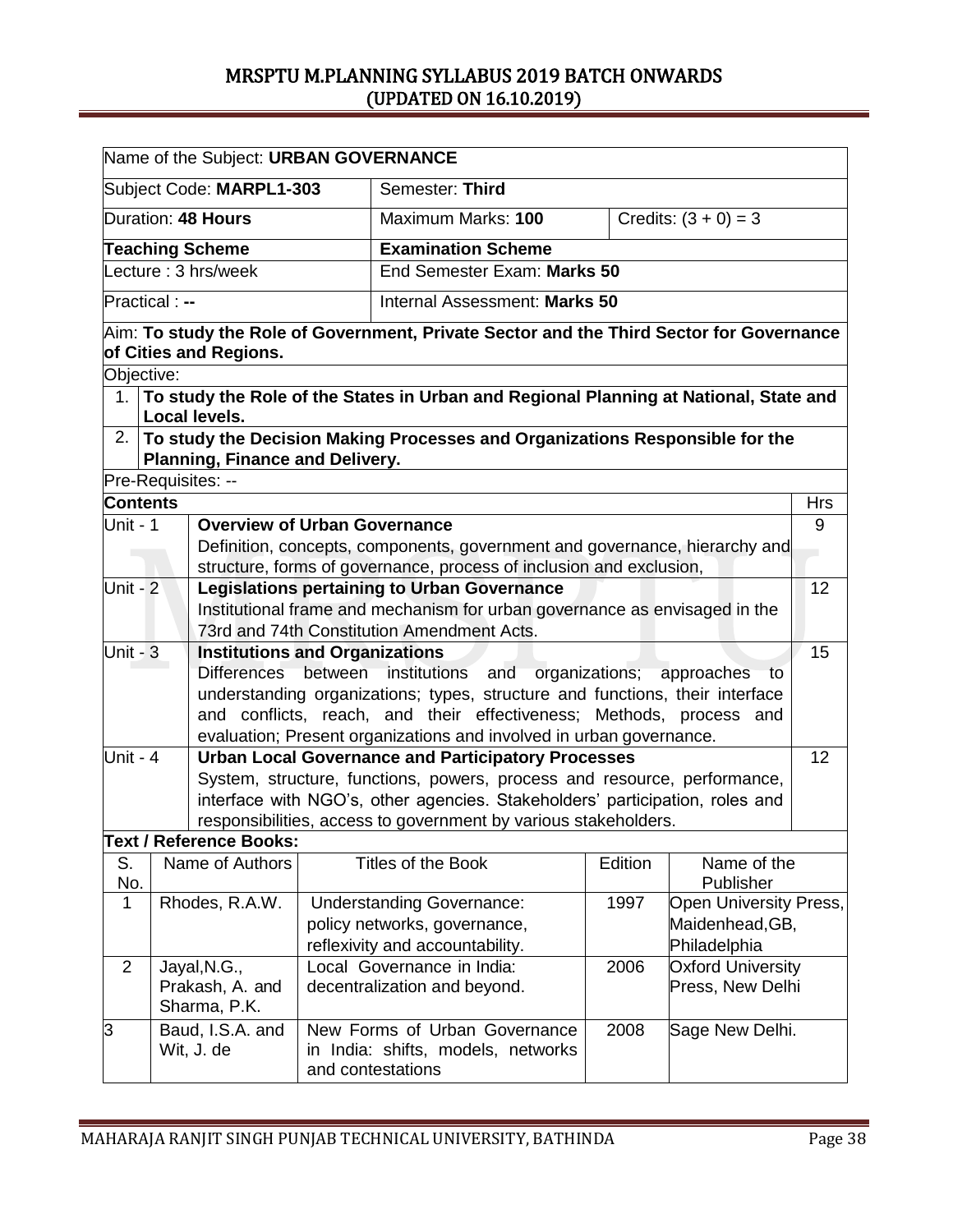| Name of the Subject: **URBAN GOVERNANCE** | | |
|---|---|---|
| Subject Code: **MARPL1-303** | Semester: **Third** | |
| Duration: **48 Hours** | Maximum Marks: **100** | Credits: (3 + 0) = 3 |
| **Teaching Scheme** | **Examination Scheme** | |
| Lecture : 3 hrs/week | End Semester Exam: **Marks 50** | |
| Practical : **--** | Internal Assessment: **Marks 50** | |

Aim: **To study the Role of Government, Private Sector and the Third Sector for Governance of Cities and Regions.**

Objective:

1. **To study the Role of the States in Urban and Regional Planning at National, State and Local levels.**
2. **To study the Decision Making Processes and Organizations Responsible for the Planning, Finance and Delivery.**

Pre-Requisites: --

| **Contents** | | Hrs |
|---|---|---|
| Unit - 1 | **Overview of Urban Governance**<br>Definition, concepts, components, government and governance, hierarchy and structure, forms of governance, process of inclusion and exclusion, | 9 |
| Unit - 2 | **Legislations pertaining to Urban Governance**<br>Institutional frame and mechanism for urban governance as envisaged in the 73rd and 74th Constitution Amendment Acts. | 12 |
| Unit - 3 | **Institutions and Organizations**<br>Differences between institutions and organizations; approaches to understanding organizations; types, structure and functions, their interface and conflicts, reach, and their effectiveness; Methods, process and evaluation; Present organizations and involved in urban governance. | 15 |
| Unit - 4 | **Urban Local Governance and Participatory Processes**<br>System, structure, functions, powers, process and resource, performance, interface with NGO's, other agencies. Stakeholders' participation, roles and responsibilities, access to government by various stakeholders. | 12 |

**Text / Reference Books:**

| S. No. | Name of Authors | Titles of the Book | Edition | Name of the Publisher |
|---|---|---|---|---|
| 1 | Rhodes, R.A.W. | Understanding Governance: policy networks, governance, reflexivity and accountability. | 1997 | Open University Press, Maidenhead,GB, Philadelphia |
| 2 | Jayal,N.G., Prakash, A. and Sharma, P.K. | Local Governance in India: decentralization and beyond. | 2006 | Oxford University Press, New Delhi |
| 3 | Baud, I.S.A. and Wit, J. de | New Forms of Urban Governance in India: shifts, models, networks and contestations | 2008 | Sage New Delhi. |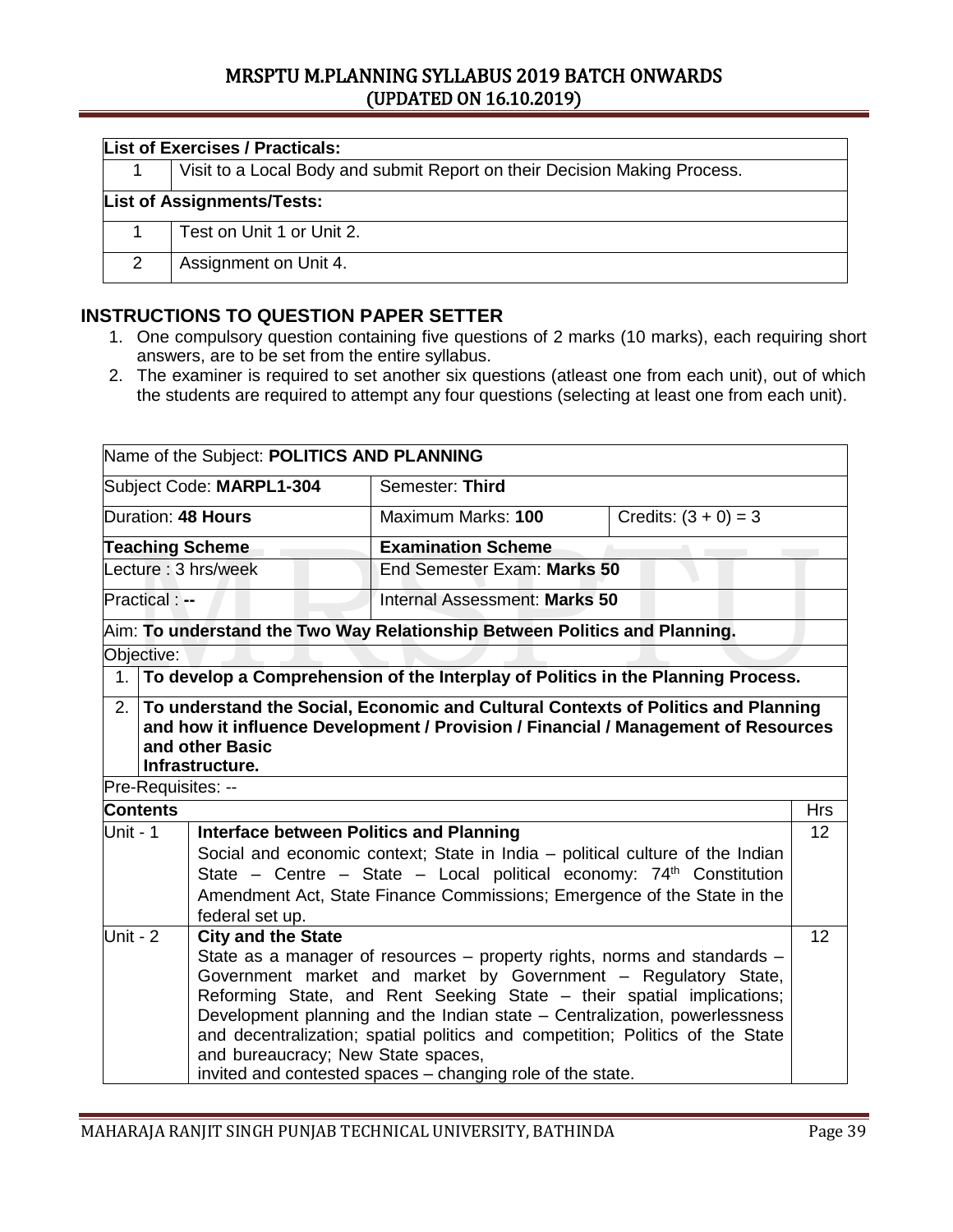| List of Exercises / Practicals: | |
|---|---|
| 1 | Visit to a Local Body and submit Report on their Decision Making Process. |
| **List of Assignments/Tests:** | |
| 1 | Test on Unit 1 or Unit 2. |
| 2 | Assignment on Unit 4. |

## INSTRUCTIONS TO QUESTION PAPER SETTER

1. One compulsory question containing five questions of 2 marks (10 marks), each requiring short answers, are to be set from the entire syllabus.
2. The examiner is required to set another six questions (atleast one from each unit), out of which the students are required to attempt any four questions (selecting at least one from each unit).

| Name of the Subject: **POLITICS AND PLANNING** | | | |
|---|---|---|---|
| Subject Code: **MARPL1-304** | Semester: **Third** | | |
| Duration: **48 Hours** | Maximum Marks: **100** | Credits: (3 + 0) = 3 | |
| **Teaching Scheme** | **Examination Scheme** | | |
| Lecture : 3 hrs/week | End Semester Exam: **Marks 50** | | |
| Practical : **--** | Internal Assessment: **Marks 50** | | |
| Aim: **To understand the Two Way Relationship Between Politics and Planning.** | | | |
| Objective: | | | |
| 1. | **To develop a Comprehension of the Interplay of Politics in the Planning Process.** | | |
| 2. | **To understand the Social, Economic and Cultural Contexts of Politics and Planning and how it influence Development / Provision / Financial / Management of Resources and other Basic Infrastructure.** | | |
| Pre-Requisites: -- | | | |
| **Contents** | | | **Hrs** |
| Unit - 1 | **Interface between Politics and Planning**<br>Social and economic context; State in India – political culture of the Indian State – Centre – State – Local political economy: 74th Constitution Amendment Act, State Finance Commissions; Emergence of the State in the federal set up. | | 12 |
| Unit - 2 | **City and the State**<br>State as a manager of resources – property rights, norms and standards – Government market and market by Government – Regulatory State, Reforming State, and Rent Seeking State – their spatial implications; Development planning and the Indian state – Centralization, powerlessness and decentralization; spatial politics and competition; Politics of the State and bureaucracy; New State spaces, invited and contested spaces – changing role of the state. | | 12 |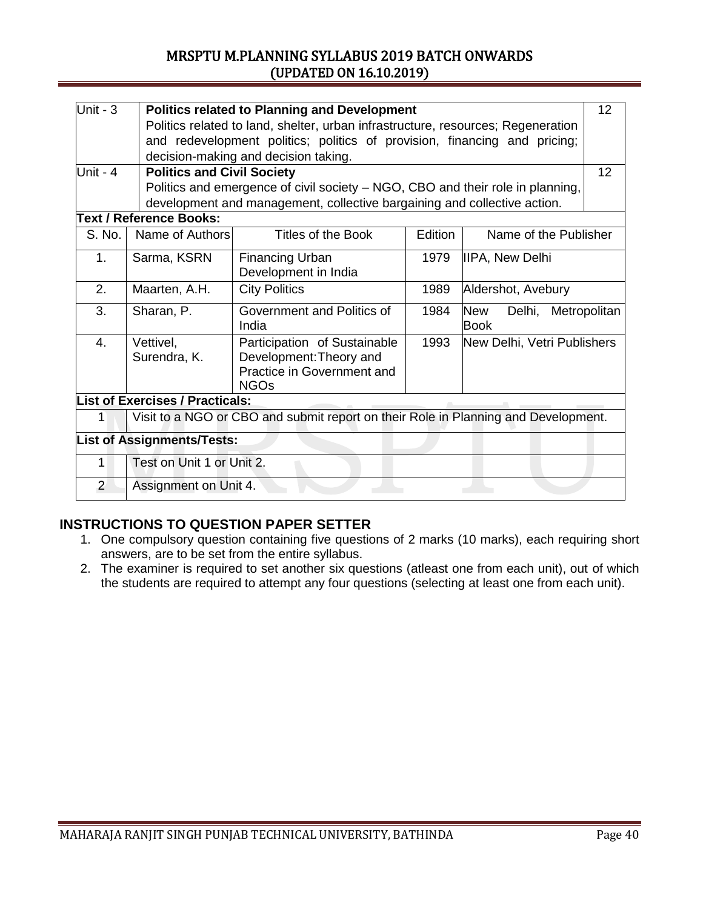| Unit | Content | Hours |
|---|---|---|
| Unit - 3 | **Politics related to Planning and Development**<br>Politics related to land, shelter, urban infrastructure, resources; Regeneration and redevelopment politics; politics of provision, financing and pricing; decision-making and decision taking. | 12 |
| Unit - 4 | **Politics and Civil Society**<br>Politics and emergence of civil society – NGO, CBO and their role in planning, development and management, collective bargaining and collective action. | 12 |

**Text / Reference Books:**

| S. No. | Name of Authors | Titles of the Book | Edition | Name of the Publisher |
|---|---|---|---|---|
| 1. | Sarma, KSRN | Financing Urban Development in India | 1979 | IIPA, New Delhi |
| 2. | Maarten, A.H. | City Politics | 1989 | Aldershot, Avebury |
| 3. | Sharan, P. | Government and Politics of India | 1984 | New Delhi, Metropolitan Book |
| 4. | Vettivel, Surendra, K. | Participation of Sustainable Development: Theory and Practice in Government and NGOs | 1993 | New Delhi, Vetri Publishers |

**List of Exercises / Practicals:**

| S. No. | Exercise |
|---|---|
| 1 | Visit to a NGO or CBO and submit report on their Role in Planning and Development. |

**List of Assignments/Tests:**

| S. No. | Assignment/Test |
|---|---|
| 1 | Test on Unit 1 or Unit 2. |
| 2 | Assignment on Unit 4. |

## INSTRUCTIONS TO QUESTION PAPER SETTER

1. One compulsory question containing five questions of 2 marks (10 marks), each requiring short answers, are to be set from the entire syllabus.
2. The examiner is required to set another six questions (atleast one from each unit), out of which the students are required to attempt any four questions (selecting at least one from each unit).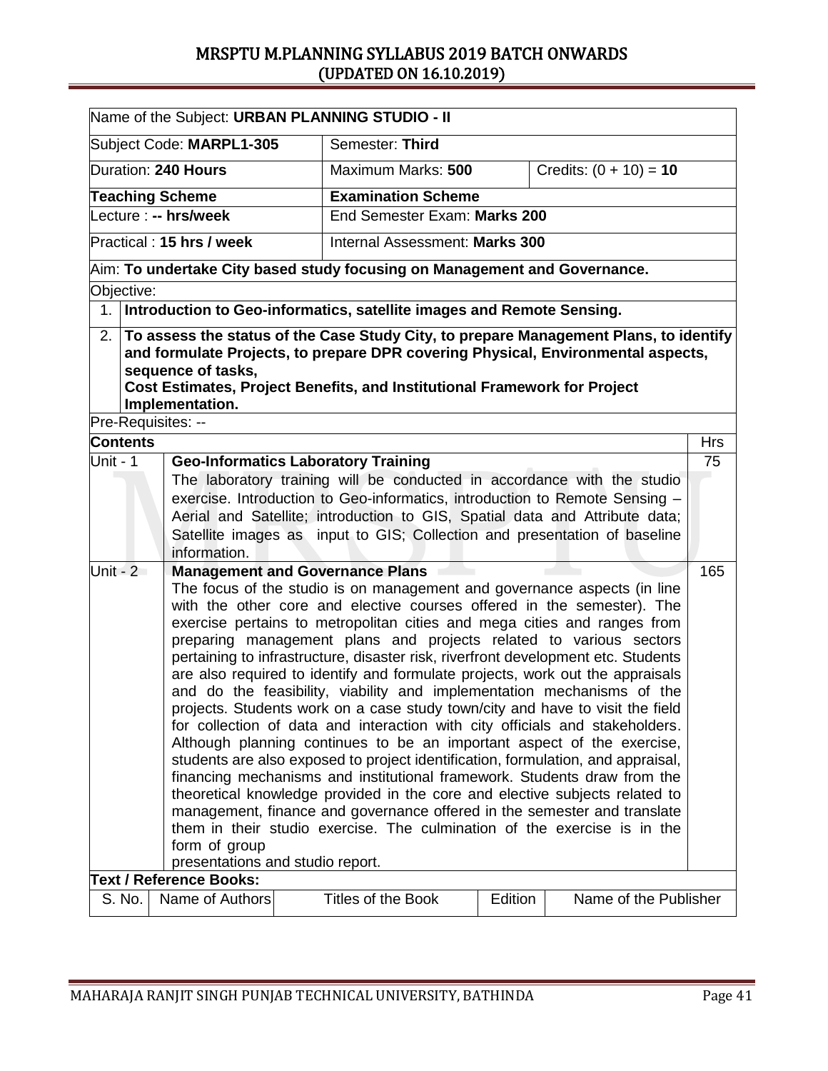| Name of the Subject: **URBAN PLANNING STUDIO - II** | | |
|---|---|---|
| Subject Code: **MARPL1-305** | Semester: **Third** | |
| Duration: **240 Hours** | Maximum Marks: **500** | Credits: (0 + 10) = **10** |
| **Teaching Scheme** | **Examination Scheme** | |
| Lecture : **-- hrs/week** | End Semester Exam: **Marks 200** | |
| Practical : **15 hrs / week** | Internal Assessment: **Marks 300** | |

Aim: **To undertake City based study focusing on Management and Governance.**

Objective:

1. **Introduction to Geo-informatics, satellite images and Remote Sensing.**
2. **To assess the status of the Case Study City, to prepare Management Plans, to identify and formulate Projects, to prepare DPR covering Physical, Environmental aspects, sequence of tasks,
Cost Estimates, Project Benefits, and Institutional Framework for Project Implementation.**

Pre-Requisites: --

| **Contents** | | Hrs |
|---|---|---|
| Unit - 1 | **Geo-Informatics Laboratory Training**<br>The laboratory training will be conducted in accordance with the studio exercise. Introduction to Geo-informatics, introduction to Remote Sensing – Aerial and Satellite; introduction to GIS, Spatial data and Attribute data; Satellite images as input to GIS; Collection and presentation of baseline information. | 75 |
| Unit - 2 | **Management and Governance Plans**<br>The focus of the studio is on management and governance aspects (in line with the other core and elective courses offered in the semester). The exercise pertains to metropolitan cities and mega cities and ranges from preparing management plans and projects related to various sectors pertaining to infrastructure, disaster risk, riverfront development etc. Students are also required to identify and formulate projects, work out the appraisals and do the feasibility, viability and implementation mechanisms of the projects. Students work on a case study town/city and have to visit the field for collection of data and interaction with city officials and stakeholders. Although planning continues to be an important aspect of the exercise, students are also exposed to project identification, formulation, and appraisal, financing mechanisms and institutional framework. Students draw from the theoretical knowledge provided in the core and elective subjects related to management, finance and governance offered in the semester and translate them in their studio exercise. The culmination of the exercise is in the form of group<br>presentations and studio report. | 165 |

**Text / Reference Books:**

| S. No. | Name of Authors | Titles of the Book | Edition | Name of the Publisher |
|---|---|---|---|---|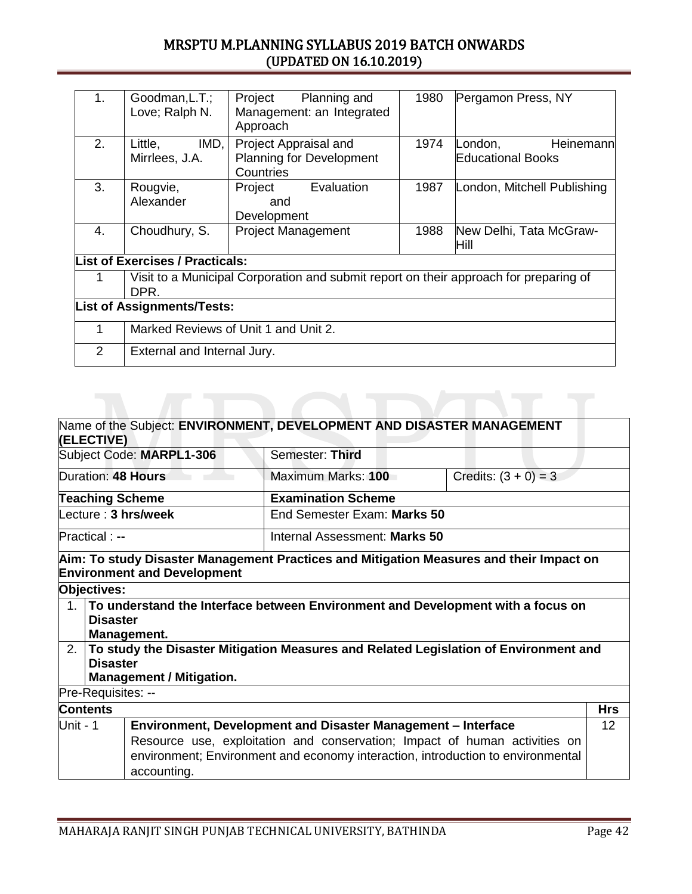| | | | | |
|---|---|---|---|---|
| 1. | Goodman,L.T.; Love; Ralph N. | Project Planning and Management: an Integrated Approach | 1980 | Pergamon Press, NY |
| 2. | Little, IMD, Mirrlees, J.A. | Project Appraisal and Planning for Development Countries | 1974 | London, Heinemann Educational Books |
| 3. | Rougvie, Alexander | Project Evaluation and Development | 1987 | London, Mitchell Publishing |
| 4. | Choudhury, S. | Project Management | 1988 | New Delhi, Tata McGraw-Hill |

**List of Exercises / Practicals:**

| | |
|---|---|
| 1 | Visit to a Municipal Corporation and submit report on their approach for preparing of DPR. |

**List of Assignments/Tests:**

| | |
|---|---|
| 1 | Marked Reviews of Unit 1 and Unit 2. |
| 2 | External and Internal Jury. |

| Name of the Subject: **ENVIRONMENT, DEVELOPMENT AND DISASTER MANAGEMENT (ELECTIVE)** | | |
|---|---|---|
| Subject Code: **MARPL1-306** | Semester: **Third** | |
| Duration: **48 Hours** | Maximum Marks: **100** | Credits: (3 + 0) = 3 |
| **Teaching Scheme** | **Examination Scheme** | |
| Lecture : **3 hrs/week** | End Semester Exam: **Marks 50** | |
| Practical : **--** | Internal Assessment: **Marks 50** | |

**Aim: To study Disaster Management Practices and Mitigation Measures and their Impact on Environment and Development**

**Objectives:**

1. **To understand the Interface between Environment and Development with a focus on Disaster Management.**
2. **To study the Disaster Mitigation Measures and Related Legislation of Environment and Disaster Management / Mitigation.**

Pre-Requisites: --

| **Contents** | | **Hrs** |
|---|---|---|
| Unit - 1 | **Environment, Development and Disaster Management – Interface** Resource use, exploitation and conservation; Impact of human activities on environment; Environment and economy interaction, introduction to environmental accounting. | 12 |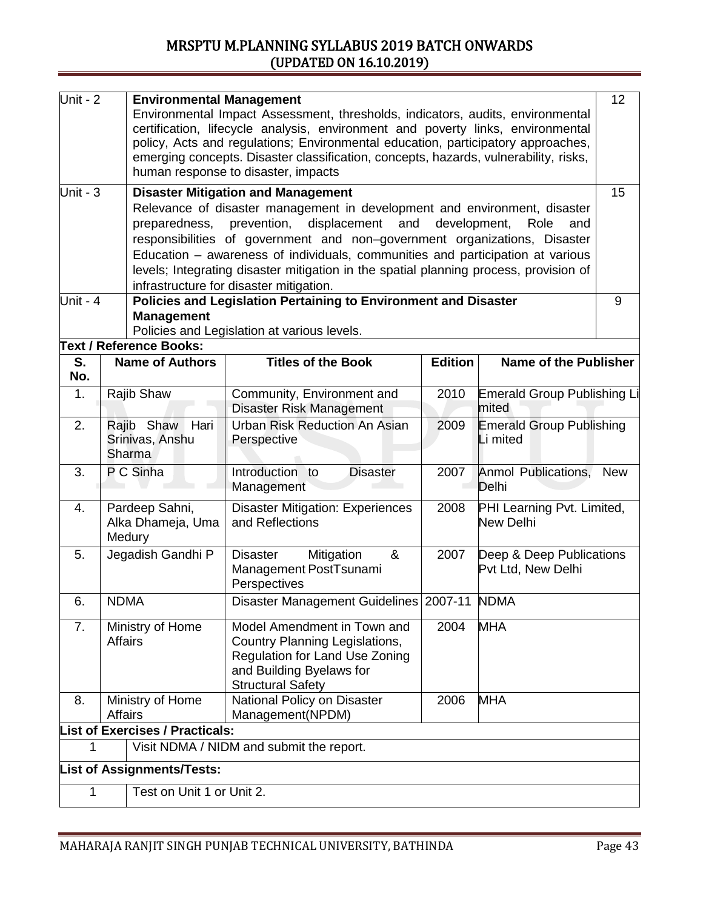| Unit | Content | Hours |
|---|---|---|
| Unit - 2 | **Environmental Management**<br>Environmental Impact Assessment, thresholds, indicators, audits, environmental certification, lifecycle analysis, environment and poverty links, environmental policy, Acts and regulations; Environmental education, participatory approaches, emerging concepts. Disaster classification, concepts, hazards, vulnerability, risks, human response to disaster, impacts | 12 |
| Unit - 3 | **Disaster Mitigation and Management**<br>Relevance of disaster management in development and environment, disaster preparedness, prevention, displacement and development, Role and responsibilities of government and non–government organizations, Disaster Education – awareness of individuals, communities and participation at various levels; Integrating disaster mitigation in the spatial planning process, provision of infrastructure for disaster mitigation. | 15 |
| Unit - 4 | **Policies and Legislation Pertaining to Environment and Disaster Management**<br>Policies and Legislation at various levels. | 9 |

**Text / Reference Books:**

| S. No. | Name of Authors | Titles of the Book | Edition | Name of the Publisher |
|---|---|---|---|---|
| 1. | Rajib Shaw | Community, Environment and Disaster Risk Management | 2010 | Emerald Group Publishing Limited |
| 2. | Rajib Shaw Hari Srinivas, Anshu Sharma | Urban Risk Reduction An Asian Perspective | 2009 | Emerald Group Publishing Li mited |
| 3. | P C Sinha | Introduction to Disaster Management | 2007 | Anmol Publications, New Delhi |
| 4. | Pardeep Sahni, Alka Dhameja, Uma Medury | Disaster Mitigation: Experiences and Reflections | 2008 | PHI Learning Pvt. Limited, New Delhi |
| 5. | Jegadish Gandhi P | Disaster Mitigation & Management PostTsunami Perspectives | 2007 | Deep & Deep Publications Pvt Ltd, New Delhi |
| 6. | NDMA | Disaster Management Guidelines | 2007-11 | NDMA |
| 7. | Ministry of Home Affairs | Model Amendment in Town and Country Planning Legislations, Regulation for Land Use Zoning and Building Byelaws for Structural Safety | 2004 | MHA |
| 8. | Ministry of Home Affairs | National Policy on Disaster Management(NPDM) | 2006 | MHA |

**List of Exercises / Practicals:**

| S. No. | Exercise |
|---|---|
| 1 | Visit NDMA / NIDM and submit the report. |

**List of Assignments/Tests:**

| S. No. | Assignment/Test |
|---|---|
| 1 | Test on Unit 1 or Unit 2. |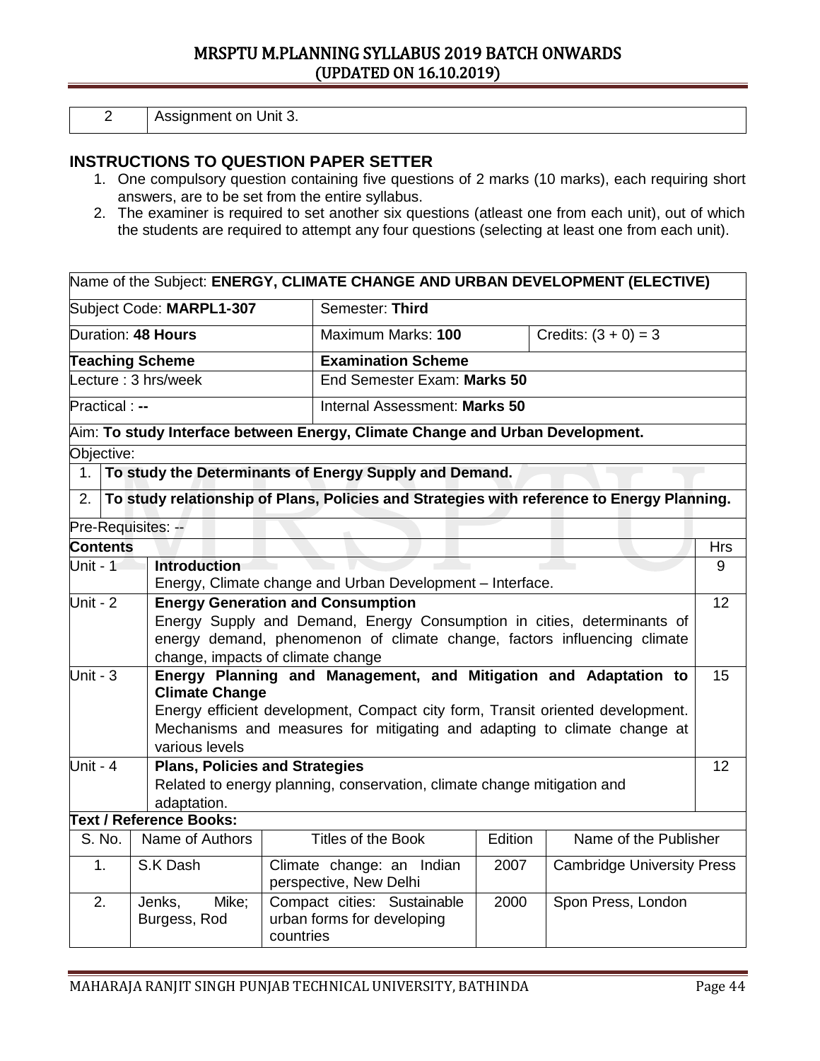| 2 | Assignment on Unit 3. |
|---|---|

## INSTRUCTIONS TO QUESTION PAPER SETTER

1. One compulsory question containing five questions of 2 marks (10 marks), each requiring short answers, are to be set from the entire syllabus.
2. The examiner is required to set another six questions (atleast one from each unit), out of which the students are required to attempt any four questions (selecting at least one from each unit).

| Name of the Subject: **ENERGY, CLIMATE CHANGE AND URBAN DEVELOPMENT (ELECTIVE)** | | |
|---|---|---|
| Subject Code: **MARPL1-307** | Semester: **Third** | |
| Duration: **48 Hours** | Maximum Marks: **100** | Credits: (3 + 0) = 3 |
| **Teaching Scheme** | **Examination Scheme** | |
| Lecture : 3 hrs/week | End Semester Exam: **Marks 50** | |
| Practical : **--** | Internal Assessment: **Marks 50** | |

Aim: **To study Interface between Energy, Climate Change and Urban Development.**

Objective:

1. **To study the Determinants of Energy Supply and Demand.**
2. **To study relationship of Plans, Policies and Strategies with reference to Energy Planning.**

Pre-Requisites: --

| **Contents** | | **Hrs** |
|---|---|---|
| Unit - 1 | **Introduction**<br>Energy, Climate change and Urban Development – Interface. | 9 |
| Unit - 2 | **Energy Generation and Consumption**<br>Energy Supply and Demand, Energy Consumption in cities, determinants of energy demand, phenomenon of climate change, factors influencing climate change, impacts of climate change | 12 |
| Unit - 3 | **Energy Planning and Management, and Mitigation and Adaptation to Climate Change**<br>Energy efficient development, Compact city form, Transit oriented development. Mechanisms and measures for mitigating and adapting to climate change at various levels | 15 |
| Unit - 4 | **Plans, Policies and Strategies**<br>Related to energy planning, conservation, climate change mitigation and adaptation. | 12 |

**Text / Reference Books:**

| S. No. | Name of Authors | Titles of the Book | Edition | Name of the Publisher |
|---|---|---|---|---|
| 1. | S.K Dash | Climate change: an Indian perspective, New Delhi | 2007 | Cambridge University Press |
| 2. | Jenks, Mike; Burgess, Rod | Compact cities: Sustainable urban forms for developing countries | 2000 | Spon Press, London |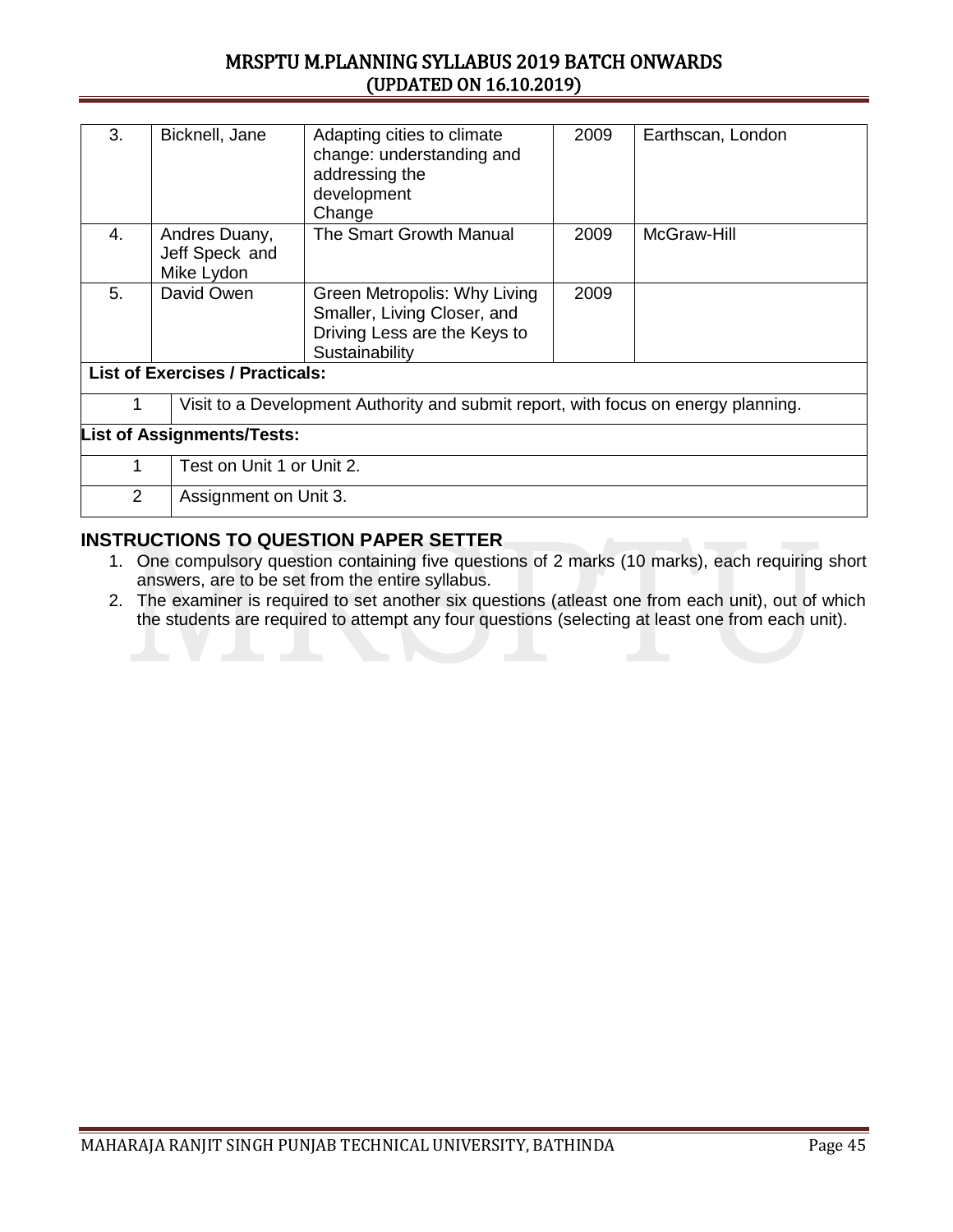| 3. | Bicknell, Jane | Adapting cities to climate change: understanding and addressing the development Change | 2009 | Earthscan, London |
|---|---|---|---|---|
| 4. | Andres Duany, Jeff Speck and Mike Lydon | The Smart Growth Manual | 2009 | McGraw-Hill |
| 5. | David Owen | Green Metropolis: Why Living Smaller, Living Closer, and Driving Less are the Keys to Sustainability | 2009 | |

**List of Exercises / Practicals:**

| | |
|---|---|
| 1 | Visit to a Development Authority and submit report, with focus on energy planning. |

**List of Assignments/Tests:**

| | |
|---|---|
| 1 | Test on Unit 1 or Unit 2. |
| 2 | Assignment on Unit 3. |

## INSTRUCTIONS TO QUESTION PAPER SETTER

1. One compulsory question containing five questions of 2 marks (10 marks), each requiring short answers, are to be set from the entire syllabus.
2. The examiner is required to set another six questions (atleast one from each unit), out of which the students are required to attempt any four questions (selecting at least one from each unit).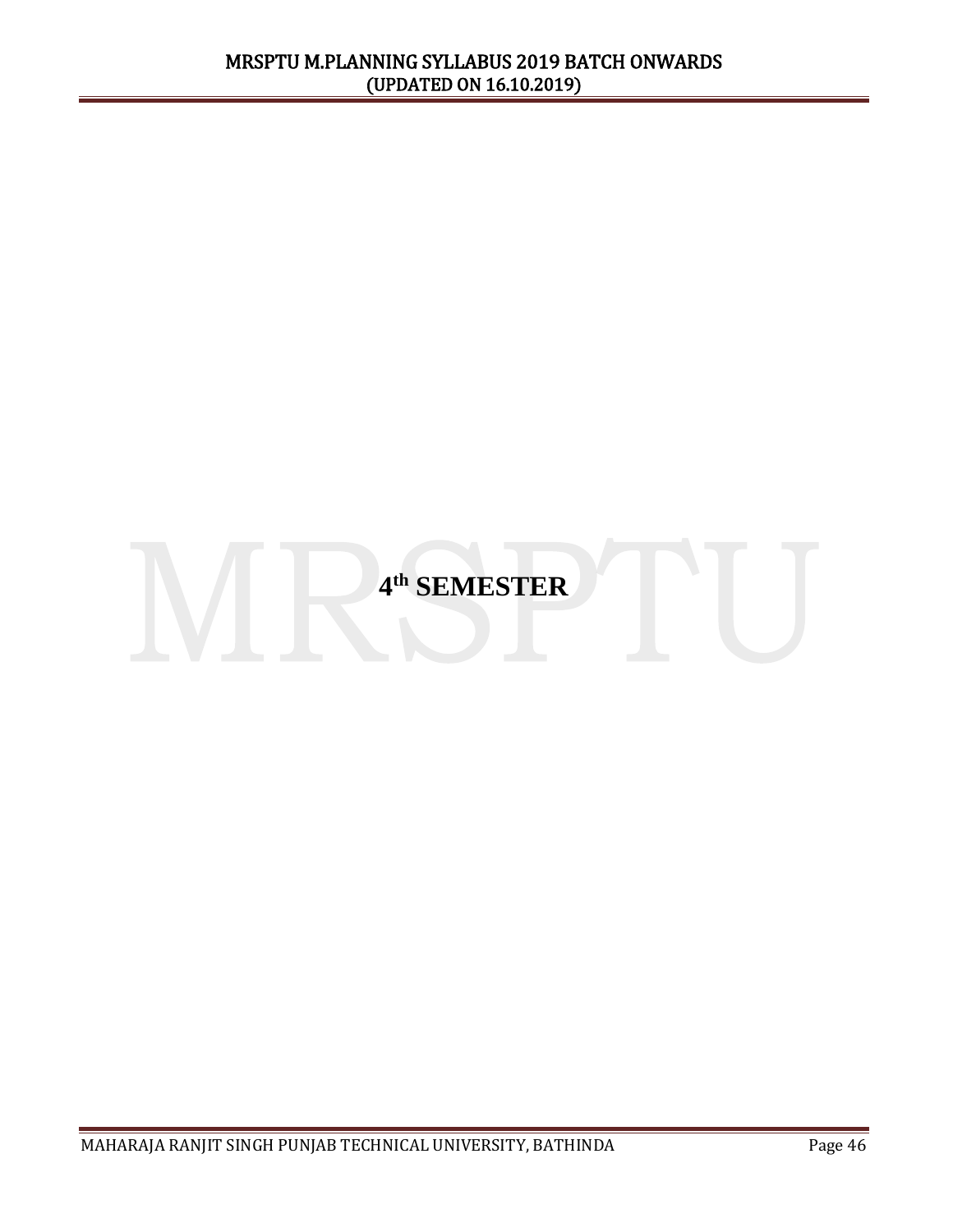# 4th SEMESTER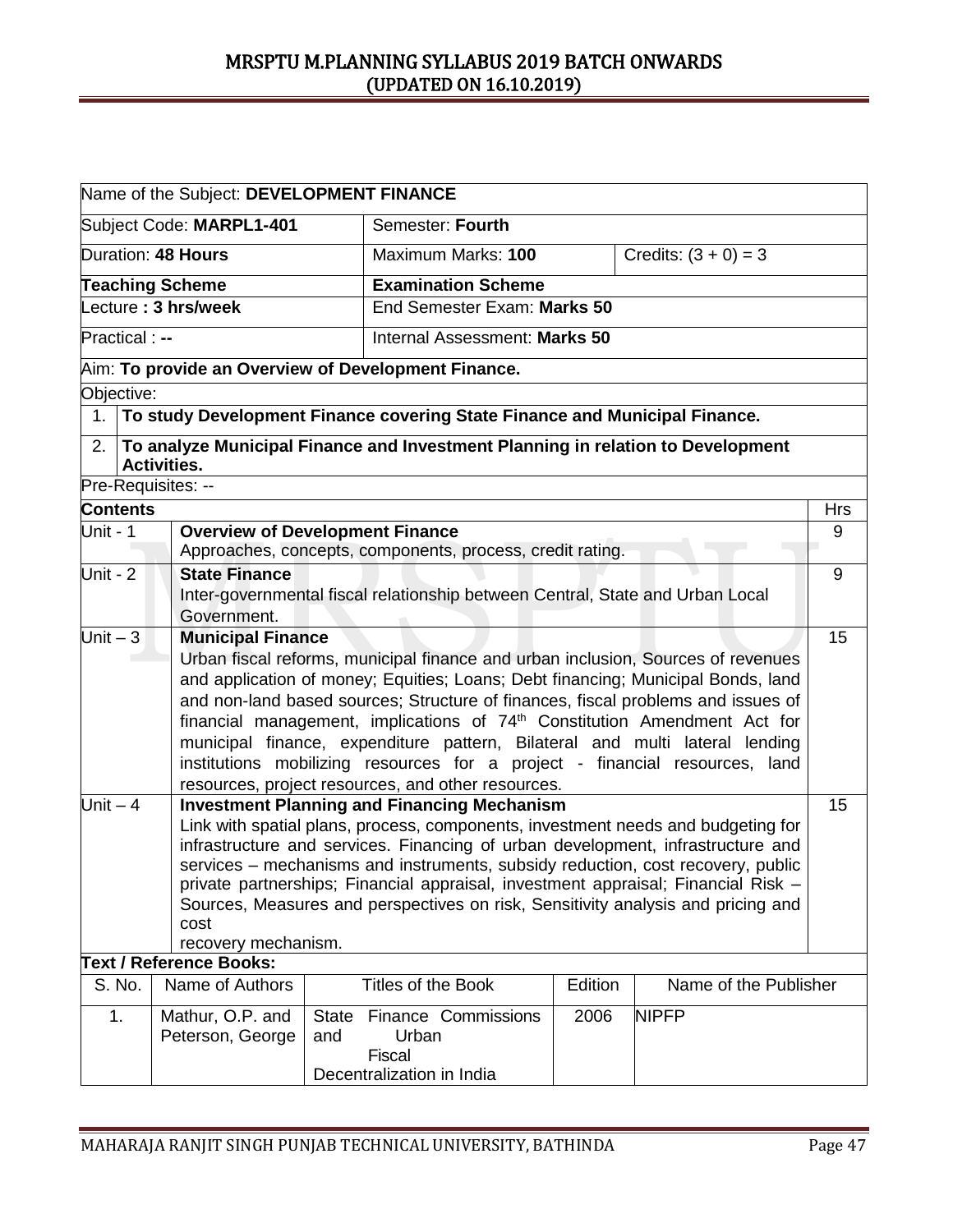| Name of the Subject: **DEVELOPMENT FINANCE** | | |
|---|---|---|
| Subject Code: **MARPL1-401** | Semester: **Fourth** | |
| Duration: **48 Hours** | Maximum Marks: **100** | Credits: (3 + 0) = 3 |
| **Teaching Scheme** | **Examination Scheme** | |
| Lecture **: 3 hrs/week** | End Semester Exam: **Marks 50** | |
| Practical : **--** | Internal Assessment: **Marks 50** | |

Aim: **To provide an Overview of Development Finance.**

Objective:

1. **To study Development Finance covering State Finance and Municipal Finance.**
2. **To analyze Municipal Finance and Investment Planning in relation to Development Activities.**

Pre-Requisites: --

| **Contents** | | Hrs |
|---|---|---|
| Unit - 1 | **Overview of Development Finance**<br>Approaches, concepts, components, process, credit rating. | 9 |
| Unit - 2 | **State Finance**<br>Inter-governmental fiscal relationship between Central, State and Urban Local Government. | 9 |
| Unit – 3 | **Municipal Finance**<br>Urban fiscal reforms, municipal finance and urban inclusion, Sources of revenues and application of money; Equities; Loans; Debt financing; Municipal Bonds, land and non-land based sources; Structure of finances, fiscal problems and issues of financial management, implications of 74$^{th}$ Constitution Amendment Act for municipal finance, expenditure pattern, Bilateral and multi lateral lending institutions mobilizing resources for a project - financial resources, land resources, project resources, and other resources. | 15 |
| Unit – 4 | **Investment Planning and Financing Mechanism**<br>Link with spatial plans, process, components, investment needs and budgeting for infrastructure and services. Financing of urban development, infrastructure and services – mechanisms and instruments, subsidy reduction, cost recovery, public private partnerships; Financial appraisal, investment appraisal; Financial Risk – Sources, Measures and perspectives on risk, Sensitivity analysis and pricing and cost recovery mechanism. | 15 |

**Text / Reference Books:**

| S. No. | Name of Authors | Titles of the Book | Edition | Name of the Publisher |
|---|---|---|---|---|
| 1. | Mathur, O.P. and Peterson, George | State Finance Commissions and Urban Fiscal Decentralization in India | 2006 | NIPFP |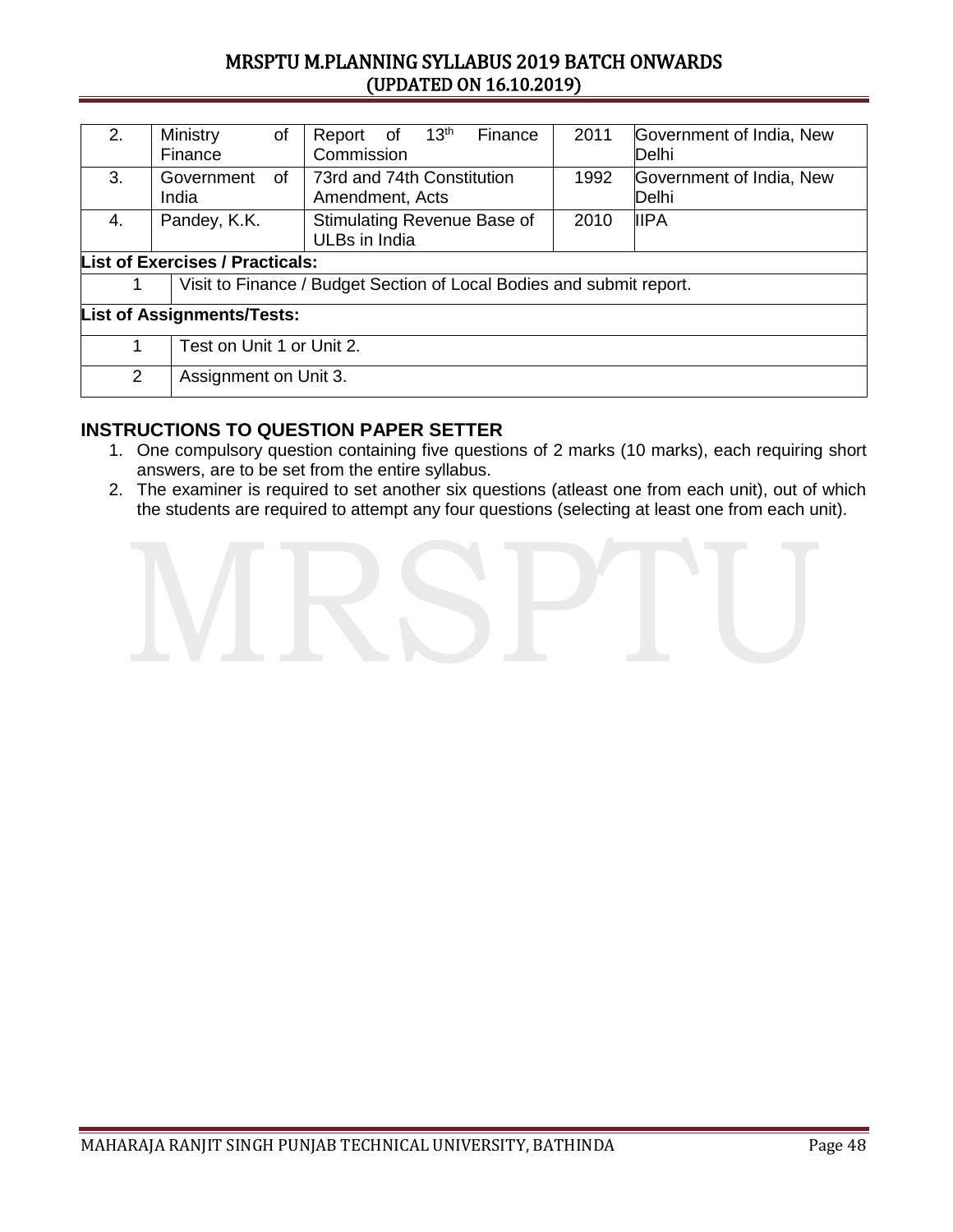| 2. | Ministry of Finance | Report of 13th Finance Commission | 2011 | Government of India, New Delhi |
|---|---|---|---|---|
| 3. | Government of India | 73rd and 74th Constitution Amendment, Acts | 1992 | Government of India, New Delhi |
| 4. | Pandey, K.K. | Stimulating Revenue Base of ULBs in India | 2010 | IIPA |

**List of Exercises / Practicals:**

| 1 | Visit to Finance / Budget Section of Local Bodies and submit report. |
|---|---|

**List of Assignments/Tests:**

| 1 | Test on Unit 1 or Unit 2. |
|---|---|
| 2 | Assignment on Unit 3. |

## INSTRUCTIONS TO QUESTION PAPER SETTER

1. One compulsory question containing five questions of 2 marks (10 marks), each requiring short answers, are to be set from the entire syllabus.
2. The examiner is required to set another six questions (atleast one from each unit), out of which the students are required to attempt any four questions (selecting at least one from each unit).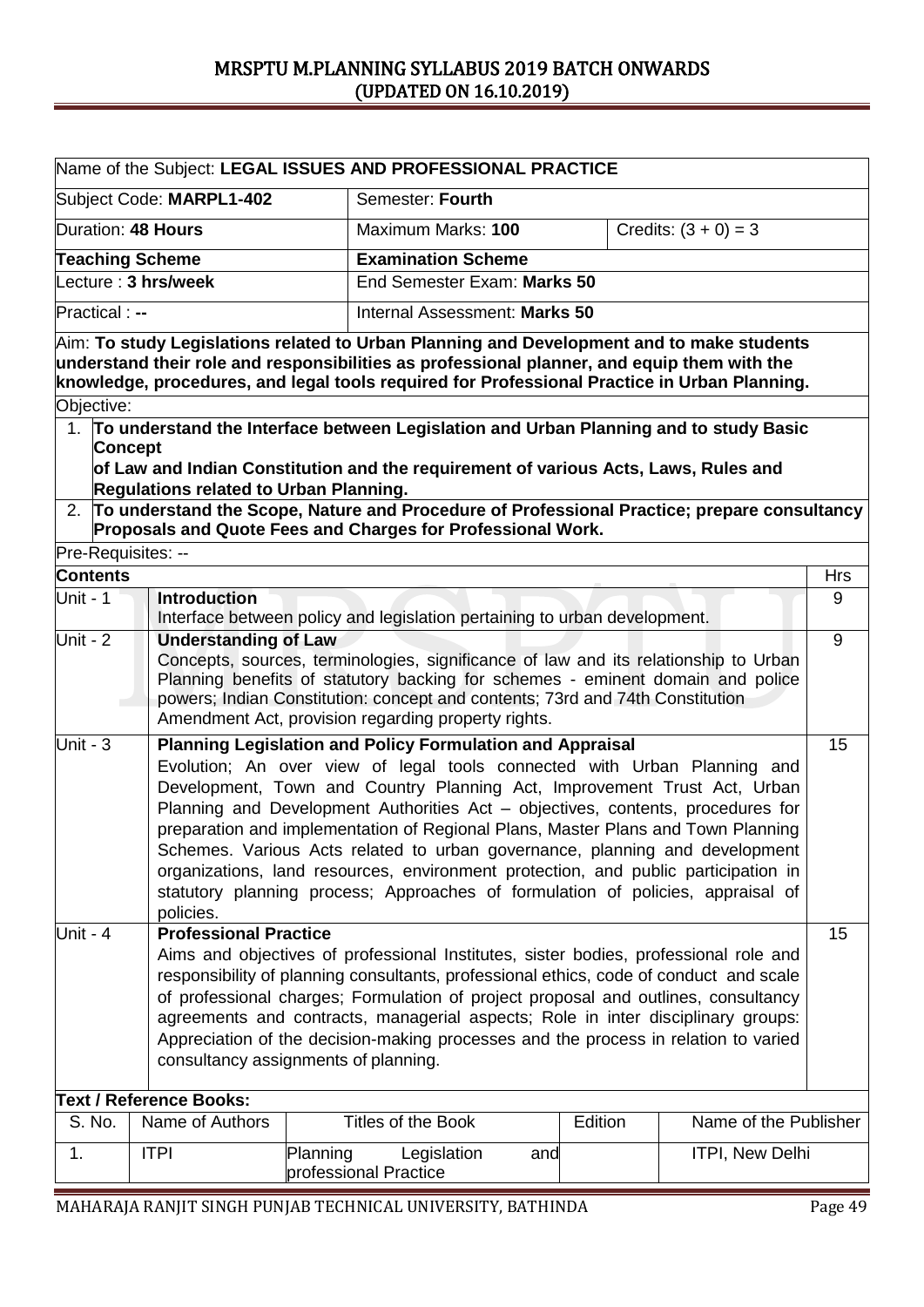| Name of the Subject: **LEGAL ISSUES AND PROFESSIONAL PRACTICE** | | |
|---|---|---|
| Subject Code: **MARPL1-402** | Semester: **Fourth** | |
| Duration: **48 Hours** | Maximum Marks: **100** | Credits: (3 + 0) = 3 |
| **Teaching Scheme** | **Examination Scheme** | |
| Lecture : **3 hrs/week** | End Semester Exam: **Marks 50** | |
| Practical : **--** | Internal Assessment: **Marks 50** | |

Aim: **To study Legislations related to Urban Planning and Development and to make students understand their role and responsibilities as professional planner, and equip them with the knowledge, procedures, and legal tools required for Professional Practice in Urban Planning.**

Objective:

1. **To understand the Interface between Legislation and Urban Planning and to study Basic Concept of Law and Indian Constitution and the requirement of various Acts, Laws, Rules and Regulations related to Urban Planning.**
2. **To understand the Scope, Nature and Procedure of Professional Practice; prepare consultancy Proposals and Quote Fees and Charges for Professional Work.**

Pre-Requisites: --

| **Contents** | | Hrs |
|---|---|---|
| Unit - 1 | **Introduction**<br>Interface between policy and legislation pertaining to urban development. | 9 |
| Unit - 2 | **Understanding of Law**<br>Concepts, sources, terminologies, significance of law and its relationship to Urban Planning benefits of statutory backing for schemes - eminent domain and police powers; Indian Constitution: concept and contents; 73rd and 74th Constitution Amendment Act, provision regarding property rights. | 9 |
| Unit - 3 | **Planning Legislation and Policy Formulation and Appraisal**<br>Evolution; An over view of legal tools connected with Urban Planning and Development, Town and Country Planning Act, Improvement Trust Act, Urban Planning and Development Authorities Act – objectives, contents, procedures for preparation and implementation of Regional Plans, Master Plans and Town Planning Schemes. Various Acts related to urban governance, planning and development organizations, land resources, environment protection, and public participation in statutory planning process; Approaches of formulation of policies, appraisal of policies. | 15 |
| Unit - 4 | **Professional Practice**<br>Aims and objectives of professional Institutes, sister bodies, professional role and responsibility of planning consultants, professional ethics, code of conduct and scale of professional charges; Formulation of project proposal and outlines, consultancy agreements and contracts, managerial aspects; Role in inter disciplinary groups: Appreciation of the decision-making processes and the process in relation to varied consultancy assignments of planning. | 15 |

**Text / Reference Books:**

| S. No. | Name of Authors | Titles of the Book | Edition | Name of the Publisher |
|---|---|---|---|---|
| 1. | ITPI | Planning Legislation and professional Practice | | ITPI, New Delhi |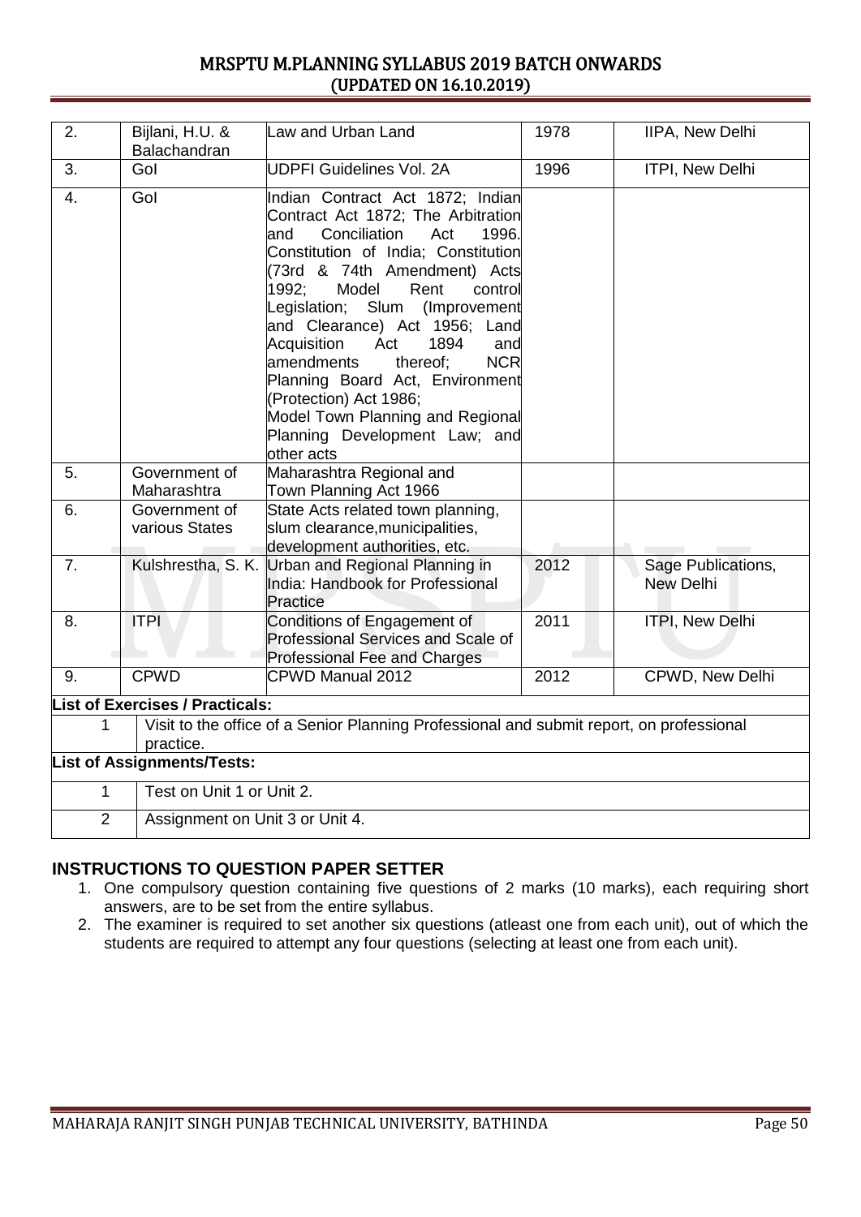| 2. | Bijlani, H.U. & Balachandran | Law and Urban Land | 1978 | IIPA, New Delhi |
|---|---|---|---|---|
| 3. | GoI | UDPFI Guidelines Vol. 2A | 1996 | ITPI, New Delhi |
| 4. | GoI | Indian Contract Act 1872; Indian Contract Act 1872; The Arbitration and Conciliation Act 1996. Constitution of India; Constitution (73rd & 74th Amendment) Acts 1992; Model Rent control Legislation; Slum (Improvement and Clearance) Act 1956; Land Acquisition Act 1894 and amendments thereof; NCR Planning Board Act, Environment (Protection) Act 1986; Model Town Planning and Regional Planning Development Law; and other acts | | |
| 5. | Government of Maharashtra | Maharashtra Regional and Town Planning Act 1966 | | |
| 6. | Government of various States | State Acts related town planning, slum clearance,municipalities, development authorities, etc. | | |
| 7. | Kulshrestha, S. K. | Urban and Regional Planning in India: Handbook for Professional Practice | 2012 | Sage Publications, New Delhi |
| 8. | ITPI | Conditions of Engagement of Professional Services and Scale of Professional Fee and Charges | 2011 | ITPI, New Delhi |
| 9. | CPWD | CPWD Manual 2012 | 2012 | CPWD, New Delhi |

**List of Exercises / Practicals:**

| 1 | Visit to the office of a Senior Planning Professional and submit report, on professional practice. |
|---|---|

**List of Assignments/Tests:**

| 1 | Test on Unit 1 or Unit 2. |
|---|---|
| 2 | Assignment on Unit 3 or Unit 4. |

## INSTRUCTIONS TO QUESTION PAPER SETTER

1. One compulsory question containing five questions of 2 marks (10 marks), each requiring short answers, are to be set from the entire syllabus.
2. The examiner is required to set another six questions (atleast one from each unit), out of which the students are required to attempt any four questions (selecting at least one from each unit).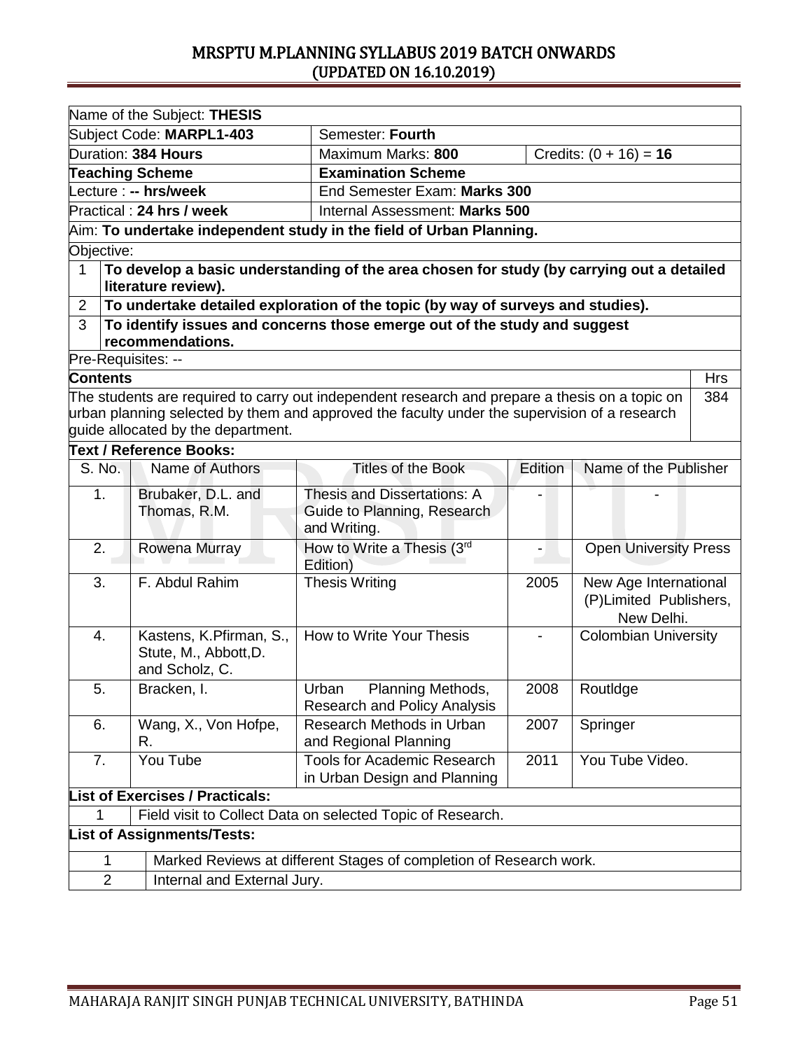| | | | |
|---|---|---|---|
| Name of the Subject: **THESIS** | | | |
| Subject Code: **MARPL1-403** | Semester: **Fourth** | | |
| Duration: **384 Hours** | Maximum Marks: **800** | Credits: (0 + 16) = **16** | |
| **Teaching Scheme** | **Examination Scheme** | | |
| Lecture : **-- hrs/week** | End Semester Exam: **Marks 300** | | |
| Practical : **24 hrs / week** | Internal Assessment: **Marks 500** | | |

Aim: **To undertake independent study in the field of Urban Planning.**

Objective:

| | |
|---|---|
| 1 | **To develop a basic understanding of the area chosen for study (by carrying out a detailed literature review).** |
| 2 | **To undertake detailed exploration of the topic (by way of surveys and studies).** |
| 3 | **To identify issues and concerns those emerge out of the study and suggest recommendations.** |

Pre-Requisites: --

| **Contents** | **Hrs** |
|---|---|
| The students are required to carry out independent research and prepare a thesis on a topic on urban planning selected by them and approved the faculty under the supervision of a research guide allocated by the department. | 384 |

**Text / Reference Books:**

| S. No. | Name of Authors | Titles of the Book | Edition | Name of the Publisher |
|---|---|---|---|---|
| 1. | Brubaker, D.L. and Thomas, R.M. | Thesis and Dissertations: A Guide to Planning, Research and Writing. | - | - |
| 2. | Rowena Murray | How to Write a Thesis (3rd Edition) | - | Open University Press |
| 3. | F. Abdul Rahim | Thesis Writing | 2005 | New Age International (P)Limited Publishers, New Delhi. |
| 4. | Kastens, K.Pfirman, S., Stute, M., Abbott,D. and Scholz, C. | How to Write Your Thesis | - | Colombian University |
| 5. | Bracken, I. | Urban Planning Methods, Research and Policy Analysis | 2008 | Routldge |
| 6. | Wang, X., Von Hofpe, R. | Research Methods in Urban and Regional Planning | 2007 | Springer |
| 7. | You Tube | Tools for Academic Research in Urban Design and Planning | 2011 | You Tube Video. |

**List of Exercises / Practicals:**

| | |
|---|---|
| 1 | Field visit to Collect Data on selected Topic of Research. |

**List of Assignments/Tests:**

| | |
|---|---|
| 1 | Marked Reviews at different Stages of completion of Research work. |
| 2 | Internal and External Jury. |